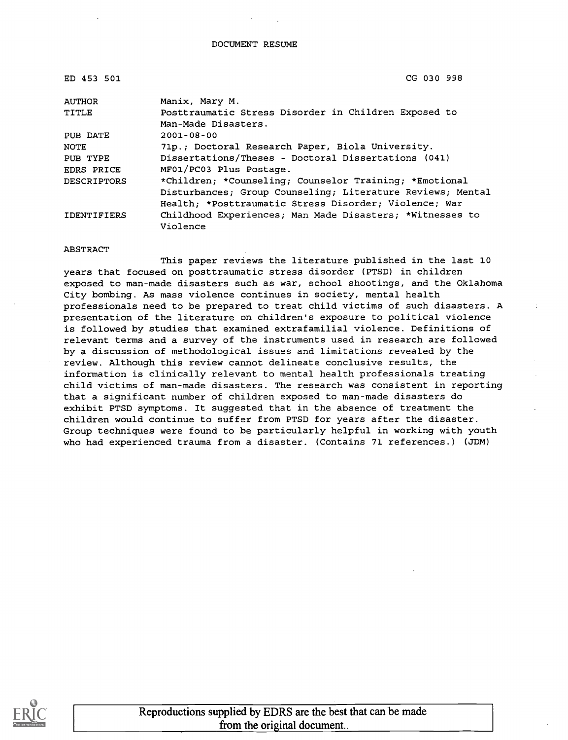# DOCUMENT RESUME

| | |
|---|---|
| ED 453 501 | CG 030 998 |
| AUTHOR | Manix, Mary M. |
| TITLE | Posttraumatic Stress Disorder in Children Exposed to Man-Made Disasters. |
| PUB DATE | 2001-08-00 |
| NOTE | 71p.; Doctoral Research Paper, Biola University. |
| PUB TYPE | Dissertations/Theses - Doctoral Dissertations (041) |
| EDRS PRICE | MF01/PC03 Plus Postage. |
| DESCRIPTORS | *Children; *Counseling; Counselor Training; *Emotional Disturbances; Group Counseling; Literature Reviews; Mental Health; *Posttraumatic Stress Disorder; Violence; War |
| IDENTIFIERS | Childhood Experiences; Man Made Disasters; *Witnesses to Violence |

ABSTRACT

This paper reviews the literature published in the last 10 years that focused on posttraumatic stress disorder (PTSD) in children exposed to man-made disasters such as war, school shootings, and the Oklahoma City bombing. As mass violence continues in society, mental health professionals need to be prepared to treat child victims of such disasters. A presentation of the literature on children's exposure to political violence is followed by studies that examined extrafamilial violence. Definitions of relevant terms and a survey of the instruments used in research are followed by a discussion of methodological issues and limitations revealed by the review. Although this review cannot delineate conclusive results, the information is clinically relevant to mental health professionals treating child victims of man-made disasters. The research was consistent in reporting that a significant number of children exposed to man-made disasters do exhibit PTSD symptoms. It suggested that in the absence of treatment the children would continue to suffer from PTSD for years after the disaster. Group techniques were found to be particularly helpful in working with youth who had experienced trauma from a disaster. (Contains 71 references.) (JDM)

Reproductions supplied by EDRS are the best that can be made from the original document.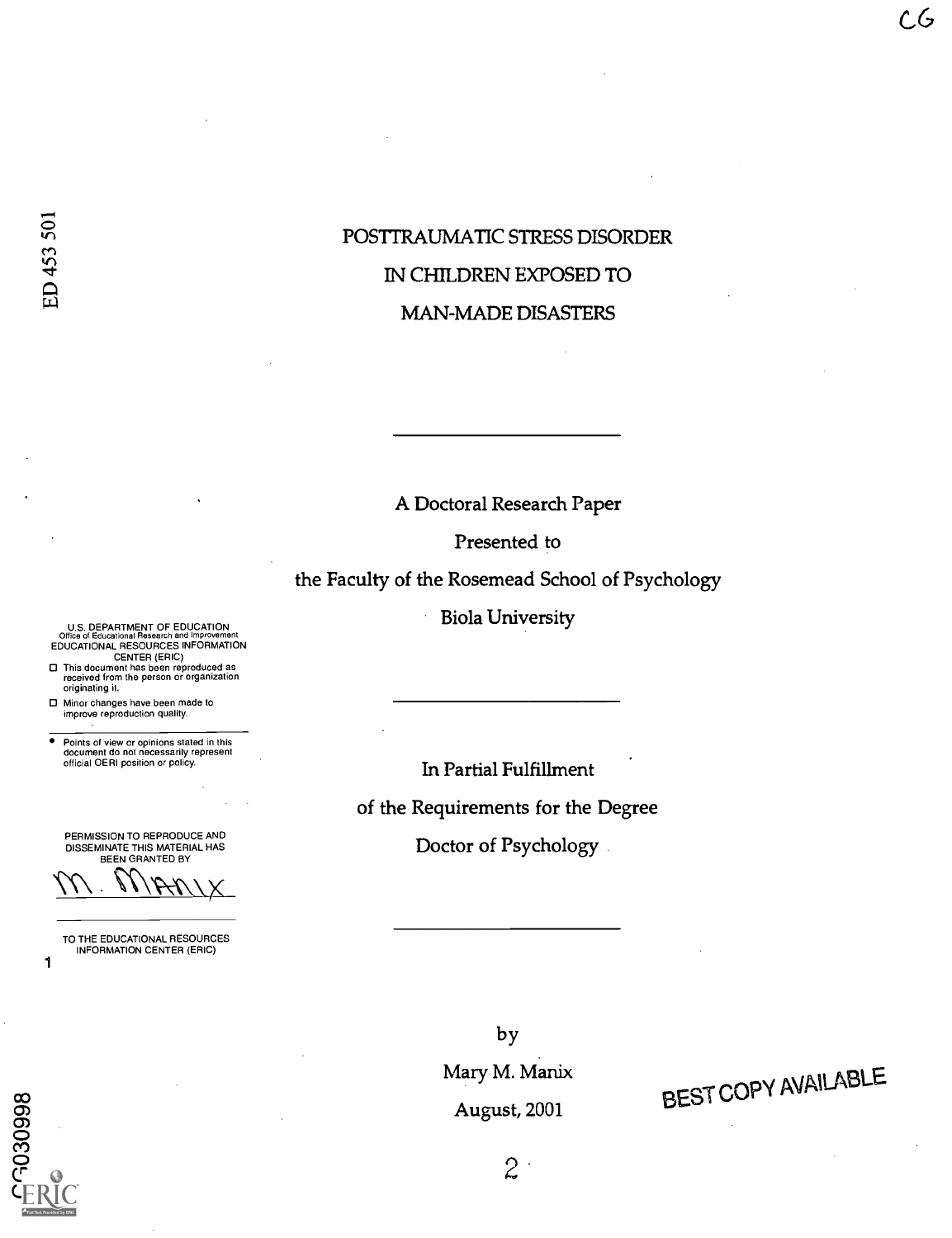ED 453 501

# POSTTRAUMATIC STRESS DISORDER IN CHILDREN EXPOSED TO MAN-MADE DISASTERS

---

A Doctoral Research Paper

Presented to

the Faculty of the Rosemead School of Psychology

Biola University

---

In Partial Fulfillment

of the Requirements for the Degree

Doctor of Psychology

---

by

Mary M. Manix

August, 2001

U.S. DEPARTMENT OF EDUCATION
Office of Educational Research and Improvement
EDUCATIONAL RESOURCES INFORMATION CENTER (ERIC)

- This document has been reproduced as received from the person or organization originating it.
- Minor changes have been made to improve reproduction quality.

- Points of view or opinions stated in this document do not necessarily represent official OERI position or policy.

PERMISSION TO REPRODUCE AND DISSEMINATE THIS MATERIAL HAS BEEN GRANTED BY

M. Manix

TO THE EDUCATIONAL RESOURCES INFORMATION CENTER (ERIC)

BEST COPY AVAILABLE

CG030998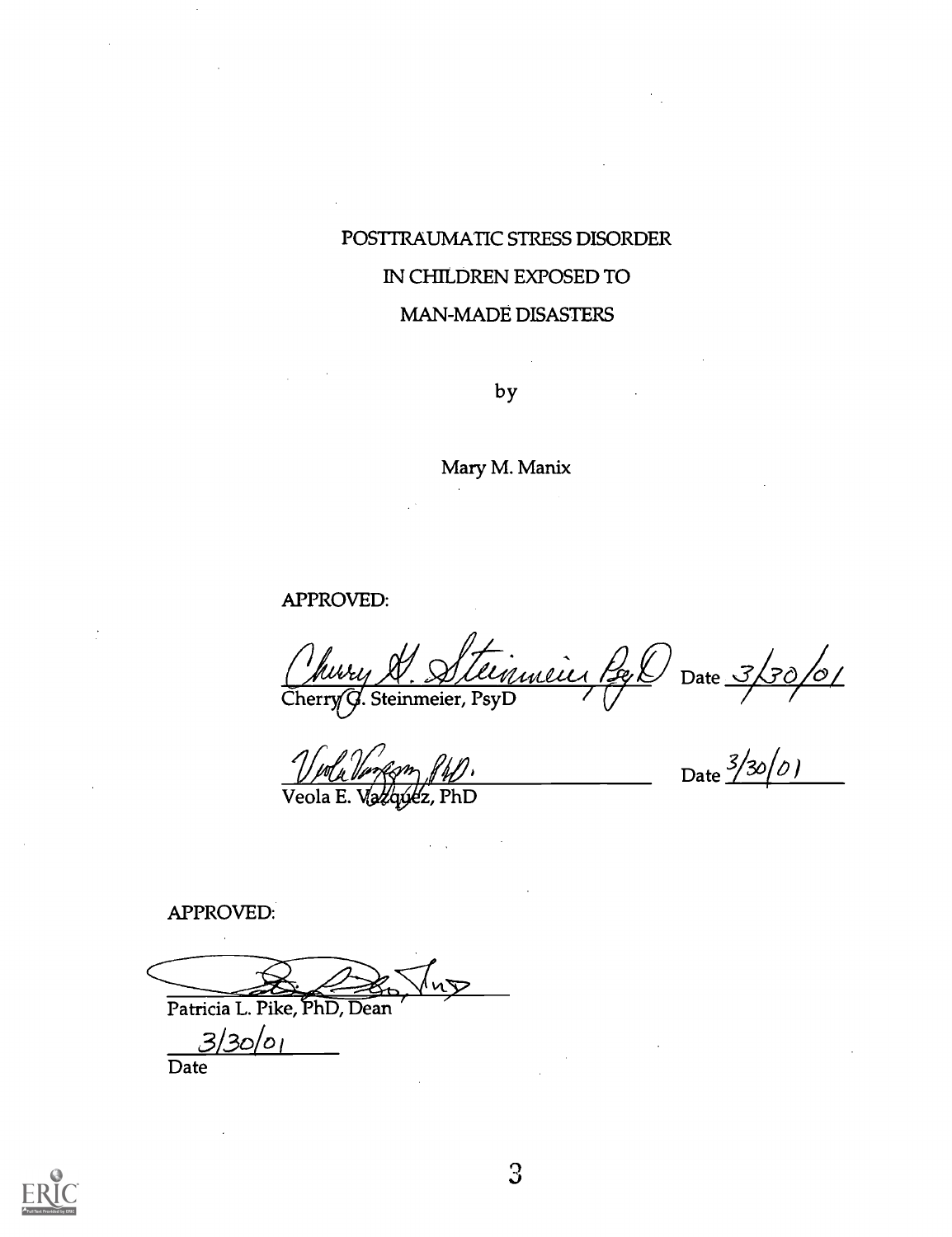POSTTRAUMATIC STRESS DISORDER

IN CHILDREN EXPOSED TO

MAN-MADE DISASTERS

by

Mary M. Manix

APPROVED:

Cherry G. Steinmeier, PsyD Date 3/30/01

Veola E. Vazquez, PhD Date 3/30/01

APPROVED:

Patricia L. Pike, PhD, Dean

3/30/01

Date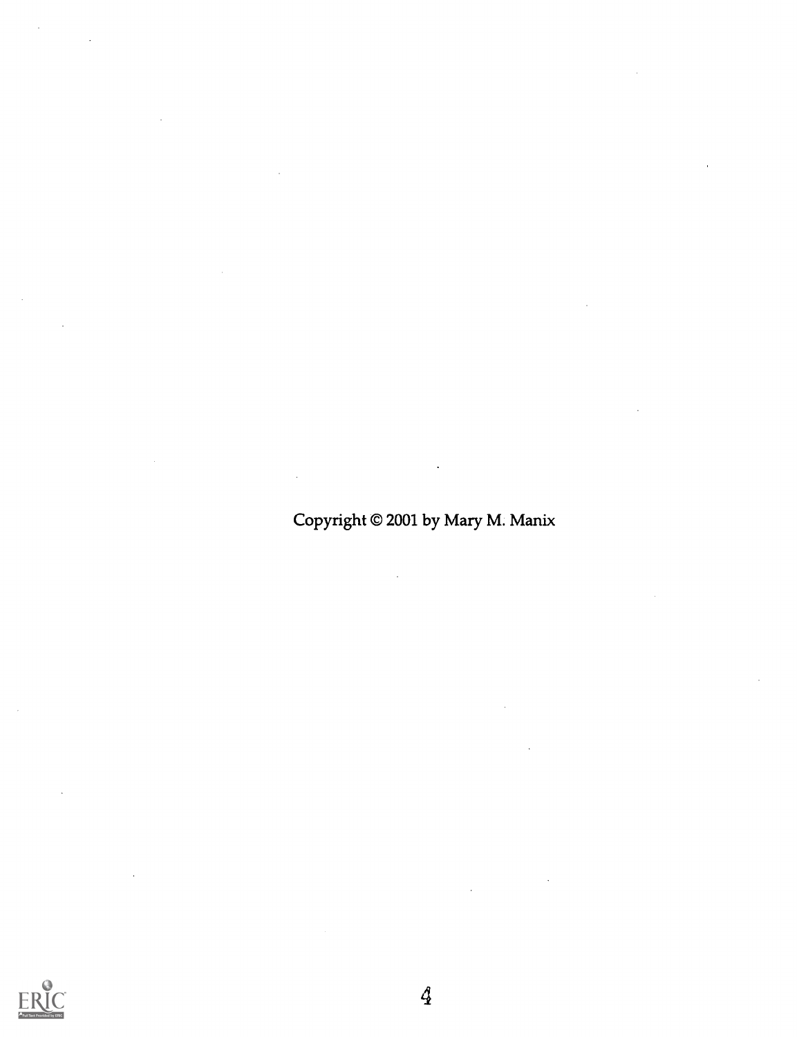Copyright © 2001 by Mary M. Manix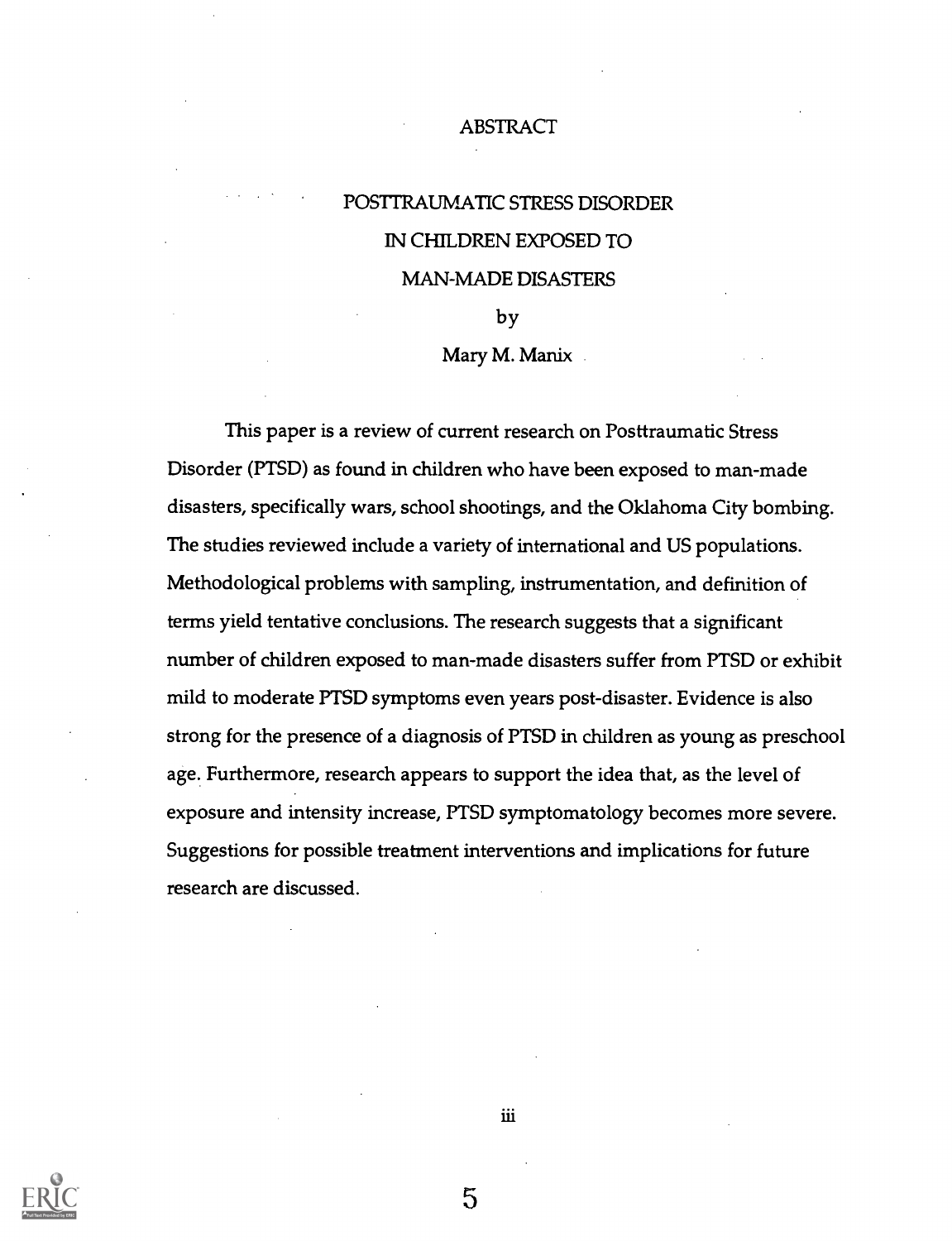# ABSTRACT

## POSTTRAUMATIC STRESS DISORDER IN CHILDREN EXPOSED TO MAN-MADE DISASTERS

by

Mary M. Manix

This paper is a review of current research on Posttraumatic Stress Disorder (PTSD) as found in children who have been exposed to man-made disasters, specifically wars, school shootings, and the Oklahoma City bombing. The studies reviewed include a variety of international and US populations. Methodological problems with sampling, instrumentation, and definition of terms yield tentative conclusions. The research suggests that a significant number of children exposed to man-made disasters suffer from PTSD or exhibit mild to moderate PTSD symptoms even years post-disaster. Evidence is also strong for the presence of a diagnosis of PTSD in children as young as preschool age. Furthermore, research appears to support the idea that, as the level of exposure and intensity increase, PTSD symptomatology becomes more severe. Suggestions for possible treatment interventions and implications for future research are discussed.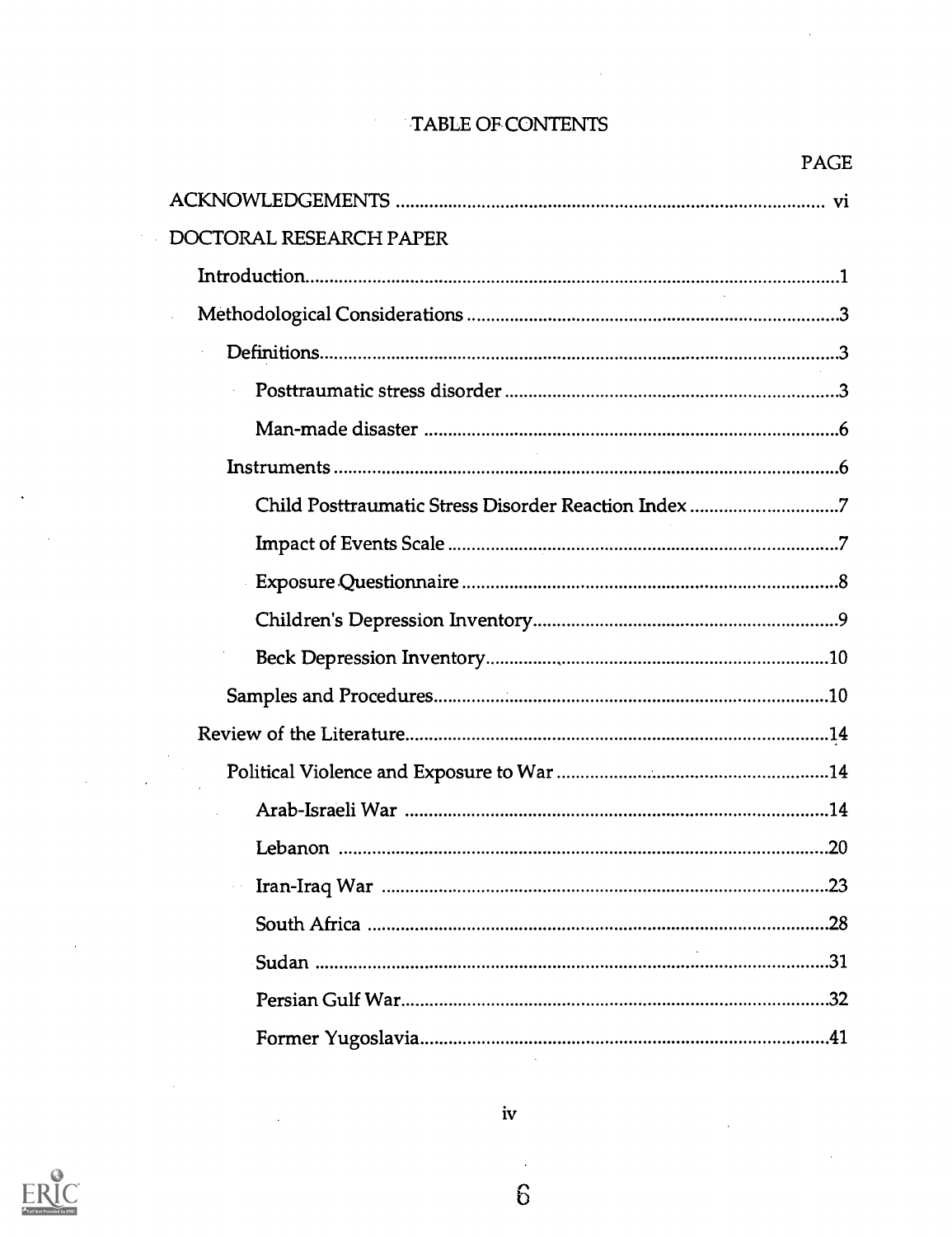# TABLE OF CONTENTS

PAGE

ACKNOWLEDGEMENTS .......... vi

DOCTORAL RESEARCH PAPER

- Introduction .......... 1
- Methodological Considerations .......... 3
  - Definitions .......... 3
    - Posttraumatic stress disorder .......... 3
    - Man-made disaster .......... 6
  - Instruments .......... 6
    - Child Posttraumatic Stress Disorder Reaction Index .......... 7
    - Impact of Events Scale .......... 7
    - Exposure Questionnaire .......... 8
    - Children's Depression Inventory .......... 9
    - Beck Depression Inventory .......... 10
  - Samples and Procedures .......... 10
- Review of the Literature .......... 14
  - Political Violence and Exposure to War .......... 14
    - Arab-Israeli War .......... 14
    - Lebanon .......... 20
    - Iran-Iraq War .......... 23
    - South Africa .......... 28
    - Sudan .......... 31
    - Persian Gulf War .......... 32
    - Former Yugoslavia .......... 41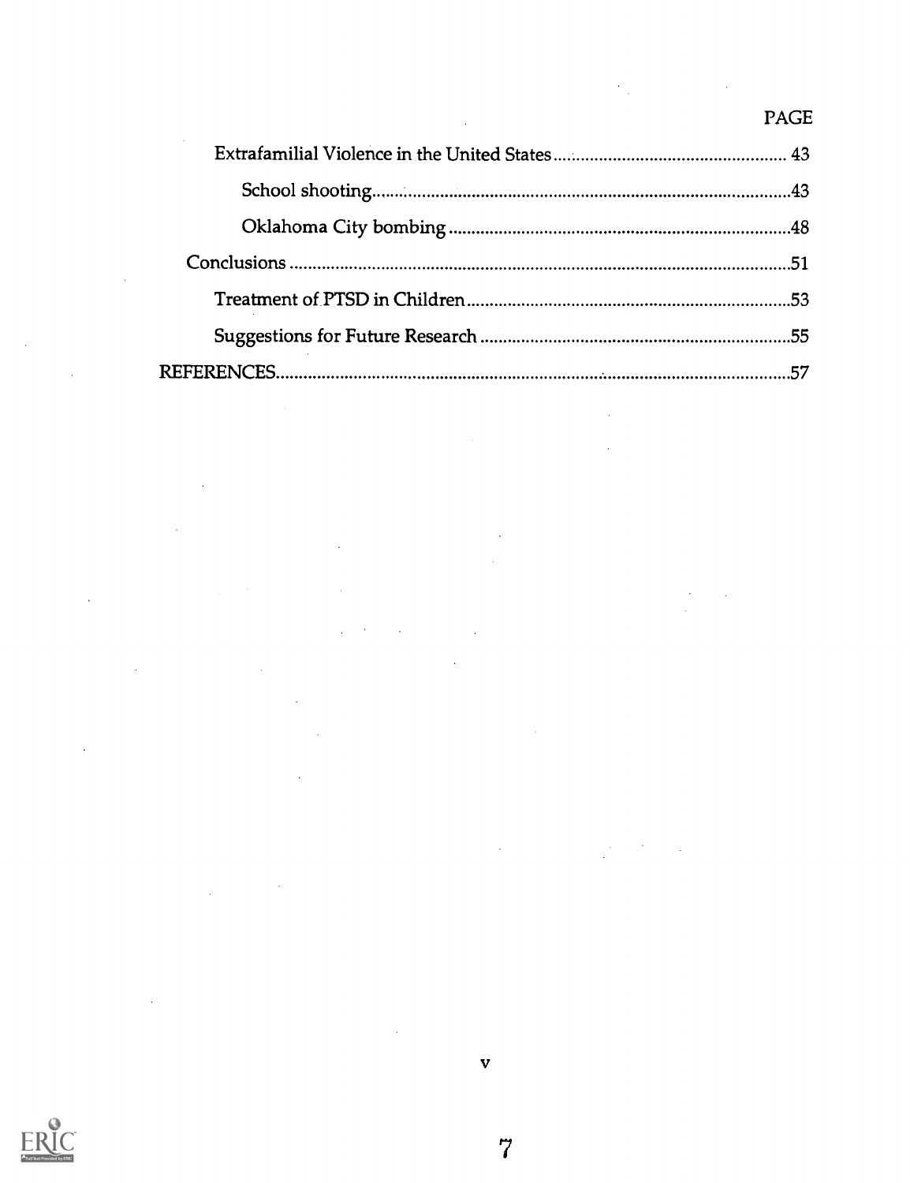| | PAGE |
|---|---|
| Extrafamilial Violence in the United States | 43 |
| School shooting | 43 |
| Oklahoma City bombing | 48 |
| Conclusions | 51 |
| Treatment of PTSD in Children | 53 |
| Suggestions for Future Research | 55 |
| REFERENCES | 57 |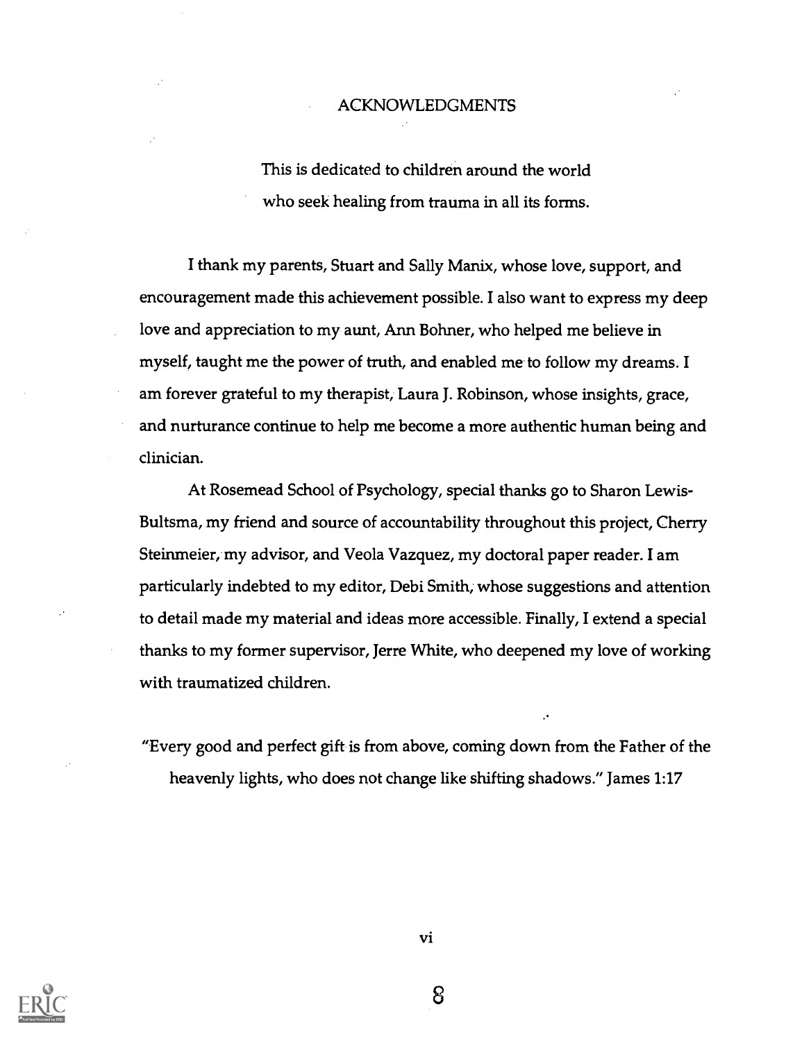# ACKNOWLEDGMENTS

This is dedicated to children around the world
who seek healing from trauma in all its forms.

I thank my parents, Stuart and Sally Manix, whose love, support, and encouragement made this achievement possible. I also want to express my deep love and appreciation to my aunt, Ann Bohner, who helped me believe in myself, taught me the power of truth, and enabled me to follow my dreams. I am forever grateful to my therapist, Laura J. Robinson, whose insights, grace, and nurturance continue to help me become a more authentic human being and clinician.

At Rosemead School of Psychology, special thanks go to Sharon Lewis-Bultsma, my friend and source of accountability throughout this project, Cherry Steinmeier, my advisor, and Veola Vazquez, my doctoral paper reader. I am particularly indebted to my editor, Debi Smith, whose suggestions and attention to detail made my material and ideas more accessible. Finally, I extend a special thanks to my former supervisor, Jerre White, who deepened my love of working with traumatized children.

"Every good and perfect gift is from above, coming down from the Father of the heavenly lights, who does not change like shifting shadows." James 1:17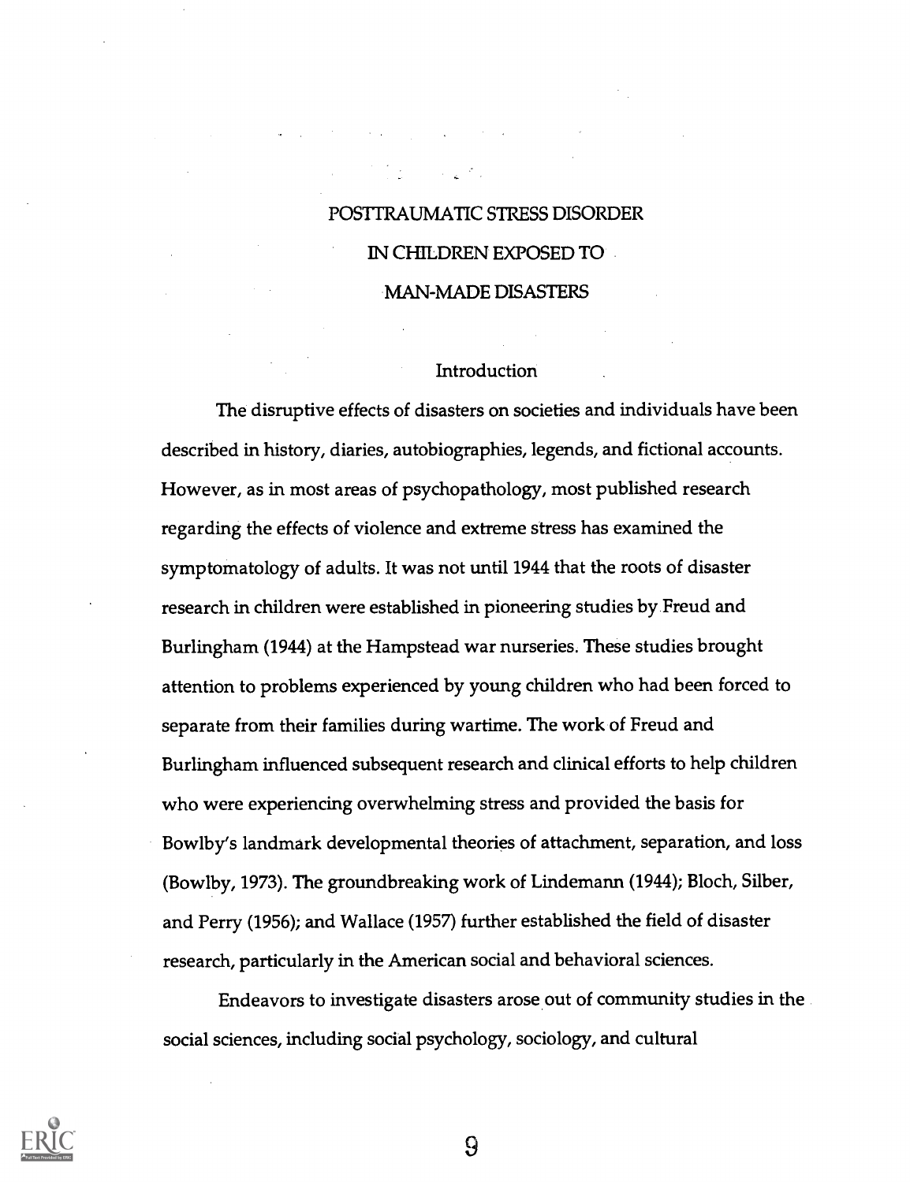# POSTTRAUMATIC STRESS DISORDER IN CHILDREN EXPOSED TO MAN-MADE DISASTERS

## Introduction

The disruptive effects of disasters on societies and individuals have been described in history, diaries, autobiographies, legends, and fictional accounts. However, as in most areas of psychopathology, most published research regarding the effects of violence and extreme stress has examined the symptomatology of adults. It was not until 1944 that the roots of disaster research in children were established in pioneering studies by Freud and Burlingham (1944) at the Hampstead war nurseries. These studies brought attention to problems experienced by young children who had been forced to separate from their families during wartime. The work of Freud and Burlingham influenced subsequent research and clinical efforts to help children who were experiencing overwhelming stress and provided the basis for Bowlby's landmark developmental theories of attachment, separation, and loss (Bowlby, 1973). The groundbreaking work of Lindemann (1944); Bloch, Silber, and Perry (1956); and Wallace (1957) further established the field of disaster research, particularly in the American social and behavioral sciences.

Endeavors to investigate disasters arose out of community studies in the social sciences, including social psychology, sociology, and cultural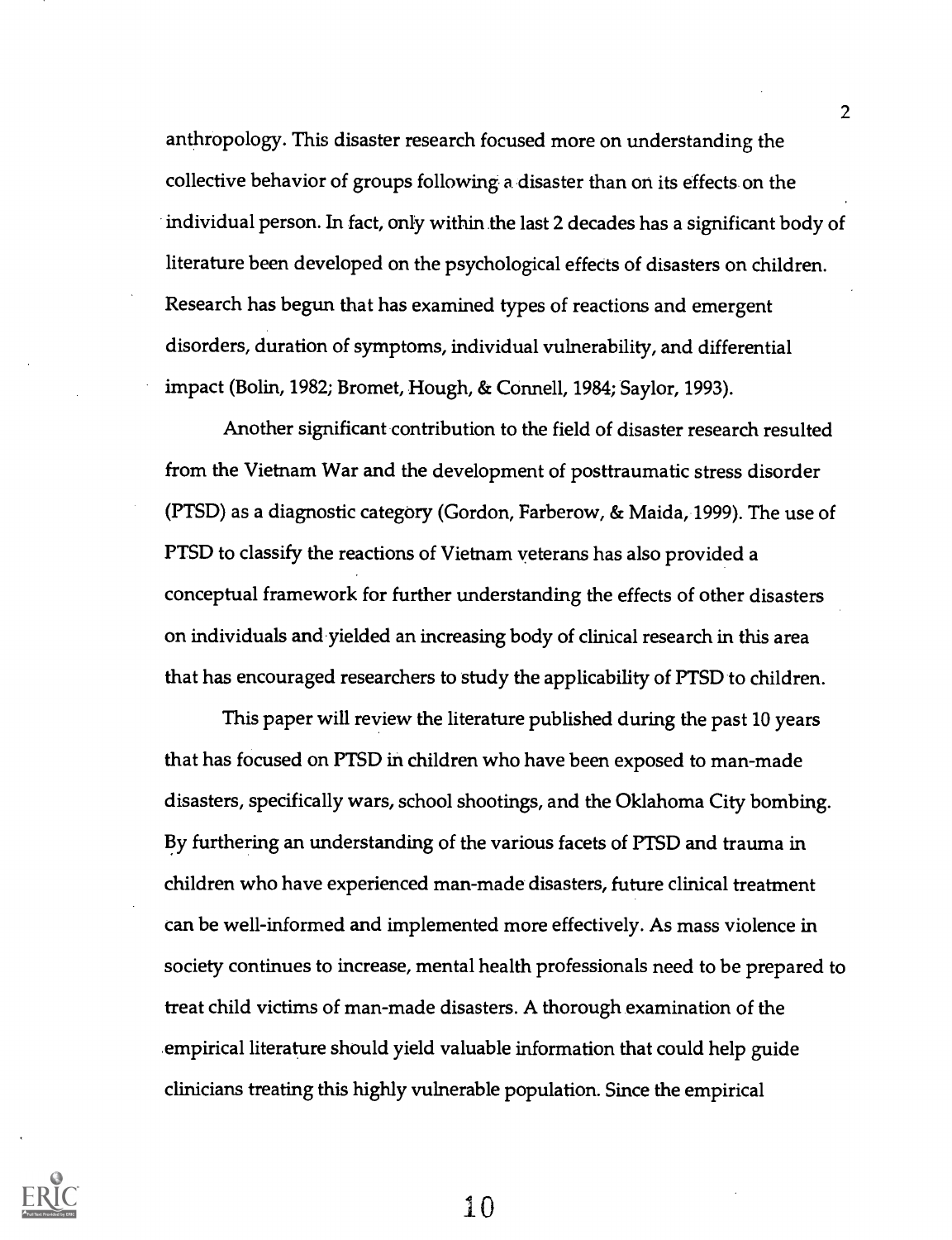anthropology. This disaster research focused more on understanding the collective behavior of groups following a disaster than on its effects on the individual person. In fact, only within the last 2 decades has a significant body of literature been developed on the psychological effects of disasters on children. Research has begun that has examined types of reactions and emergent disorders, duration of symptoms, individual vulnerability, and differential impact (Bolin, 1982; Bromet, Hough, & Connell, 1984; Saylor, 1993).

Another significant contribution to the field of disaster research resulted from the Vietnam War and the development of posttraumatic stress disorder (PTSD) as a diagnostic category (Gordon, Farberow, & Maida, 1999). The use of PTSD to classify the reactions of Vietnam veterans has also provided a conceptual framework for further understanding the effects of other disasters on individuals and yielded an increasing body of clinical research in this area that has encouraged researchers to study the applicability of PTSD to children.

This paper will review the literature published during the past 10 years that has focused on PTSD in children who have been exposed to man-made disasters, specifically wars, school shootings, and the Oklahoma City bombing. By furthering an understanding of the various facets of PTSD and trauma in children who have experienced man-made disasters, future clinical treatment can be well-informed and implemented more effectively. As mass violence in society continues to increase, mental health professionals need to be prepared to treat child victims of man-made disasters. A thorough examination of the empirical literature should yield valuable information that could help guide clinicians treating this highly vulnerable population. Since the empirical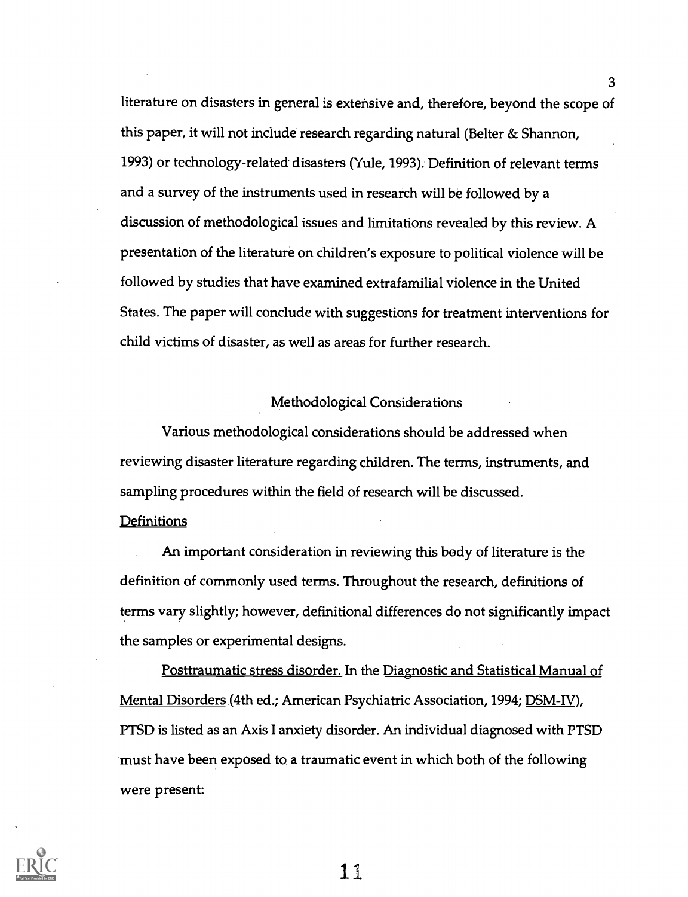literature on disasters in general is extensive and, therefore, beyond the scope of this paper, it will not include research regarding natural (Belter & Shannon, 1993) or technology-related disasters (Yule, 1993). Definition of relevant terms and a survey of the instruments used in research will be followed by a discussion of methodological issues and limitations revealed by this review. A presentation of the literature on children's exposure to political violence will be followed by studies that have examined extrafamilial violence in the United States. The paper will conclude with suggestions for treatment interventions for child victims of disaster, as well as areas for further research.

## Methodological Considerations

Various methodological considerations should be addressed when reviewing disaster literature regarding children. The terms, instruments, and sampling procedures within the field of research will be discussed.

### Definitions

An important consideration in reviewing this body of literature is the definition of commonly used terms. Throughout the research, definitions of terms vary slightly; however, definitional differences do not significantly impact the samples or experimental designs.

Posttraumatic stress disorder. In the Diagnostic and Statistical Manual of Mental Disorders (4th ed.; American Psychiatric Association, 1994; DSM-IV), PTSD is listed as an Axis I anxiety disorder. An individual diagnosed with PTSD must have been exposed to a traumatic event in which both of the following were present: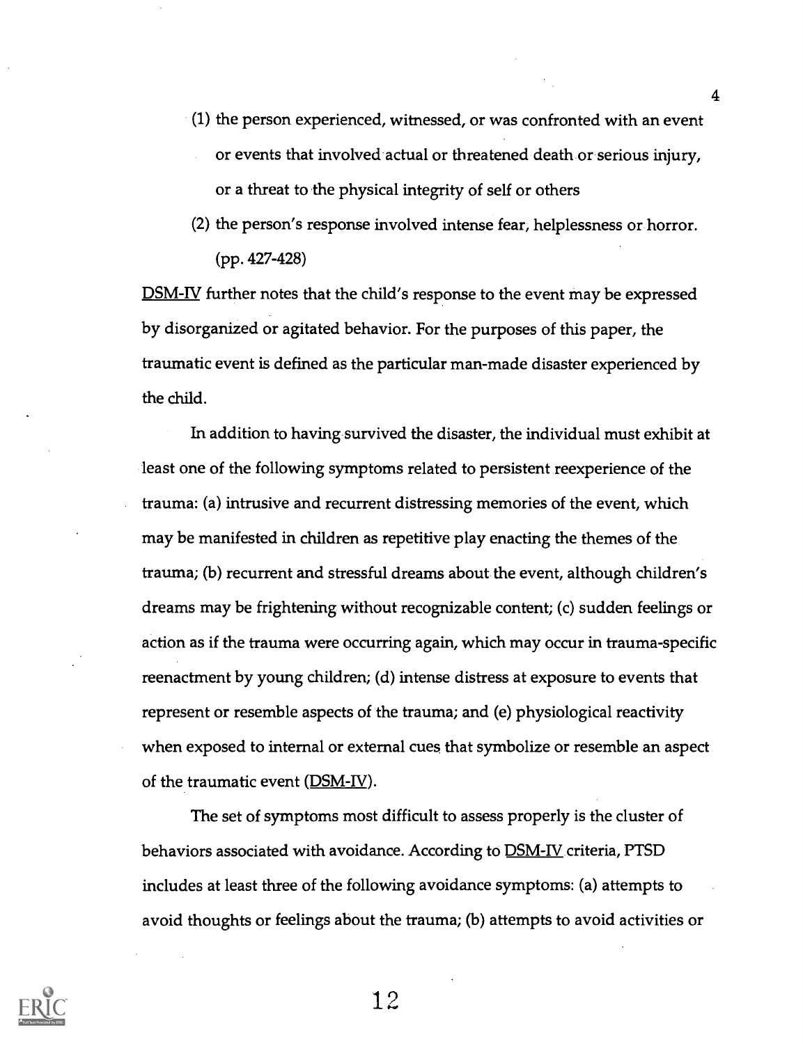(1) the person experienced, witnessed, or was confronted with an event or events that involved actual or threatened death or serious injury, or a threat to the physical integrity of self or others

(2) the person's response involved intense fear, helplessness or horror. (pp. 427-428)

DSM-IV further notes that the child's response to the event may be expressed by disorganized or agitated behavior. For the purposes of this paper, the traumatic event is defined as the particular man-made disaster experienced by the child.

In addition to having survived the disaster, the individual must exhibit at least one of the following symptoms related to persistent reexperience of the trauma: (a) intrusive and recurrent distressing memories of the event, which may be manifested in children as repetitive play enacting the themes of the trauma; (b) recurrent and stressful dreams about the event, although children's dreams may be frightening without recognizable content; (c) sudden feelings or action as if the trauma were occurring again, which may occur in trauma-specific reenactment by young children; (d) intense distress at exposure to events that represent or resemble aspects of the trauma; and (e) physiological reactivity when exposed to internal or external cues that symbolize or resemble an aspect of the traumatic event (DSM-IV).

The set of symptoms most difficult to assess properly is the cluster of behaviors associated with avoidance. According to DSM-IV criteria, PTSD includes at least three of the following avoidance symptoms: (a) attempts to avoid thoughts or feelings about the trauma; (b) attempts to avoid activities or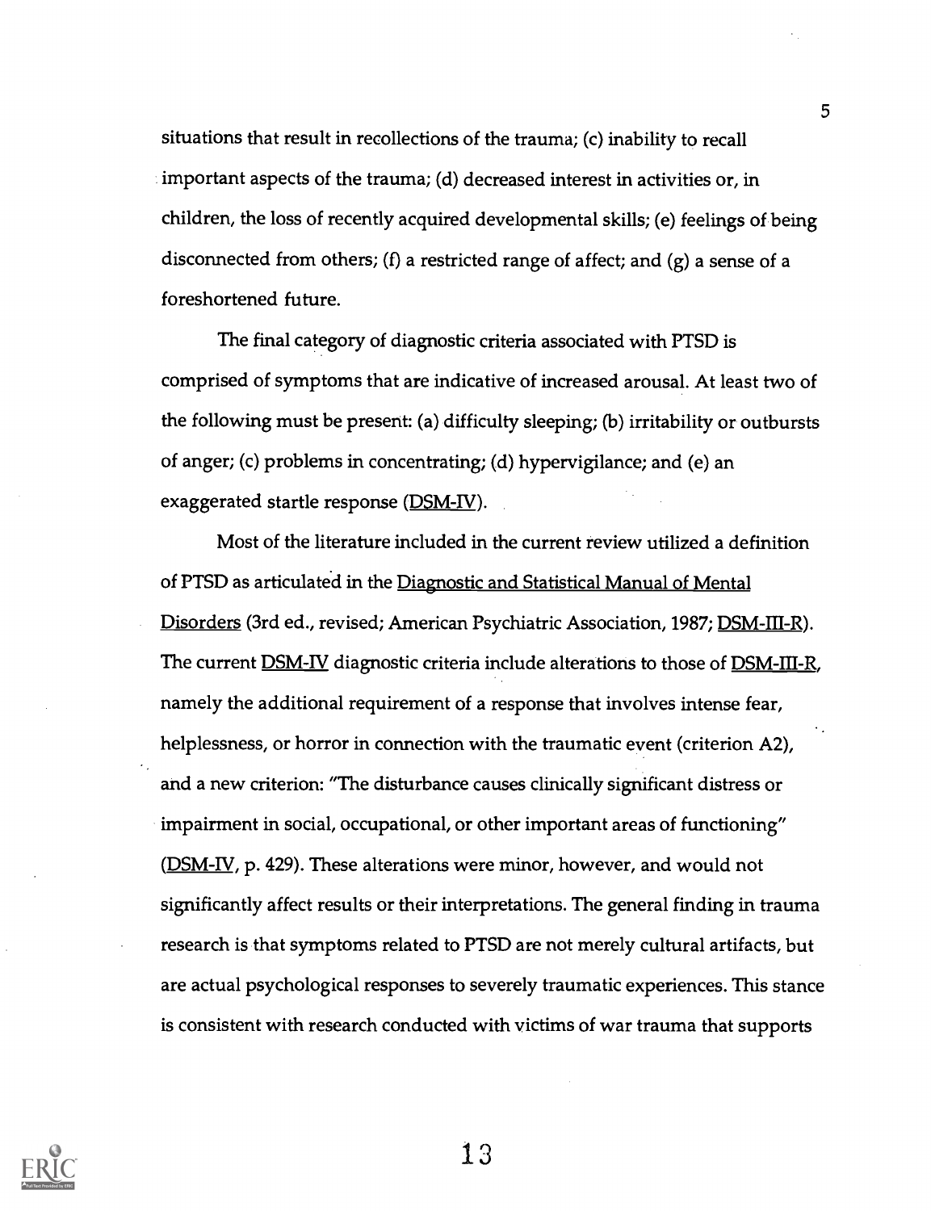situations that result in recollections of the trauma; (c) inability to recall important aspects of the trauma; (d) decreased interest in activities or, in children, the loss of recently acquired developmental skills; (e) feelings of being disconnected from others; (f) a restricted range of affect; and (g) a sense of a foreshortened future.

The final category of diagnostic criteria associated with PTSD is comprised of symptoms that are indicative of increased arousal. At least two of the following must be present: (a) difficulty sleeping; (b) irritability or outbursts of anger; (c) problems in concentrating; (d) hypervigilance; and (e) an exaggerated startle response (DSM-IV).

Most of the literature included in the current review utilized a definition of PTSD as articulated in the Diagnostic and Statistical Manual of Mental Disorders (3rd ed., revised; American Psychiatric Association, 1987; DSM-III-R). The current DSM-IV diagnostic criteria include alterations to those of DSM-III-R, namely the additional requirement of a response that involves intense fear, helplessness, or horror in connection with the traumatic event (criterion A2), and a new criterion: "The disturbance causes clinically significant distress or impairment in social, occupational, or other important areas of functioning" (DSM-IV, p. 429). These alterations were minor, however, and would not significantly affect results or their interpretations. The general finding in trauma research is that symptoms related to PTSD are not merely cultural artifacts, but are actual psychological responses to severely traumatic experiences. This stance is consistent with research conducted with victims of war trauma that supports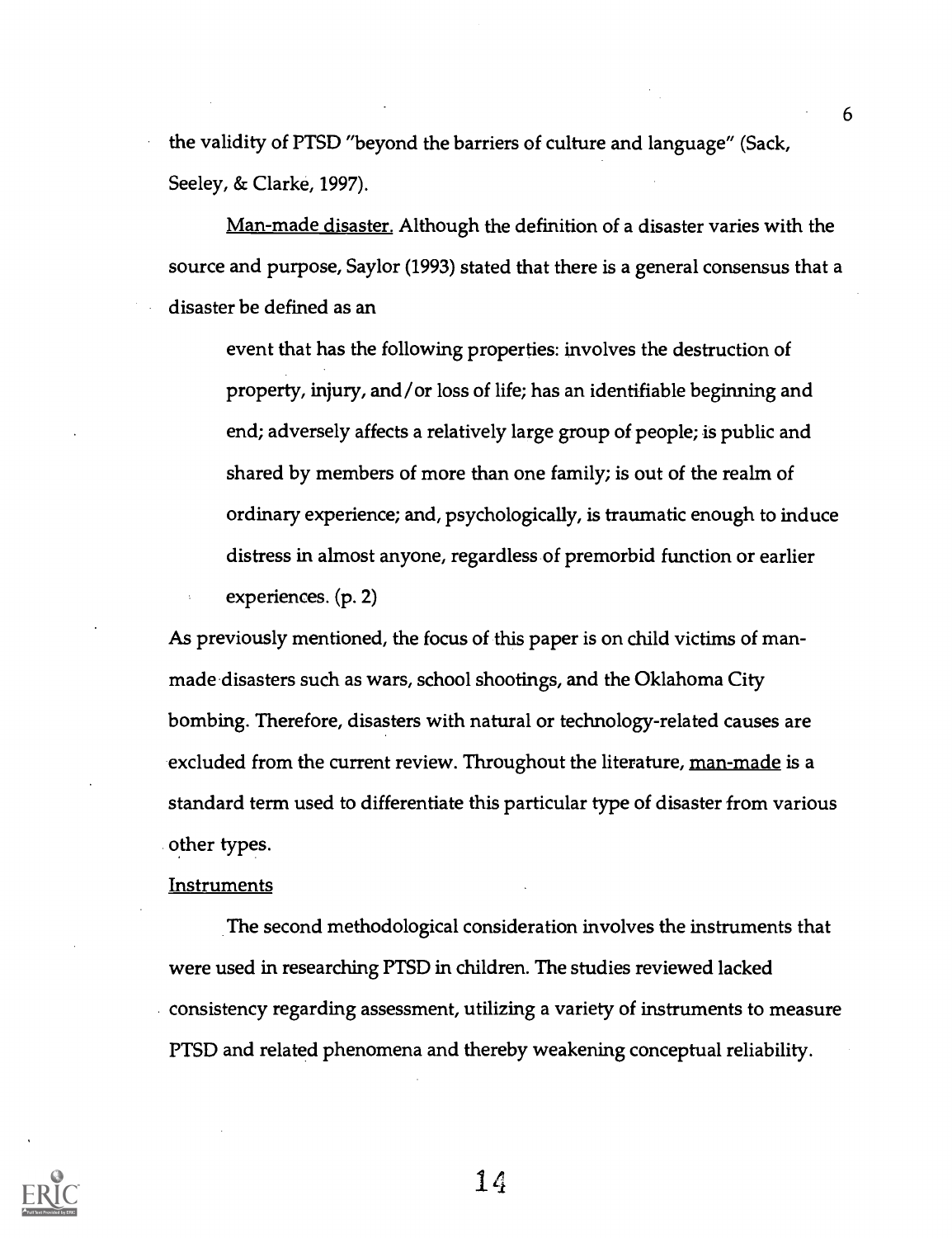the validity of PTSD "beyond the barriers of culture and language" (Sack, Seeley, & Clarke, 1997).

Man-made disaster. Although the definition of a disaster varies with the source and purpose, Saylor (1993) stated that there is a general consensus that a disaster be defined as an

> event that has the following properties: involves the destruction of property, injury, and/or loss of life; has an identifiable beginning and end; adversely affects a relatively large group of people; is public and shared by members of more than one family; is out of the realm of ordinary experience; and, psychologically, is traumatic enough to induce distress in almost anyone, regardless of premorbid function or earlier experiences. (p. 2)

As previously mentioned, the focus of this paper is on child victims of man-made disasters such as wars, school shootings, and the Oklahoma City bombing. Therefore, disasters with natural or technology-related causes are excluded from the current review. Throughout the literature, man-made is a standard term used to differentiate this particular type of disaster from various other types.

Instruments

The second methodological consideration involves the instruments that were used in researching PTSD in children. The studies reviewed lacked consistency regarding assessment, utilizing a variety of instruments to measure PTSD and related phenomena and thereby weakening conceptual reliability.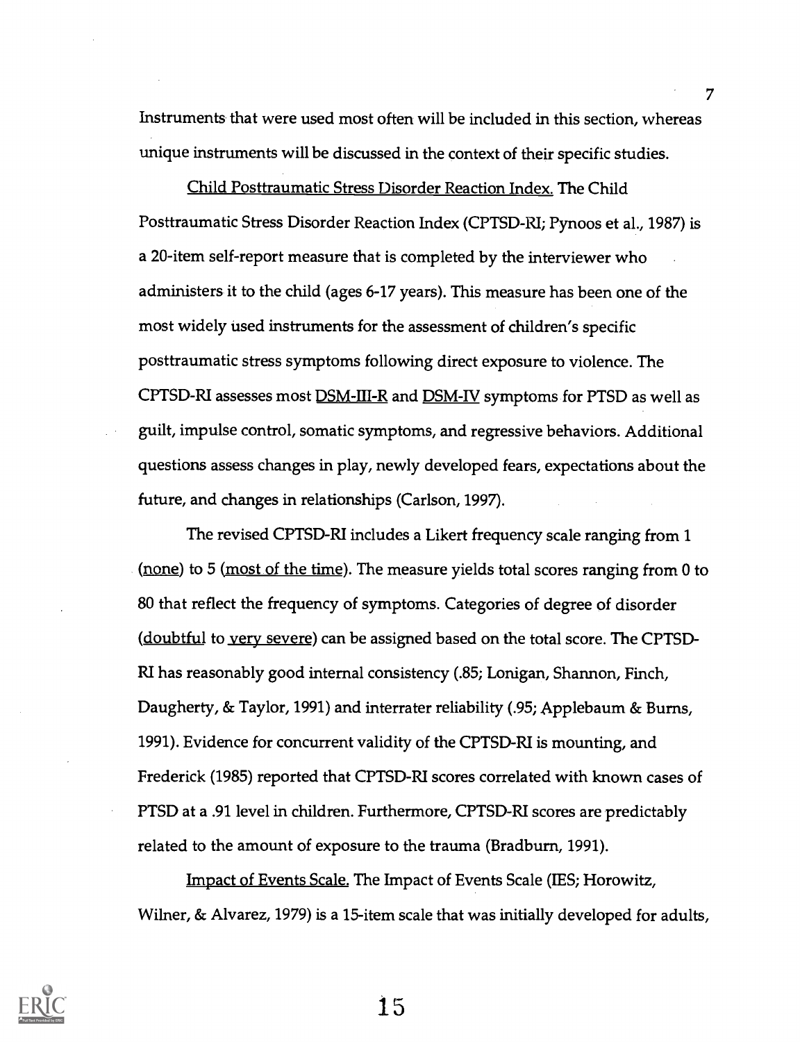Instruments that were used most often will be included in this section, whereas unique instruments will be discussed in the context of their specific studies.

Child Posttraumatic Stress Disorder Reaction Index. The Child Posttraumatic Stress Disorder Reaction Index (CPTSD-RI; Pynoos et al., 1987) is a 20-item self-report measure that is completed by the interviewer who administers it to the child (ages 6-17 years). This measure has been one of the most widely used instruments for the assessment of children's specific posttraumatic stress symptoms following direct exposure to violence. The CPTSD-RI assesses most DSM-III-R and DSM-IV symptoms for PTSD as well as guilt, impulse control, somatic symptoms, and regressive behaviors. Additional questions assess changes in play, newly developed fears, expectations about the future, and changes in relationships (Carlson, 1997).

The revised CPTSD-RI includes a Likert frequency scale ranging from 1 (none) to 5 (most of the time). The measure yields total scores ranging from 0 to 80 that reflect the frequency of symptoms. Categories of degree of disorder (doubtful to very severe) can be assigned based on the total score. The CPTSD-RI has reasonably good internal consistency (.85; Lonigan, Shannon, Finch, Daugherty, & Taylor, 1991) and interrater reliability (.95; Applebaum & Burns, 1991). Evidence for concurrent validity of the CPTSD-RI is mounting, and Frederick (1985) reported that CPTSD-RI scores correlated with known cases of PTSD at a .91 level in children. Furthermore, CPTSD-RI scores are predictably related to the amount of exposure to the trauma (Bradburn, 1991).

Impact of Events Scale. The Impact of Events Scale (IES; Horowitz, Wilner, & Alvarez, 1979) is a 15-item scale that was initially developed for adults,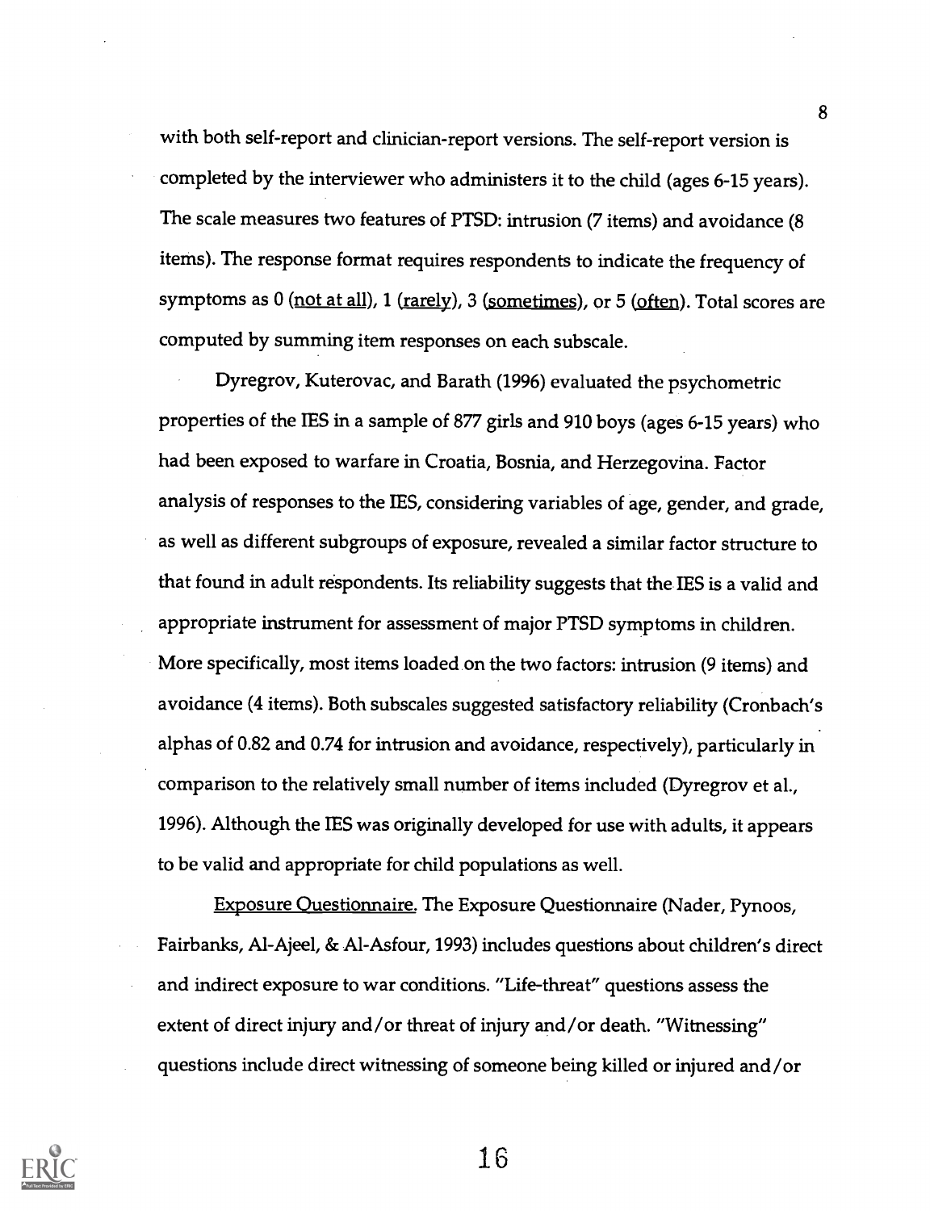with both self-report and clinician-report versions. The self-report version is completed by the interviewer who administers it to the child (ages 6-15 years). The scale measures two features of PTSD: intrusion (7 items) and avoidance (8 items). The response format requires respondents to indicate the frequency of symptoms as 0 (not at all), 1 (rarely), 3 (sometimes), or 5 (often). Total scores are computed by summing item responses on each subscale.

Dyregrov, Kuterovac, and Barath (1996) evaluated the psychometric properties of the IES in a sample of 877 girls and 910 boys (ages 6-15 years) who had been exposed to warfare in Croatia, Bosnia, and Herzegovina. Factor analysis of responses to the IES, considering variables of age, gender, and grade, as well as different subgroups of exposure, revealed a similar factor structure to that found in adult respondents. Its reliability suggests that the IES is a valid and appropriate instrument for assessment of major PTSD symptoms in children. More specifically, most items loaded on the two factors: intrusion (9 items) and avoidance (4 items). Both subscales suggested satisfactory reliability (Cronbach's alphas of 0.82 and 0.74 for intrusion and avoidance, respectively), particularly in comparison to the relatively small number of items included (Dyregrov et al., 1996). Although the IES was originally developed for use with adults, it appears to be valid and appropriate for child populations as well.

Exposure Questionnaire. The Exposure Questionnaire (Nader, Pynoos, Fairbanks, Al-Ajeel, & Al-Asfour, 1993) includes questions about children's direct and indirect exposure to war conditions. "Life-threat" questions assess the extent of direct injury and/or threat of injury and/or death. "Witnessing" questions include direct witnessing of someone being killed or injured and/or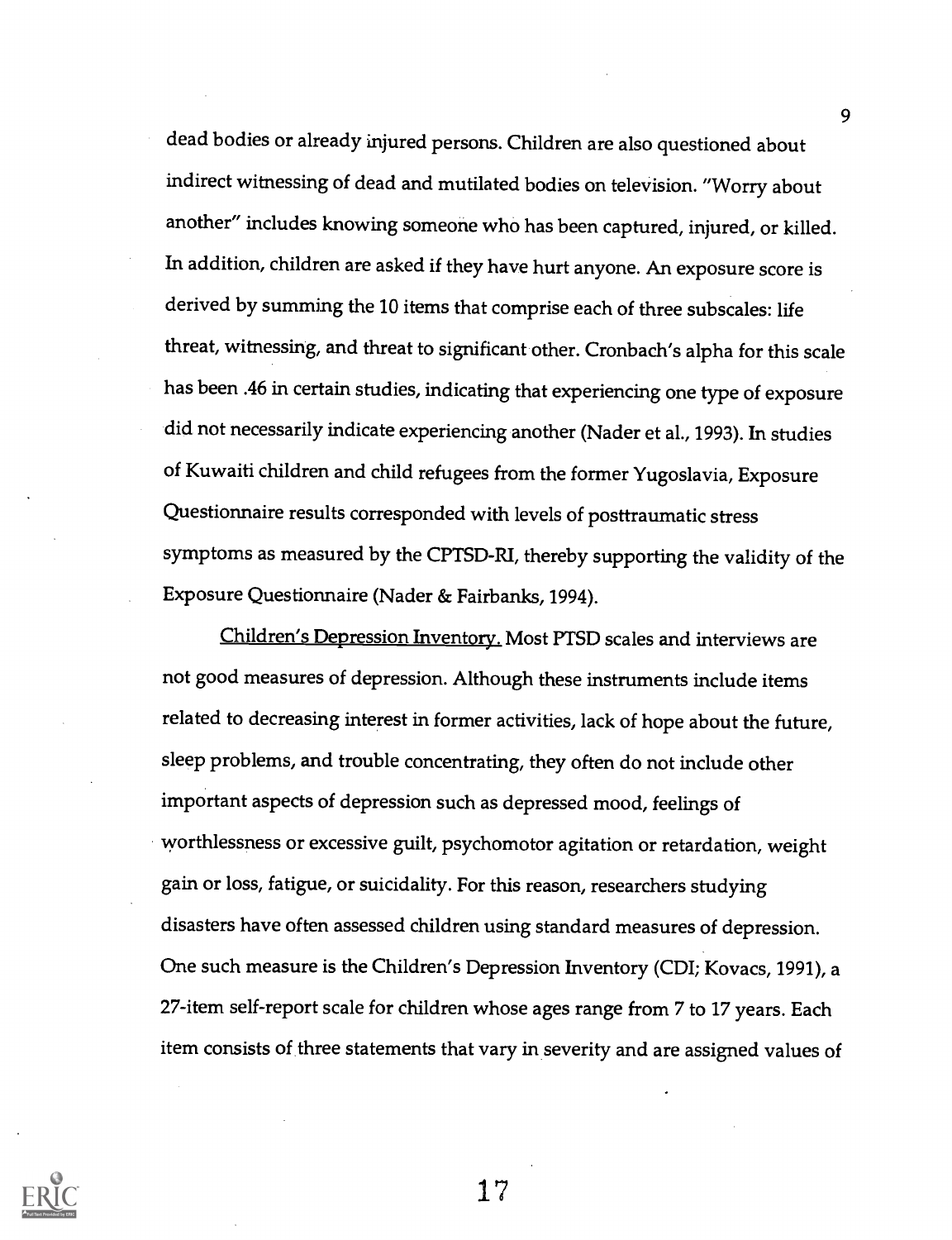dead bodies or already injured persons. Children are also questioned about indirect witnessing of dead and mutilated bodies on television. "Worry about another" includes knowing someone who has been captured, injured, or killed. In addition, children are asked if they have hurt anyone. An exposure score is derived by summing the 10 items that comprise each of three subscales: life threat, witnessing, and threat to significant other. Cronbach's alpha for this scale has been .46 in certain studies, indicating that experiencing one type of exposure did not necessarily indicate experiencing another (Nader et al., 1993). In studies of Kuwaiti children and child refugees from the former Yugoslavia, Exposure Questionnaire results corresponded with levels of posttraumatic stress symptoms as measured by the CPTSD-RI, thereby supporting the validity of the Exposure Questionnaire (Nader & Fairbanks, 1994).

Children's Depression Inventory. Most PTSD scales and interviews are not good measures of depression. Although these instruments include items related to decreasing interest in former activities, lack of hope about the future, sleep problems, and trouble concentrating, they often do not include other important aspects of depression such as depressed mood, feelings of worthlessness or excessive guilt, psychomotor agitation or retardation, weight gain or loss, fatigue, or suicidality. For this reason, researchers studying disasters have often assessed children using standard measures of depression. One such measure is the Children's Depression Inventory (CDI; Kovacs, 1991), a 27-item self-report scale for children whose ages range from 7 to 17 years. Each item consists of three statements that vary in severity and are assigned values of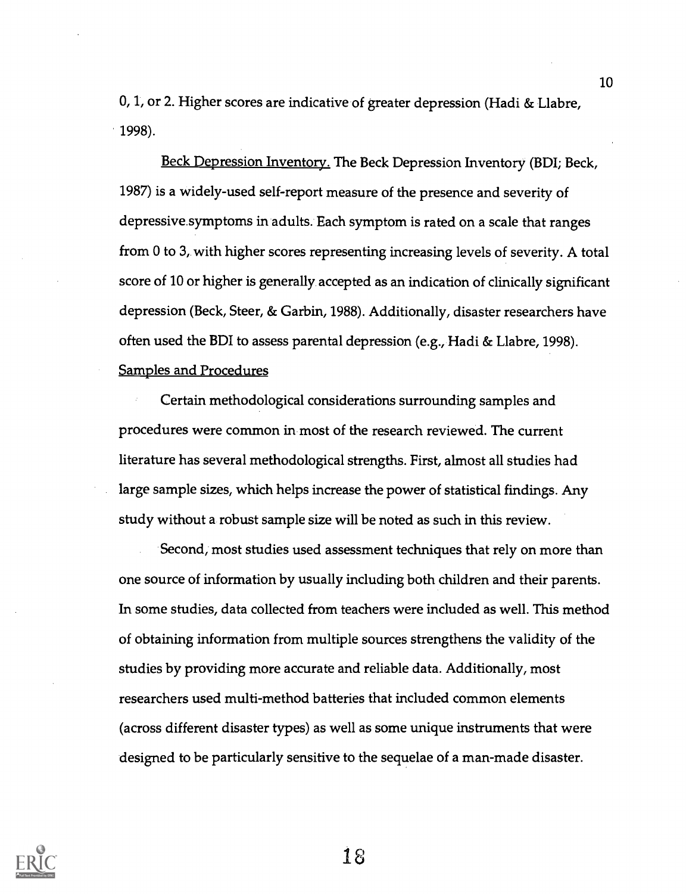0, 1, or 2. Higher scores are indicative of greater depression (Hadi & Llabre, 1998).

Beck Depression Inventory. The Beck Depression Inventory (BDI; Beck, 1987) is a widely-used self-report measure of the presence and severity of depressive symptoms in adults. Each symptom is rated on a scale that ranges from 0 to 3, with higher scores representing increasing levels of severity. A total score of 10 or higher is generally accepted as an indication of clinically significant depression (Beck, Steer, & Garbin, 1988). Additionally, disaster researchers have often used the BDI to assess parental depression (e.g., Hadi & Llabre, 1998).

Samples and Procedures

Certain methodological considerations surrounding samples and procedures were common in most of the research reviewed. The current literature has several methodological strengths. First, almost all studies had large sample sizes, which helps increase the power of statistical findings. Any study without a robust sample size will be noted as such in this review.

Second, most studies used assessment techniques that rely on more than one source of information by usually including both children and their parents. In some studies, data collected from teachers were included as well. This method of obtaining information from multiple sources strengthens the validity of the studies by providing more accurate and reliable data. Additionally, most researchers used multi-method batteries that included common elements (across different disaster types) as well as some unique instruments that were designed to be particularly sensitive to the sequelae of a man-made disaster.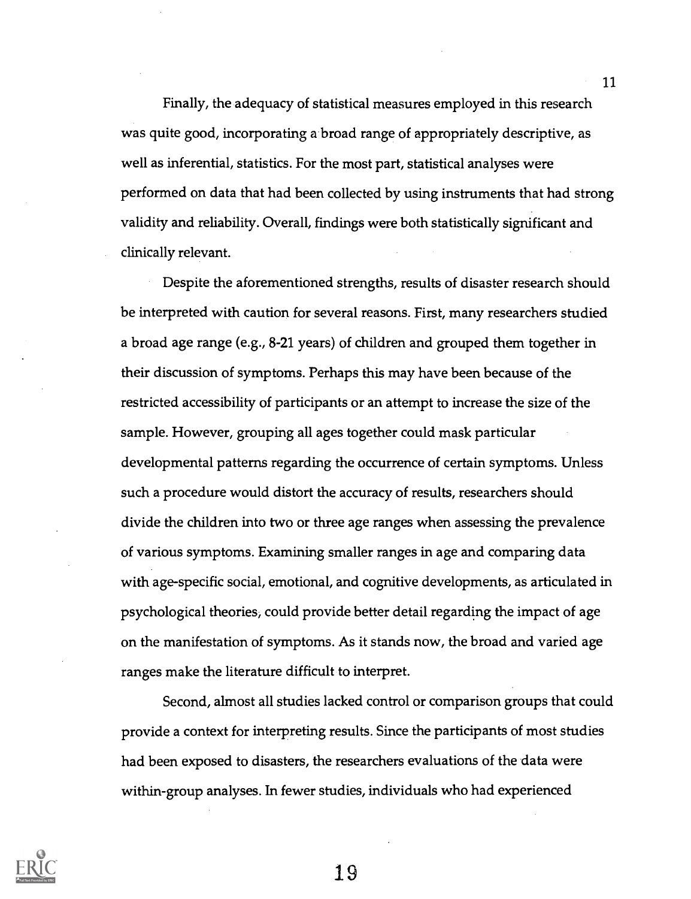Finally, the adequacy of statistical measures employed in this research was quite good, incorporating a broad range of appropriately descriptive, as well as inferential, statistics. For the most part, statistical analyses were performed on data that had been collected by using instruments that had strong validity and reliability. Overall, findings were both statistically significant and clinically relevant.

Despite the aforementioned strengths, results of disaster research should be interpreted with caution for several reasons. First, many researchers studied a broad age range (e.g., 8-21 years) of children and grouped them together in their discussion of symptoms. Perhaps this may have been because of the restricted accessibility of participants or an attempt to increase the size of the sample. However, grouping all ages together could mask particular developmental patterns regarding the occurrence of certain symptoms. Unless such a procedure would distort the accuracy of results, researchers should divide the children into two or three age ranges when assessing the prevalence of various symptoms. Examining smaller ranges in age and comparing data with age-specific social, emotional, and cognitive developments, as articulated in psychological theories, could provide better detail regarding the impact of age on the manifestation of symptoms. As it stands now, the broad and varied age ranges make the literature difficult to interpret.

Second, almost all studies lacked control or comparison groups that could provide a context for interpreting results. Since the participants of most studies had been exposed to disasters, the researchers evaluations of the data were within-group analyses. In fewer studies, individuals who had experienced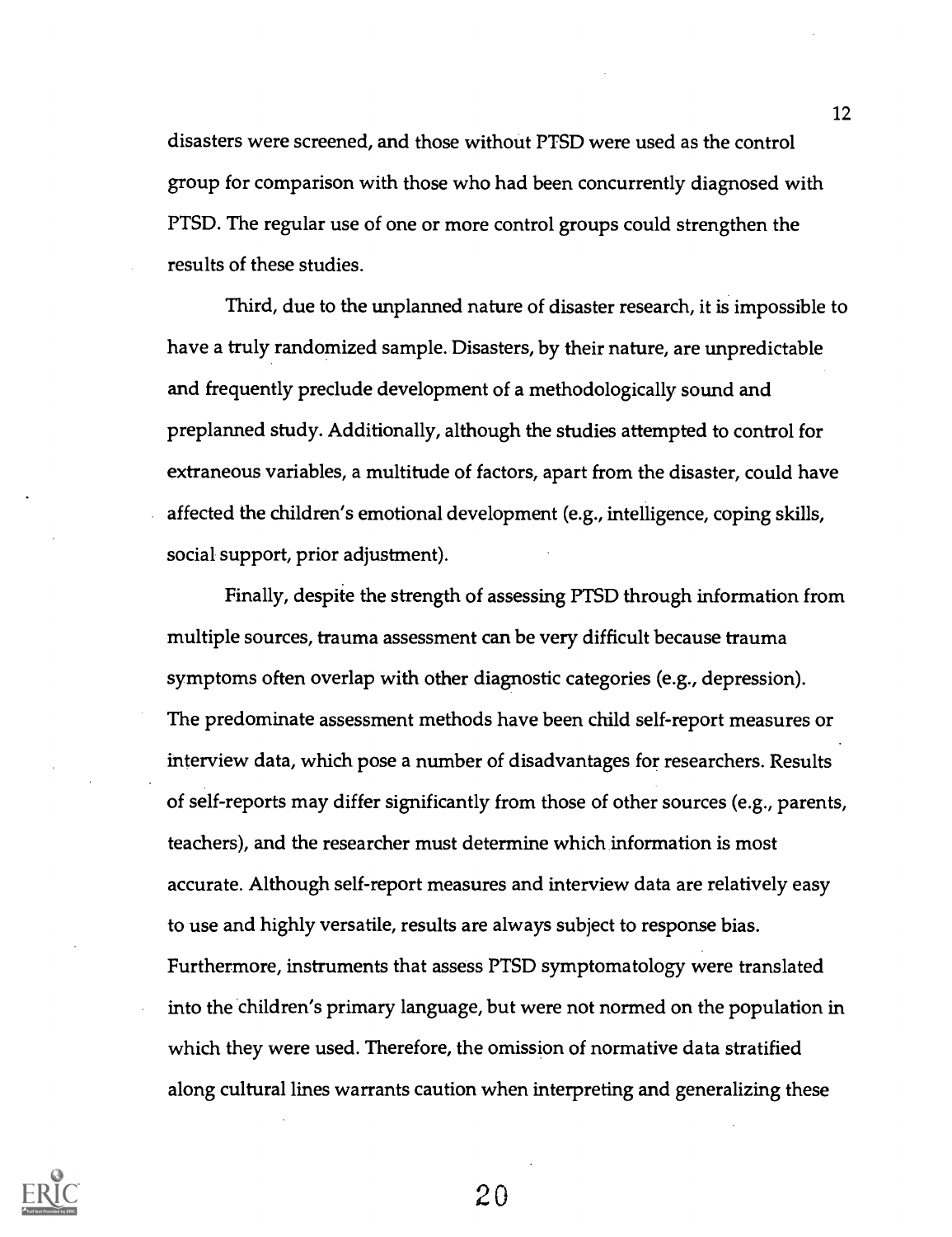disasters were screened, and those without PTSD were used as the control group for comparison with those who had been concurrently diagnosed with PTSD. The regular use of one or more control groups could strengthen the results of these studies.

Third, due to the unplanned nature of disaster research, it is impossible to have a truly randomized sample. Disasters, by their nature, are unpredictable and frequently preclude development of a methodologically sound and preplanned study. Additionally, although the studies attempted to control for extraneous variables, a multitude of factors, apart from the disaster, could have affected the children's emotional development (e.g., intelligence, coping skills, social support, prior adjustment).

Finally, despite the strength of assessing PTSD through information from multiple sources, trauma assessment can be very difficult because trauma symptoms often overlap with other diagnostic categories (e.g., depression). The predominate assessment methods have been child self-report measures or interview data, which pose a number of disadvantages for researchers. Results of self-reports may differ significantly from those of other sources (e.g., parents, teachers), and the researcher must determine which information is most accurate. Although self-report measures and interview data are relatively easy to use and highly versatile, results are always subject to response bias. Furthermore, instruments that assess PTSD symptomatology were translated into the children's primary language, but were not normed on the population in which they were used. Therefore, the omission of normative data stratified along cultural lines warrants caution when interpreting and generalizing these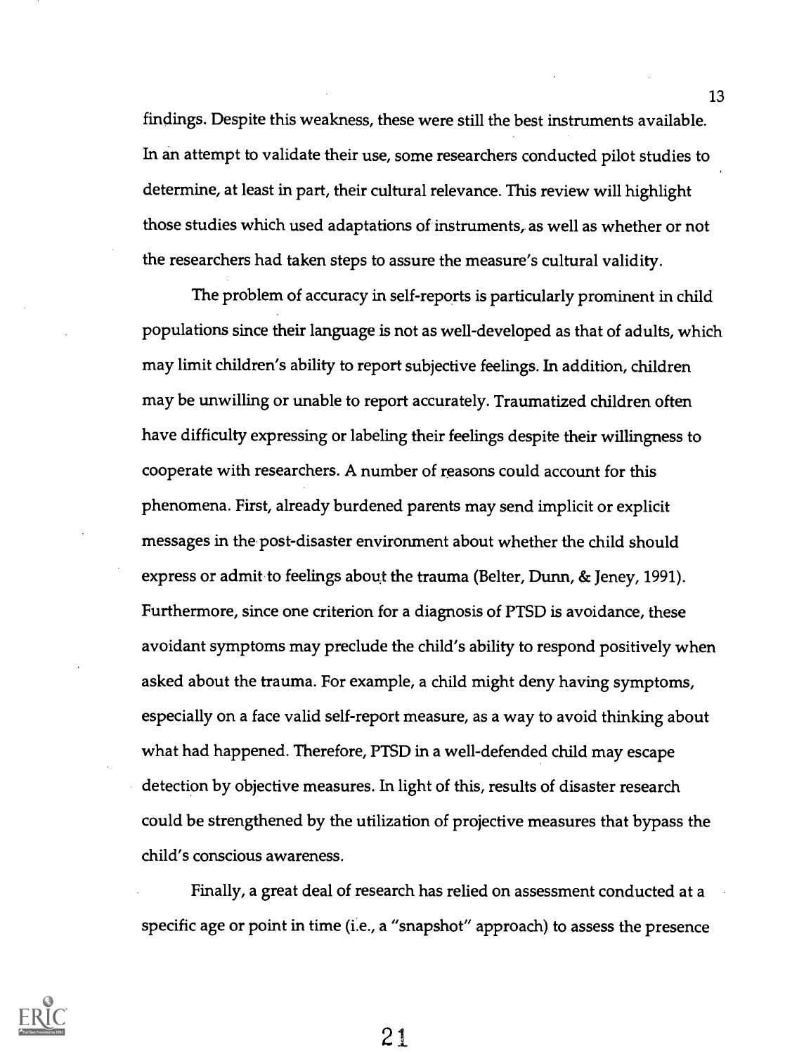findings. Despite this weakness, these were still the best instruments available. In an attempt to validate their use, some researchers conducted pilot studies to determine, at least in part, their cultural relevance. This review will highlight those studies which used adaptations of instruments, as well as whether or not the researchers had taken steps to assure the measure's cultural validity.

The problem of accuracy in self-reports is particularly prominent in child populations since their language is not as well-developed as that of adults, which may limit children's ability to report subjective feelings. In addition, children may be unwilling or unable to report accurately. Traumatized children often have difficulty expressing or labeling their feelings despite their willingness to cooperate with researchers. A number of reasons could account for this phenomena. First, already burdened parents may send implicit or explicit messages in the post-disaster environment about whether the child should express or admit to feelings about the trauma (Belter, Dunn, & Jeney, 1991). Furthermore, since one criterion for a diagnosis of PTSD is avoidance, these avoidant symptoms may preclude the child's ability to respond positively when asked about the trauma. For example, a child might deny having symptoms, especially on a face valid self-report measure, as a way to avoid thinking about what had happened. Therefore, PTSD in a well-defended child may escape detection by objective measures. In light of this, results of disaster research could be strengthened by the utilization of projective measures that bypass the child's conscious awareness.

Finally, a great deal of research has relied on assessment conducted at a specific age or point in time (i.e., a "snapshot" approach) to assess the presence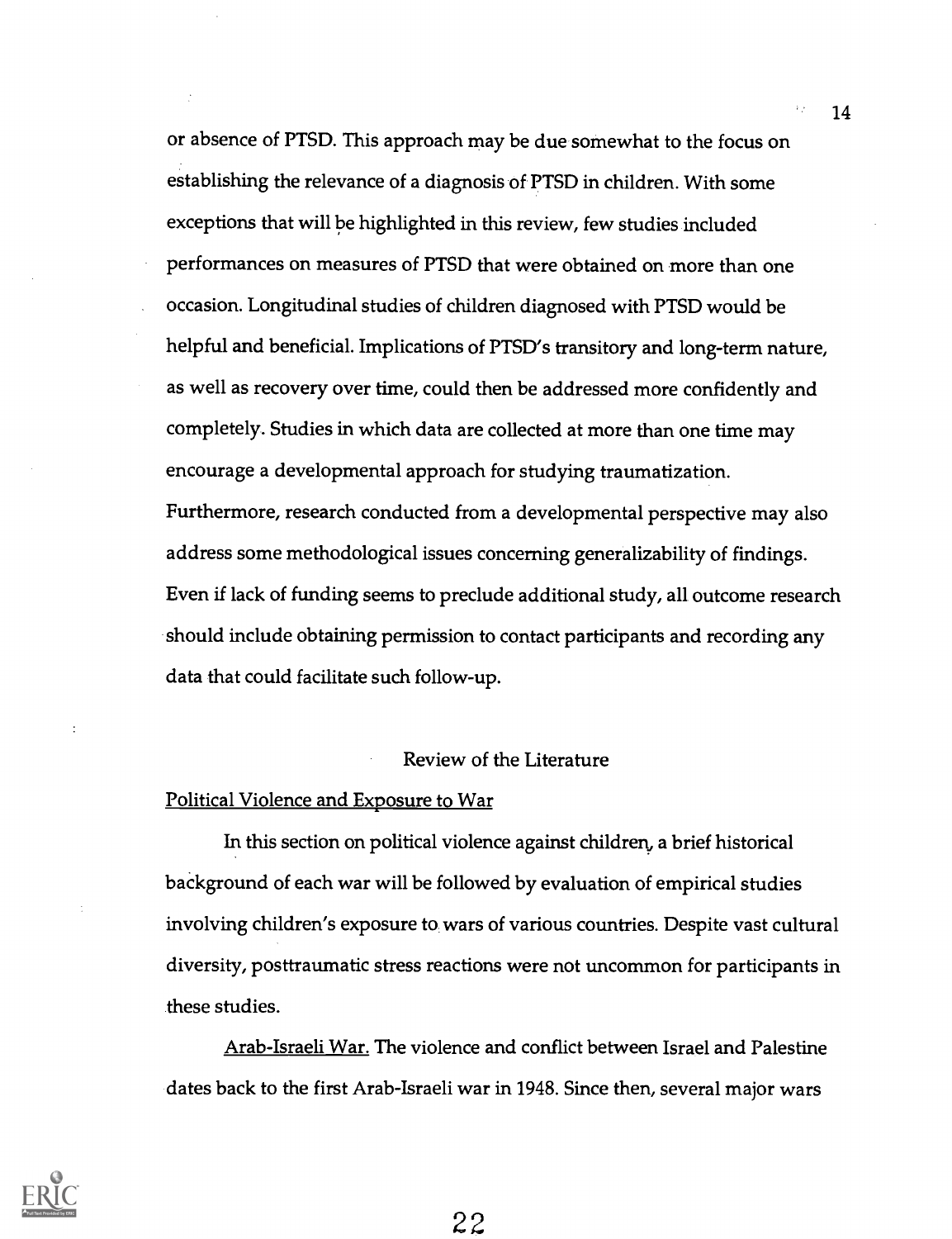or absence of PTSD. This approach may be due somewhat to the focus on establishing the relevance of a diagnosis of PTSD in children. With some exceptions that will be highlighted in this review, few studies included performances on measures of PTSD that were obtained on more than one occasion. Longitudinal studies of children diagnosed with PTSD would be helpful and beneficial. Implications of PTSD's transitory and long-term nature, as well as recovery over time, could then be addressed more confidently and completely. Studies in which data are collected at more than one time may encourage a developmental approach for studying traumatization. Furthermore, research conducted from a developmental perspective may also address some methodological issues concerning generalizability of findings. Even if lack of funding seems to preclude additional study, all outcome research should include obtaining permission to contact participants and recording any data that could facilitate such follow-up.

## Review of the Literature

### Political Violence and Exposure to War

In this section on political violence against children, a brief historical background of each war will be followed by evaluation of empirical studies involving children's exposure to wars of various countries. Despite vast cultural diversity, posttraumatic stress reactions were not uncommon for participants in these studies.

Arab-Israeli War. The violence and conflict between Israel and Palestine dates back to the first Arab-Israeli war in 1948. Since then, several major wars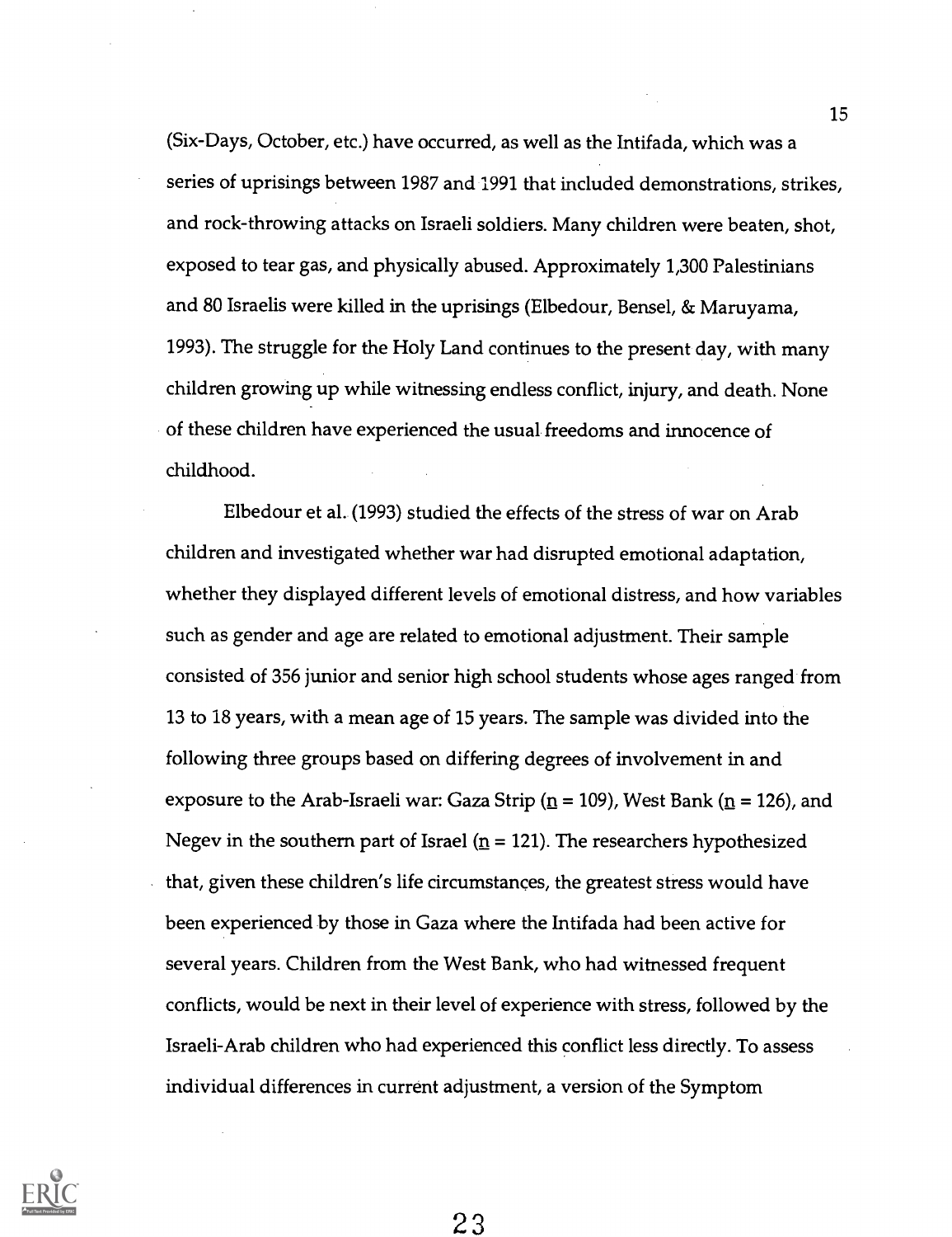(Six-Days, October, etc.) have occurred, as well as the Intifada, which was a series of uprisings between 1987 and 1991 that included demonstrations, strikes, and rock-throwing attacks on Israeli soldiers. Many children were beaten, shot, exposed to tear gas, and physically abused. Approximately 1,300 Palestinians and 80 Israelis were killed in the uprisings (Elbedour, Bensel, & Maruyama, 1993). The struggle for the Holy Land continues to the present day, with many children growing up while witnessing endless conflict, injury, and death. None of these children have experienced the usual freedoms and innocence of childhood.

Elbedour et al. (1993) studied the effects of the stress of war on Arab children and investigated whether war had disrupted emotional adaptation, whether they displayed different levels of emotional distress, and how variables such as gender and age are related to emotional adjustment. Their sample consisted of 356 junior and senior high school students whose ages ranged from 13 to 18 years, with a mean age of 15 years. The sample was divided into the following three groups based on differing degrees of involvement in and exposure to the Arab-Israeli war: Gaza Strip ($n = 109$), West Bank ($n = 126$), and Negev in the southern part of Israel ($n = 121$). The researchers hypothesized that, given these children's life circumstances, the greatest stress would have been experienced by those in Gaza where the Intifada had been active for several years. Children from the West Bank, who had witnessed frequent conflicts, would be next in their level of experience with stress, followed by the Israeli-Arab children who had experienced this conflict less directly. To assess individual differences in current adjustment, a version of the Symptom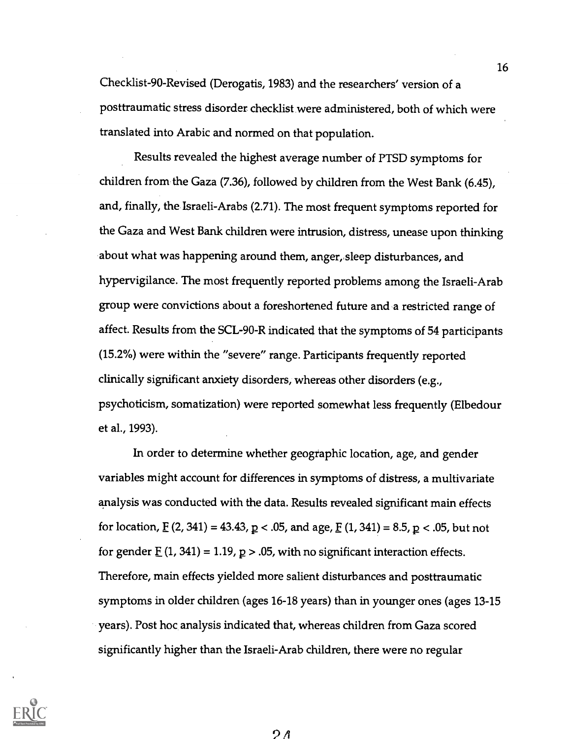Checklist-90-Revised (Derogatis, 1983) and the researchers' version of a posttraumatic stress disorder checklist were administered, both of which were translated into Arabic and normed on that population.

Results revealed the highest average number of PTSD symptoms for children from the Gaza (7.36), followed by children from the West Bank (6.45), and, finally, the Israeli-Arabs (2.71). The most frequent symptoms reported for the Gaza and West Bank children were intrusion, distress, unease upon thinking about what was happening around them, anger, sleep disturbances, and hypervigilance. The most frequently reported problems among the Israeli-Arab group were convictions about a foreshortened future and a restricted range of affect. Results from the SCL-90-R indicated that the symptoms of 54 participants (15.2%) were within the "severe" range. Participants frequently reported clinically significant anxiety disorders, whereas other disorders (e.g., psychoticism, somatization) were reported somewhat less frequently (Elbedour et al., 1993).

In order to determine whether geographic location, age, and gender variables might account for differences in symptoms of distress, a multivariate analysis was conducted with the data. Results revealed significant main effects for location, $F\ (2, 341) = 43.43$, $p < .05$, and age, $F\ (1, 341) = 8.5$, $p < .05$, but not for gender $F\ (1, 341) = 1.19$, $p > .05$, with no significant interaction effects. Therefore, main effects yielded more salient disturbances and posttraumatic symptoms in older children (ages 16-18 years) than in younger ones (ages 13-15 years). Post hoc analysis indicated that, whereas children from Gaza scored significantly higher than the Israeli-Arab children, there were no regular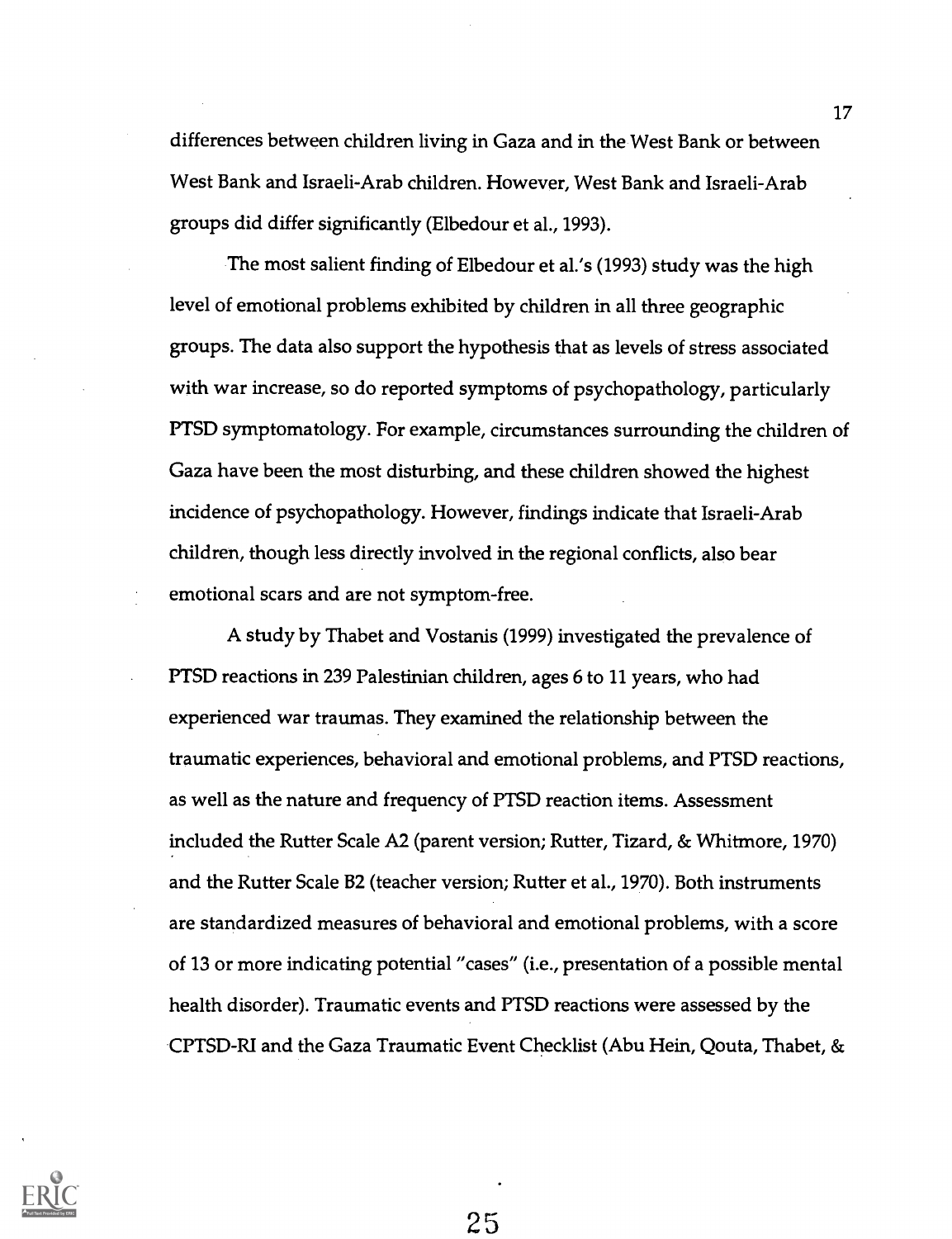differences between children living in Gaza and in the West Bank or between West Bank and Israeli-Arab children. However, West Bank and Israeli-Arab groups did differ significantly (Elbedour et al., 1993).

The most salient finding of Elbedour et al.'s (1993) study was the high level of emotional problems exhibited by children in all three geographic groups. The data also support the hypothesis that as levels of stress associated with war increase, so do reported symptoms of psychopathology, particularly PTSD symptomatology. For example, circumstances surrounding the children of Gaza have been the most disturbing, and these children showed the highest incidence of psychopathology. However, findings indicate that Israeli-Arab children, though less directly involved in the regional conflicts, also bear emotional scars and are not symptom-free.

A study by Thabet and Vostanis (1999) investigated the prevalence of PTSD reactions in 239 Palestinian children, ages 6 to 11 years, who had experienced war traumas. They examined the relationship between the traumatic experiences, behavioral and emotional problems, and PTSD reactions, as well as the nature and frequency of PTSD reaction items. Assessment included the Rutter Scale A2 (parent version; Rutter, Tizard, & Whitmore, 1970) and the Rutter Scale B2 (teacher version; Rutter et al., 1970). Both instruments are standardized measures of behavioral and emotional problems, with a score of 13 or more indicating potential "cases" (i.e., presentation of a possible mental health disorder). Traumatic events and PTSD reactions were assessed by the CPTSD-RI and the Gaza Traumatic Event Checklist (Abu Hein, Qouta, Thabet, &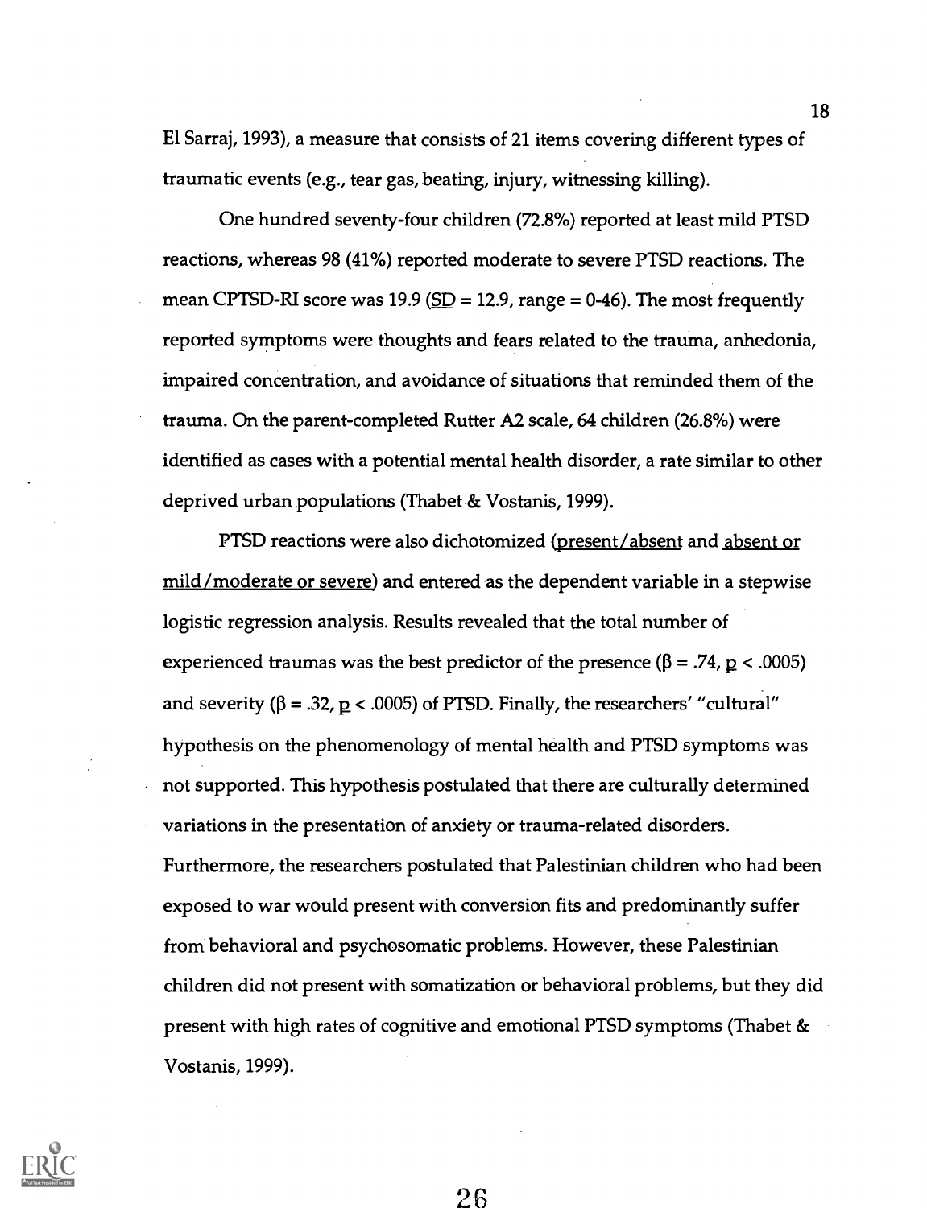El Sarraj, 1993), a measure that consists of 21 items covering different types of traumatic events (e.g., tear gas, beating, injury, witnessing killing).

One hundred seventy-four children (72.8%) reported at least mild PTSD reactions, whereas 98 (41%) reported moderate to severe PTSD reactions. The mean CPTSD-RI score was 19.9 (SD = 12.9, range = 0-46). The most frequently reported symptoms were thoughts and fears related to the trauma, anhedonia, impaired concentration, and avoidance of situations that reminded them of the trauma. On the parent-completed Rutter A2 scale, 64 children (26.8%) were identified as cases with a potential mental health disorder, a rate similar to other deprived urban populations (Thabet & Vostanis, 1999).

PTSD reactions were also dichotomized (present/absent and absent or mild/moderate or severe) and entered as the dependent variable in a stepwise logistic regression analysis. Results revealed that the total number of experienced traumas was the best predictor of the presence ($\beta = .74$, $p < .0005$) and severity ($\beta = .32$, $p < .0005$) of PTSD. Finally, the researchers' "cultural" hypothesis on the phenomenology of mental health and PTSD symptoms was not supported. This hypothesis postulated that there are culturally determined variations in the presentation of anxiety or trauma-related disorders. Furthermore, the researchers postulated that Palestinian children who had been exposed to war would present with conversion fits and predominantly suffer from behavioral and psychosomatic problems. However, these Palestinian children did not present with somatization or behavioral problems, but they did present with high rates of cognitive and emotional PTSD symptoms (Thabet & Vostanis, 1999).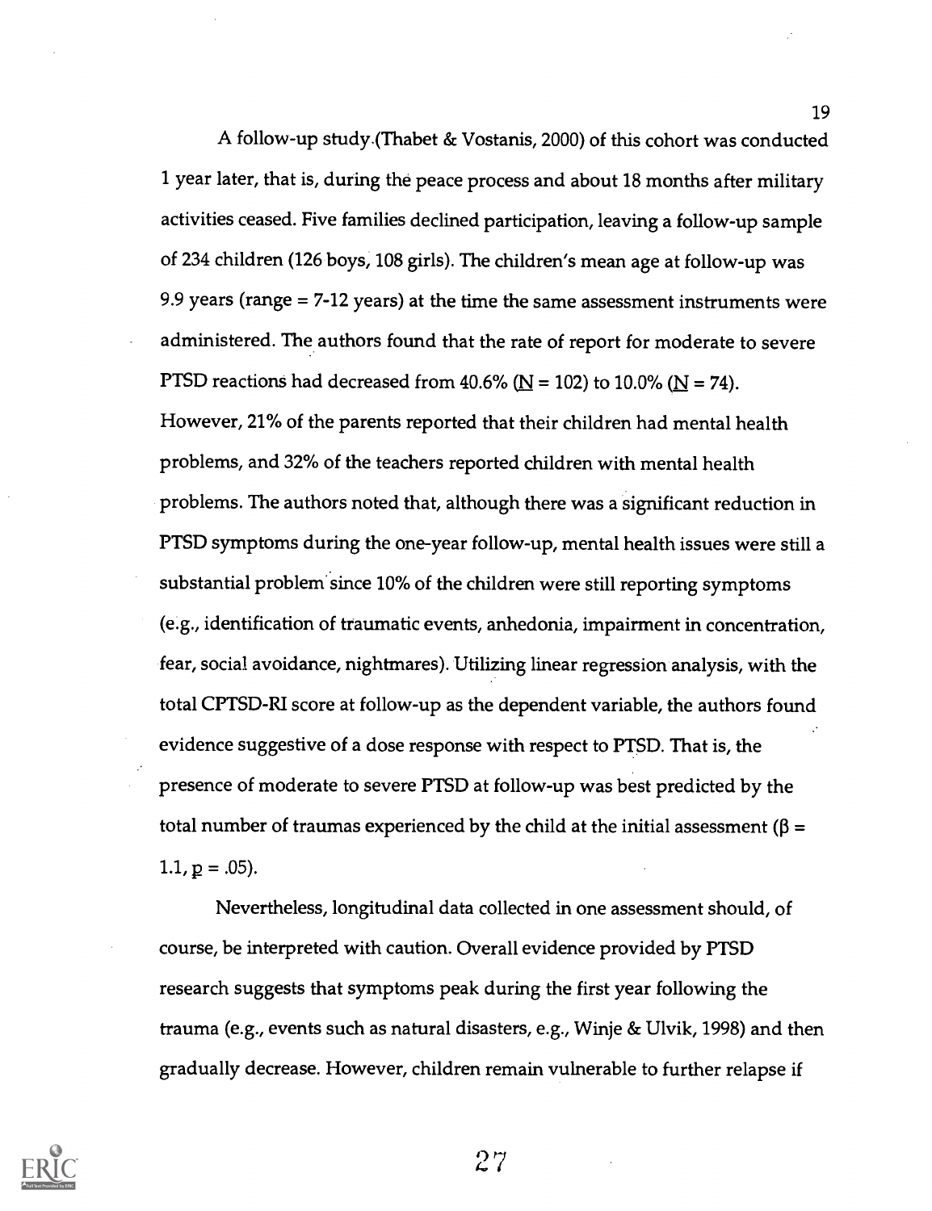A follow-up study (Thabet & Vostanis, 2000) of this cohort was conducted 1 year later, that is, during the peace process and about 18 months after military activities ceased. Five families declined participation, leaving a follow-up sample of 234 children (126 boys, 108 girls). The children's mean age at follow-up was 9.9 years (range = 7-12 years) at the time the same assessment instruments were administered. The authors found that the rate of report for moderate to severe PTSD reactions had decreased from 40.6% ($N = 102$) to 10.0% ($N = 74$). However, 21% of the parents reported that their children had mental health problems, and 32% of the teachers reported children with mental health problems. The authors noted that, although there was a significant reduction in PTSD symptoms during the one-year follow-up, mental health issues were still a substantial problem since 10% of the children were still reporting symptoms (e.g., identification of traumatic events, anhedonia, impairment in concentration, fear, social avoidance, nightmares). Utilizing linear regression analysis, with the total CPTSD-RI score at follow-up as the dependent variable, the authors found evidence suggestive of a dose response with respect to PTSD. That is, the presence of moderate to severe PTSD at follow-up was best predicted by the total number of traumas experienced by the child at the initial assessment ($\beta = 1.1$, $p = .05$).

Nevertheless, longitudinal data collected in one assessment should, of course, be interpreted with caution. Overall evidence provided by PTSD research suggests that symptoms peak during the first year following the trauma (e.g., events such as natural disasters, e.g., Winje & Ulvik, 1998) and then gradually decrease. However, children remain vulnerable to further relapse if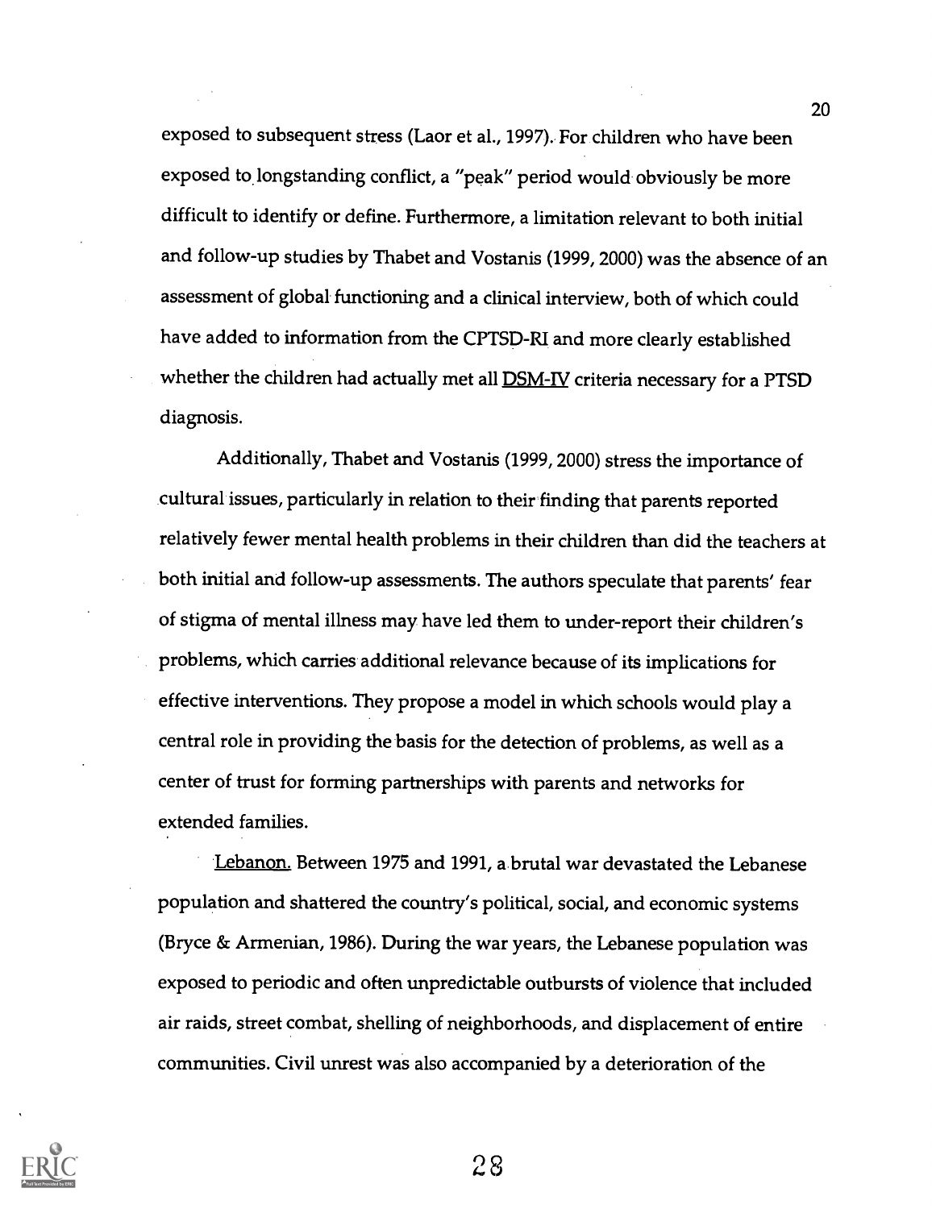exposed to subsequent stress (Laor et al., 1997). For children who have been exposed to longstanding conflict, a "peak" period would obviously be more difficult to identify or define. Furthermore, a limitation relevant to both initial and follow-up studies by Thabet and Vostanis (1999, 2000) was the absence of an assessment of global functioning and a clinical interview, both of which could have added to information from the CPTSD-RI and more clearly established whether the children had actually met all DSM-IV criteria necessary for a PTSD diagnosis.

Additionally, Thabet and Vostanis (1999, 2000) stress the importance of cultural issues, particularly in relation to their finding that parents reported relatively fewer mental health problems in their children than did the teachers at both initial and follow-up assessments. The authors speculate that parents' fear of stigma of mental illness may have led them to under-report their children's problems, which carries additional relevance because of its implications for effective interventions. They propose a model in which schools would play a central role in providing the basis for the detection of problems, as well as a center of trust for forming partnerships with parents and networks for extended families.

Lebanon. Between 1975 and 1991, a brutal war devastated the Lebanese population and shattered the country's political, social, and economic systems (Bryce & Armenian, 1986). During the war years, the Lebanese population was exposed to periodic and often unpredictable outbursts of violence that included air raids, street combat, shelling of neighborhoods, and displacement of entire communities. Civil unrest was also accompanied by a deterioration of the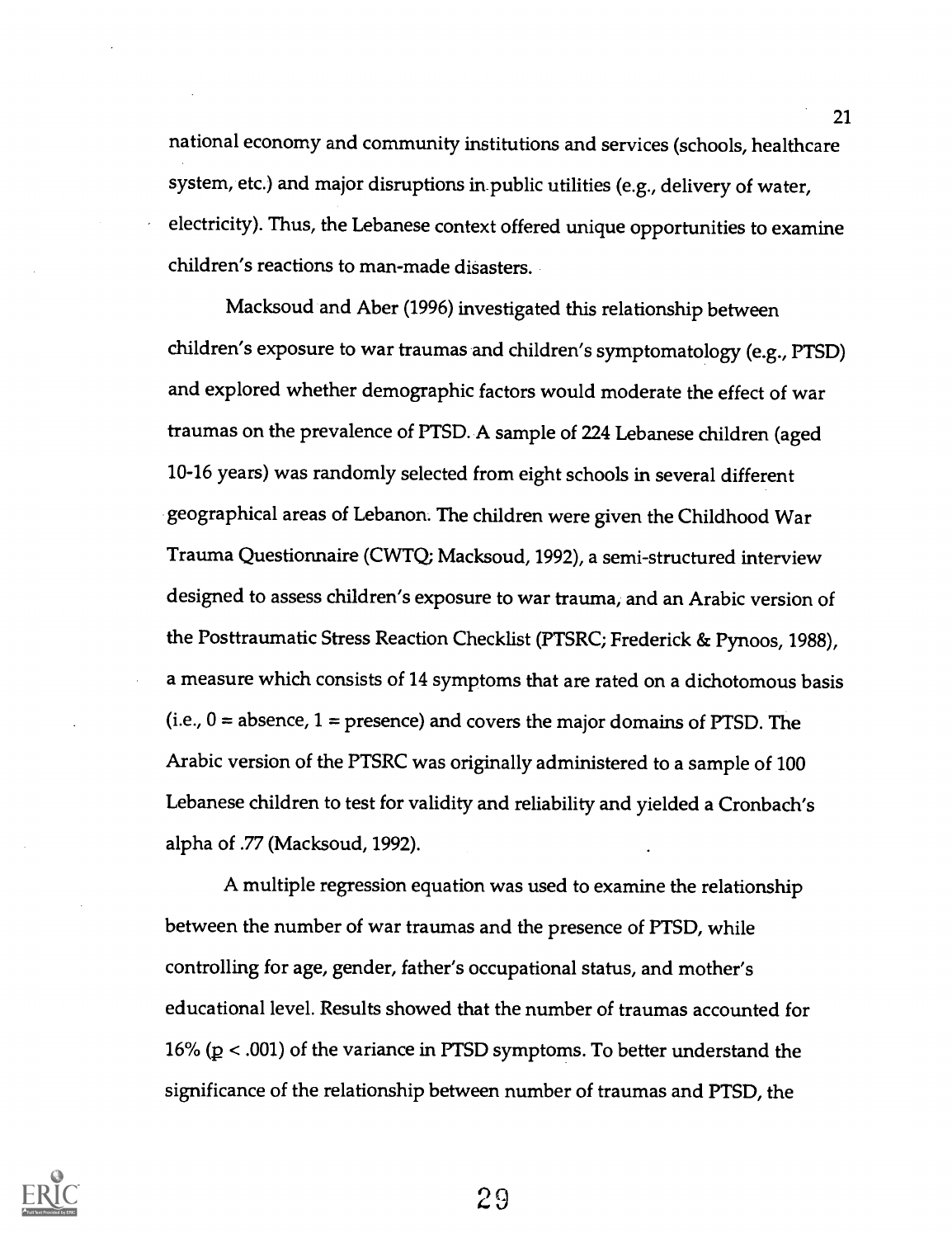national economy and community institutions and services (schools, healthcare system, etc.) and major disruptions in public utilities (e.g., delivery of water, electricity). Thus, the Lebanese context offered unique opportunities to examine children's reactions to man-made disasters.

Macksoud and Aber (1996) investigated this relationship between children's exposure to war traumas and children's symptomatology (e.g., PTSD) and explored whether demographic factors would moderate the effect of war traumas on the prevalence of PTSD. A sample of 224 Lebanese children (aged 10-16 years) was randomly selected from eight schools in several different geographical areas of Lebanon. The children were given the Childhood War Trauma Questionnaire (CWTQ; Macksoud, 1992), a semi-structured interview designed to assess children's exposure to war trauma, and an Arabic version of the Posttraumatic Stress Reaction Checklist (PTSRC; Frederick & Pynoos, 1988), a measure which consists of 14 symptoms that are rated on a dichotomous basis (i.e., 0 = absence, 1 = presence) and covers the major domains of PTSD. The Arabic version of the PTSRC was originally administered to a sample of 100 Lebanese children to test for validity and reliability and yielded a Cronbach's alpha of .77 (Macksoud, 1992).

A multiple regression equation was used to examine the relationship between the number of war traumas and the presence of PTSD, while controlling for age, gender, father's occupational status, and mother's educational level. Results showed that the number of traumas accounted for 16% ($p < .001$) of the variance in PTSD symptoms. To better understand the significance of the relationship between number of traumas and PTSD, the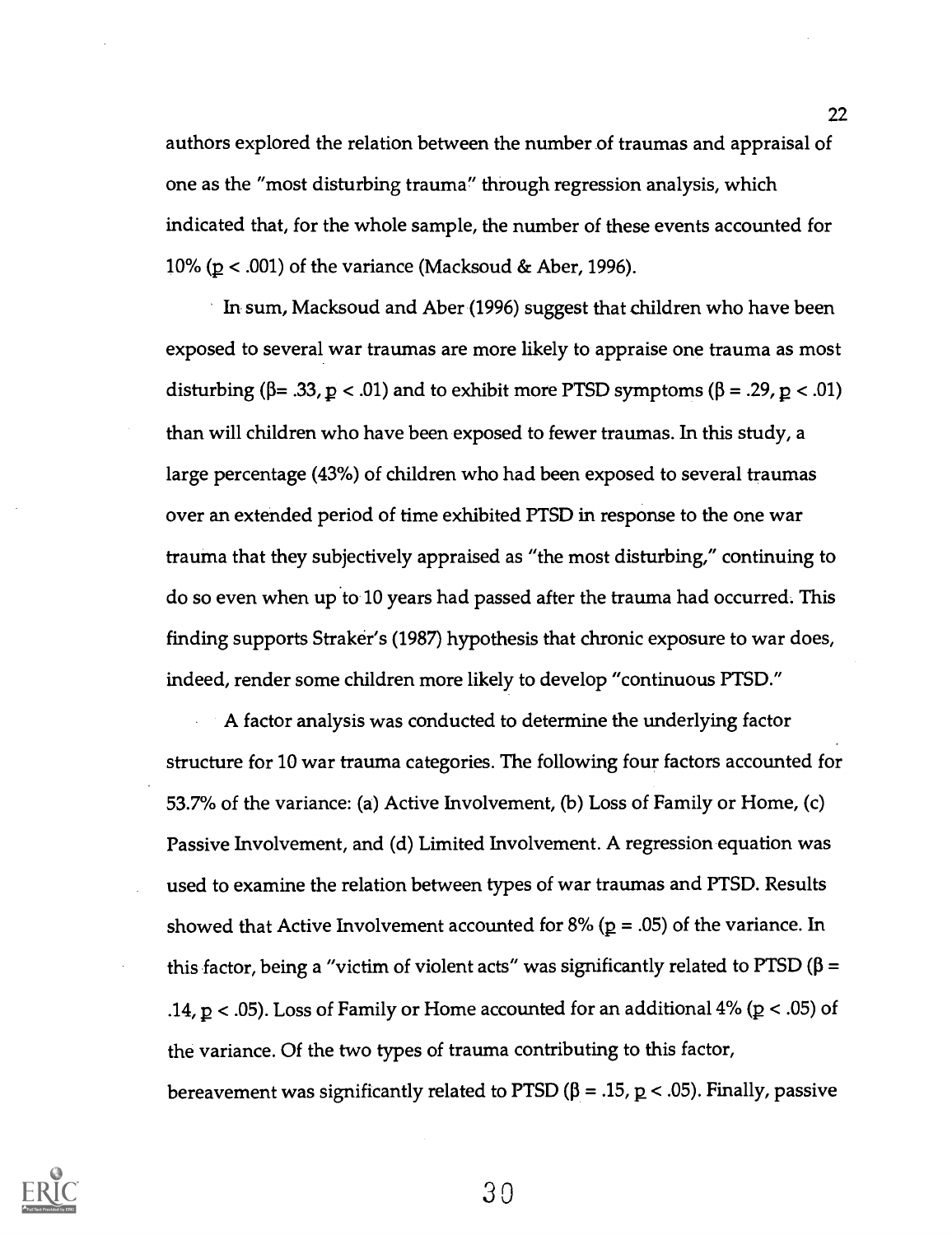authors explored the relation between the number of traumas and appraisal of one as the "most disturbing trauma" through regression analysis, which indicated that, for the whole sample, the number of these events accounted for 10% ($p < .001$) of the variance (Macksoud & Aber, 1996).

In sum, Macksoud and Aber (1996) suggest that children who have been exposed to several war traumas are more likely to appraise one trauma as most disturbing ($\beta = .33$, $p < .01$) and to exhibit more PTSD symptoms ($\beta = .29$, $p < .01$) than will children who have been exposed to fewer traumas. In this study, a large percentage (43%) of children who had been exposed to several traumas over an extended period of time exhibited PTSD in response to the one war trauma that they subjectively appraised as "the most disturbing," continuing to do so even when up to 10 years had passed after the trauma had occurred. This finding supports Straker's (1987) hypothesis that chronic exposure to war does, indeed, render some children more likely to develop "continuous PTSD."

A factor analysis was conducted to determine the underlying factor structure for 10 war trauma categories. The following four factors accounted for 53.7% of the variance: (a) Active Involvement, (b) Loss of Family or Home, (c) Passive Involvement, and (d) Limited Involvement. A regression equation was used to examine the relation between types of war traumas and PTSD. Results showed that Active Involvement accounted for 8% ($p = .05$) of the variance. In this factor, being a "victim of violent acts" was significantly related to PTSD ($\beta = .14$, $p < .05$). Loss of Family or Home accounted for an additional 4% ($p < .05$) of the variance. Of the two types of trauma contributing to this factor, bereavement was significantly related to PTSD ($\beta = .15$, $p < .05$). Finally, passive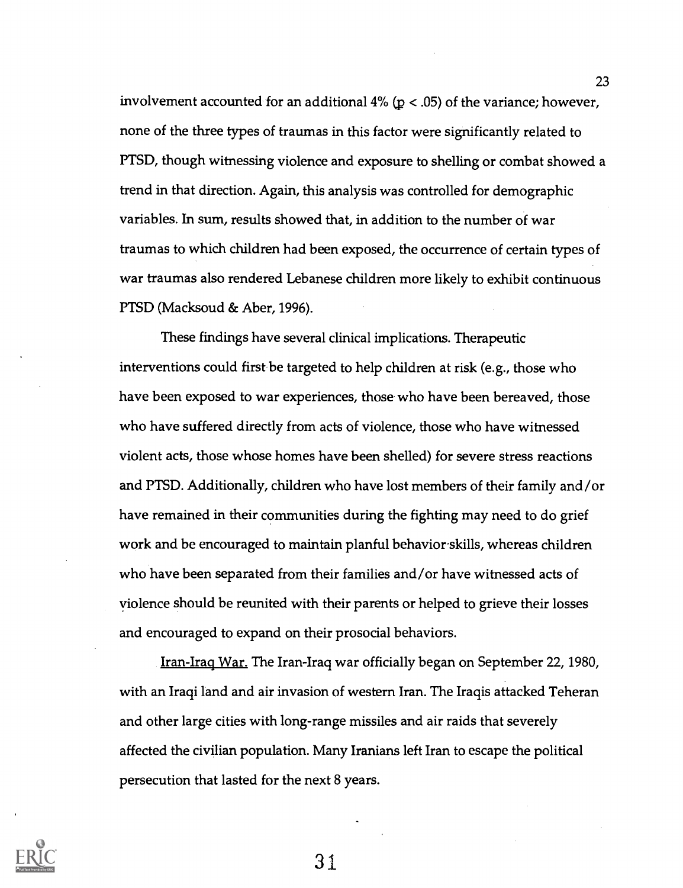involvement accounted for an additional 4% ($p < .05$) of the variance; however, none of the three types of traumas in this factor were significantly related to PTSD, though witnessing violence and exposure to shelling or combat showed a trend in that direction. Again, this analysis was controlled for demographic variables. In sum, results showed that, in addition to the number of war traumas to which children had been exposed, the occurrence of certain types of war traumas also rendered Lebanese children more likely to exhibit continuous PTSD (Macksoud & Aber, 1996).

These findings have several clinical implications. Therapeutic interventions could first be targeted to help children at risk (e.g., those who have been exposed to war experiences, those who have been bereaved, those who have suffered directly from acts of violence, those who have witnessed violent acts, those whose homes have been shelled) for severe stress reactions and PTSD. Additionally, children who have lost members of their family and/or have remained in their communities during the fighting may need to do grief work and be encouraged to maintain planful behavior skills, whereas children who have been separated from their families and/or have witnessed acts of violence should be reunited with their parents or helped to grieve their losses and encouraged to expand on their prosocial behaviors.

Iran-Iraq War. The Iran-Iraq war officially began on September 22, 1980, with an Iraqi land and air invasion of western Iran. The Iraqis attacked Teheran and other large cities with long-range missiles and air raids that severely affected the civilian population. Many Iranians left Iran to escape the political persecution that lasted for the next 8 years.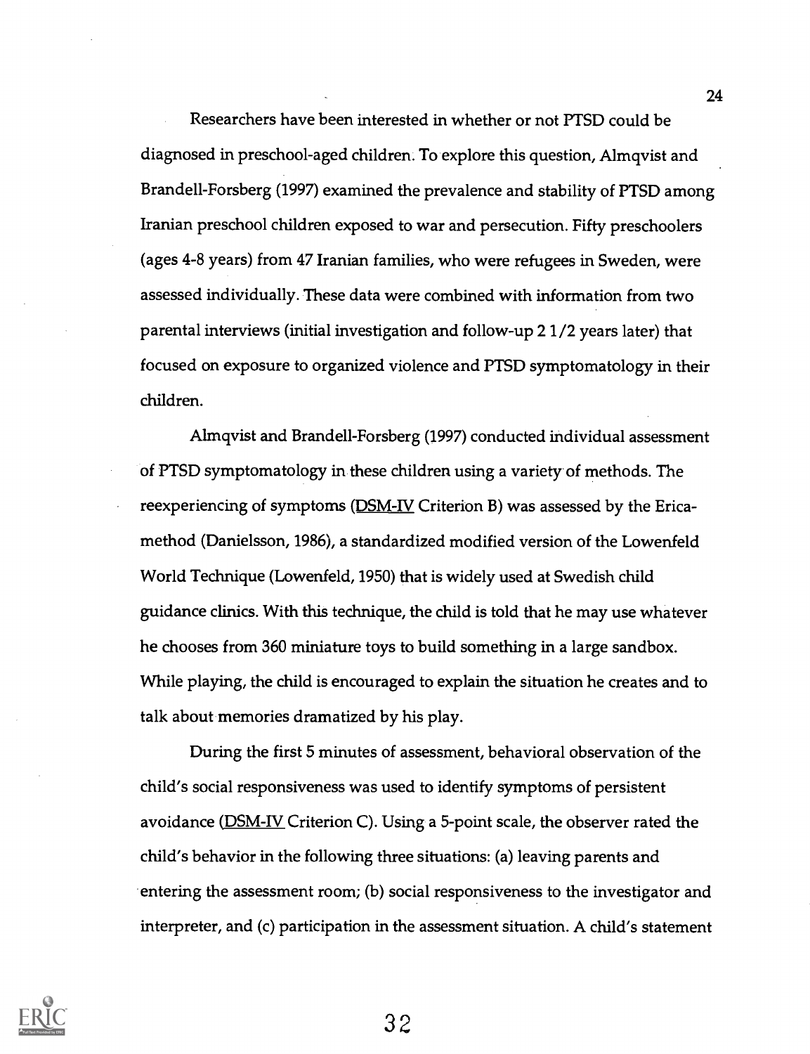Researchers have been interested in whether or not PTSD could be diagnosed in preschool-aged children. To explore this question, Almqvist and Brandell-Forsberg (1997) examined the prevalence and stability of PTSD among Iranian preschool children exposed to war and persecution. Fifty preschoolers (ages 4-8 years) from 47 Iranian families, who were refugees in Sweden, were assessed individually. These data were combined with information from two parental interviews (initial investigation and follow-up 2 1/2 years later) that focused on exposure to organized violence and PTSD symptomatology in their children.

Almqvist and Brandell-Forsberg (1997) conducted individual assessment of PTSD symptomatology in these children using a variety of methods. The reexperiencing of symptoms (DSM-IV Criterion B) was assessed by the Erica-method (Danielsson, 1986), a standardized modified version of the Lowenfeld World Technique (Lowenfeld, 1950) that is widely used at Swedish child guidance clinics. With this technique, the child is told that he may use whatever he chooses from 360 miniature toys to build something in a large sandbox. While playing, the child is encouraged to explain the situation he creates and to talk about memories dramatized by his play.

During the first 5 minutes of assessment, behavioral observation of the child's social responsiveness was used to identify symptoms of persistent avoidance (DSM-IV Criterion C). Using a 5-point scale, the observer rated the child's behavior in the following three situations: (a) leaving parents and entering the assessment room; (b) social responsiveness to the investigator and interpreter, and (c) participation in the assessment situation. A child's statement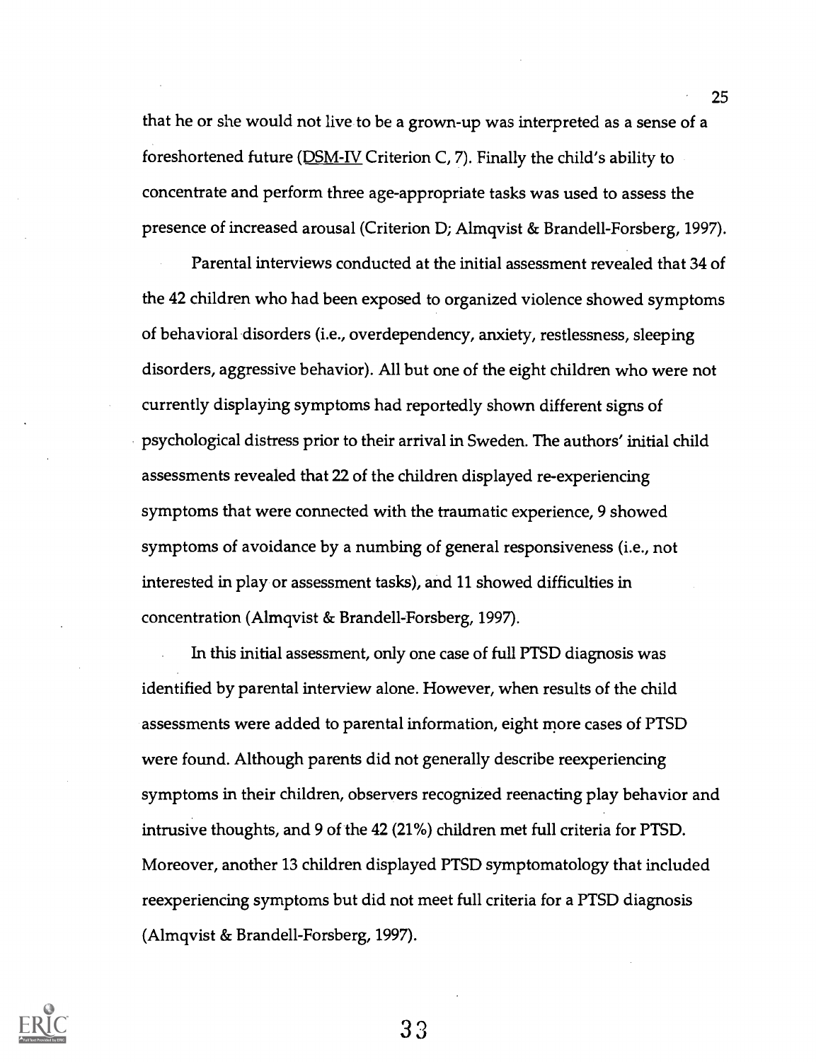that he or she would not live to be a grown-up was interpreted as a sense of a foreshortened future (DSM-IV Criterion C, 7). Finally the child's ability to concentrate and perform three age-appropriate tasks was used to assess the presence of increased arousal (Criterion D; Almqvist & Brandell-Forsberg, 1997).

Parental interviews conducted at the initial assessment revealed that 34 of the 42 children who had been exposed to organized violence showed symptoms of behavioral disorders (i.e., overdependency, anxiety, restlessness, sleeping disorders, aggressive behavior). All but one of the eight children who were not currently displaying symptoms had reportedly shown different signs of psychological distress prior to their arrival in Sweden. The authors' initial child assessments revealed that 22 of the children displayed re-experiencing symptoms that were connected with the traumatic experience, 9 showed symptoms of avoidance by a numbing of general responsiveness (i.e., not interested in play or assessment tasks), and 11 showed difficulties in concentration (Almqvist & Brandell-Forsberg, 1997).

In this initial assessment, only one case of full PTSD diagnosis was identified by parental interview alone. However, when results of the child assessments were added to parental information, eight more cases of PTSD were found. Although parents did not generally describe reexperiencing symptoms in their children, observers recognized reenacting play behavior and intrusive thoughts, and 9 of the 42 (21%) children met full criteria for PTSD. Moreover, another 13 children displayed PTSD symptomatology that included reexperiencing symptoms but did not meet full criteria for a PTSD diagnosis (Almqvist & Brandell-Forsberg, 1997).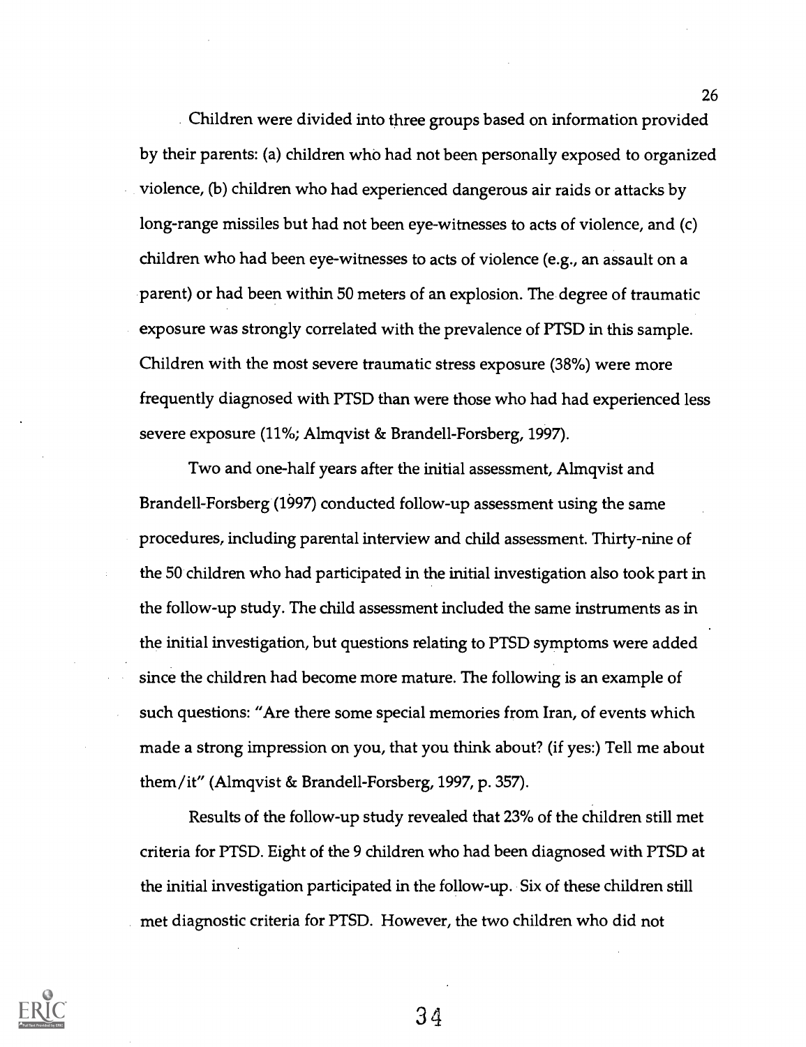Children were divided into three groups based on information provided by their parents: (a) children who had not been personally exposed to organized violence, (b) children who had experienced dangerous air raids or attacks by long-range missiles but had not been eye-witnesses to acts of violence, and (c) children who had been eye-witnesses to acts of violence (e.g., an assault on a parent) or had been within 50 meters of an explosion. The degree of traumatic exposure was strongly correlated with the prevalence of PTSD in this sample. Children with the most severe traumatic stress exposure (38%) were more frequently diagnosed with PTSD than were those who had had experienced less severe exposure (11%; Almqvist & Brandell-Forsberg, 1997).

Two and one-half years after the initial assessment, Almqvist and Brandell-Forsberg (1997) conducted follow-up assessment using the same procedures, including parental interview and child assessment. Thirty-nine of the 50 children who had participated in the initial investigation also took part in the follow-up study. The child assessment included the same instruments as in the initial investigation, but questions relating to PTSD symptoms were added since the children had become more mature. The following is an example of such questions: "Are there some special memories from Iran, of events which made a strong impression on you, that you think about? (if yes:) Tell me about them/it" (Almqvist & Brandell-Forsberg, 1997, p. 357).

Results of the follow-up study revealed that 23% of the children still met criteria for PTSD. Eight of the 9 children who had been diagnosed with PTSD at the initial investigation participated in the follow-up. Six of these children still met diagnostic criteria for PTSD. However, the two children who did not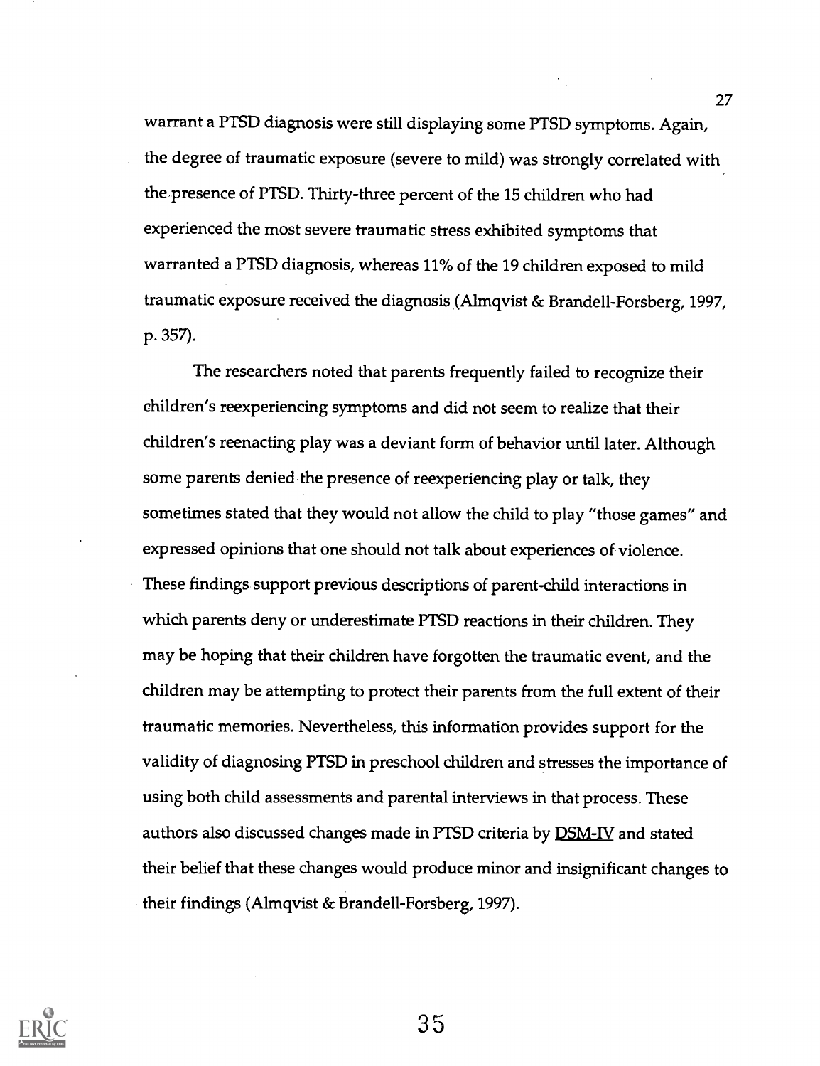warrant a PTSD diagnosis were still displaying some PTSD symptoms. Again, the degree of traumatic exposure (severe to mild) was strongly correlated with the presence of PTSD. Thirty-three percent of the 15 children who had experienced the most severe traumatic stress exhibited symptoms that warranted a PTSD diagnosis, whereas 11% of the 19 children exposed to mild traumatic exposure received the diagnosis (Almqvist & Brandell-Forsberg, 1997, p. 357).

The researchers noted that parents frequently failed to recognize their children's reexperiencing symptoms and did not seem to realize that their children's reenacting play was a deviant form of behavior until later. Although some parents denied the presence of reexperiencing play or talk, they sometimes stated that they would not allow the child to play "those games" and expressed opinions that one should not talk about experiences of violence. These findings support previous descriptions of parent-child interactions in which parents deny or underestimate PTSD reactions in their children. They may be hoping that their children have forgotten the traumatic event, and the children may be attempting to protect their parents from the full extent of their traumatic memories. Nevertheless, this information provides support for the validity of diagnosing PTSD in preschool children and stresses the importance of using both child assessments and parental interviews in that process. These authors also discussed changes made in PTSD criteria by DSM-IV and stated their belief that these changes would produce minor and insignificant changes to their findings (Almqvist & Brandell-Forsberg, 1997).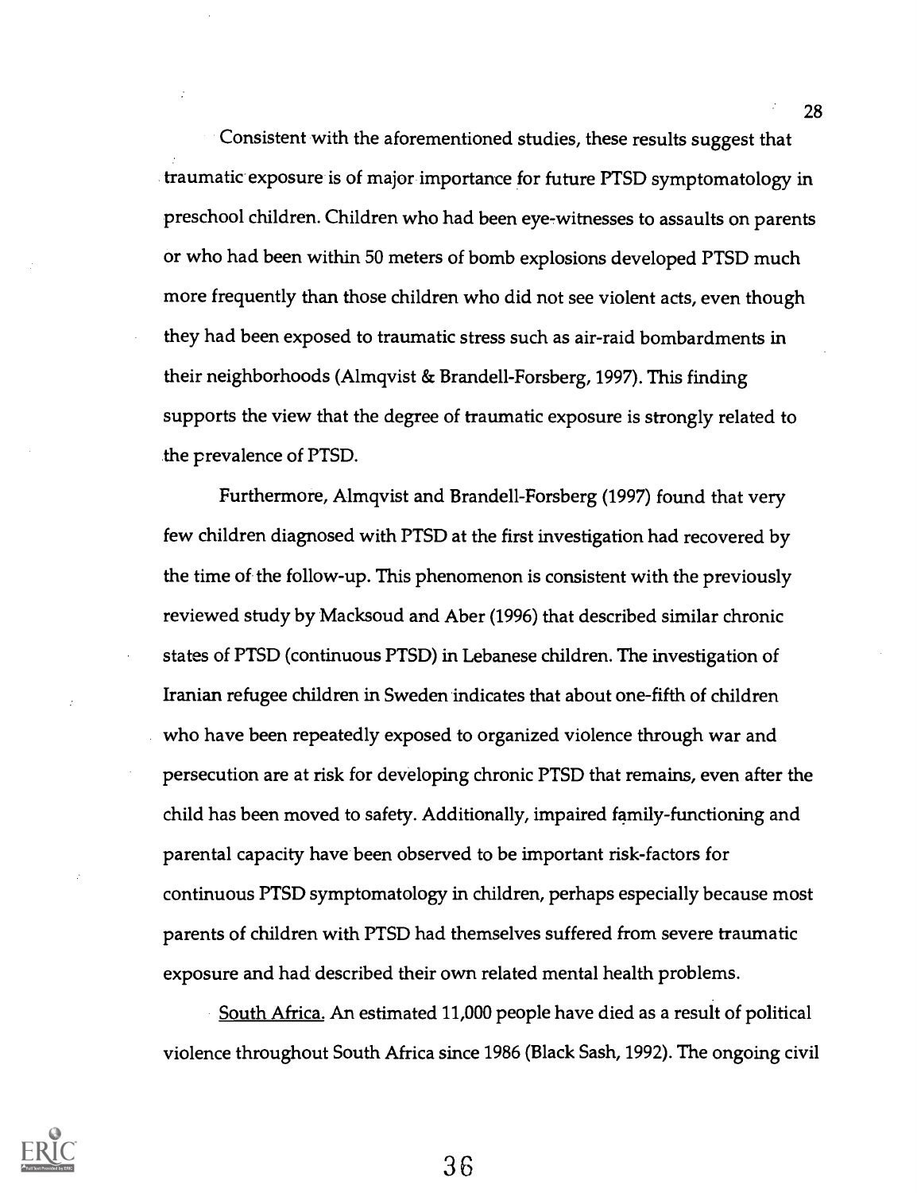Consistent with the aforementioned studies, these results suggest that traumatic exposure is of major importance for future PTSD symptomatology in preschool children. Children who had been eye-witnesses to assaults on parents or who had been within 50 meters of bomb explosions developed PTSD much more frequently than those children who did not see violent acts, even though they had been exposed to traumatic stress such as air-raid bombardments in their neighborhoods (Almqvist & Brandell-Forsberg, 1997). This finding supports the view that the degree of traumatic exposure is strongly related to the prevalence of PTSD.

Furthermore, Almqvist and Brandell-Forsberg (1997) found that very few children diagnosed with PTSD at the first investigation had recovered by the time of the follow-up. This phenomenon is consistent with the previously reviewed study by Macksoud and Aber (1996) that described similar chronic states of PTSD (continuous PTSD) in Lebanese children. The investigation of Iranian refugee children in Sweden indicates that about one-fifth of children who have been repeatedly exposed to organized violence through war and persecution are at risk for developing chronic PTSD that remains, even after the child has been moved to safety. Additionally, impaired family-functioning and parental capacity have been observed to be important risk-factors for continuous PTSD symptomatology in children, perhaps especially because most parents of children with PTSD had themselves suffered from severe traumatic exposure and had described their own related mental health problems.

South Africa. An estimated 11,000 people have died as a result of political violence throughout South Africa since 1986 (Black Sash, 1992). The ongoing civil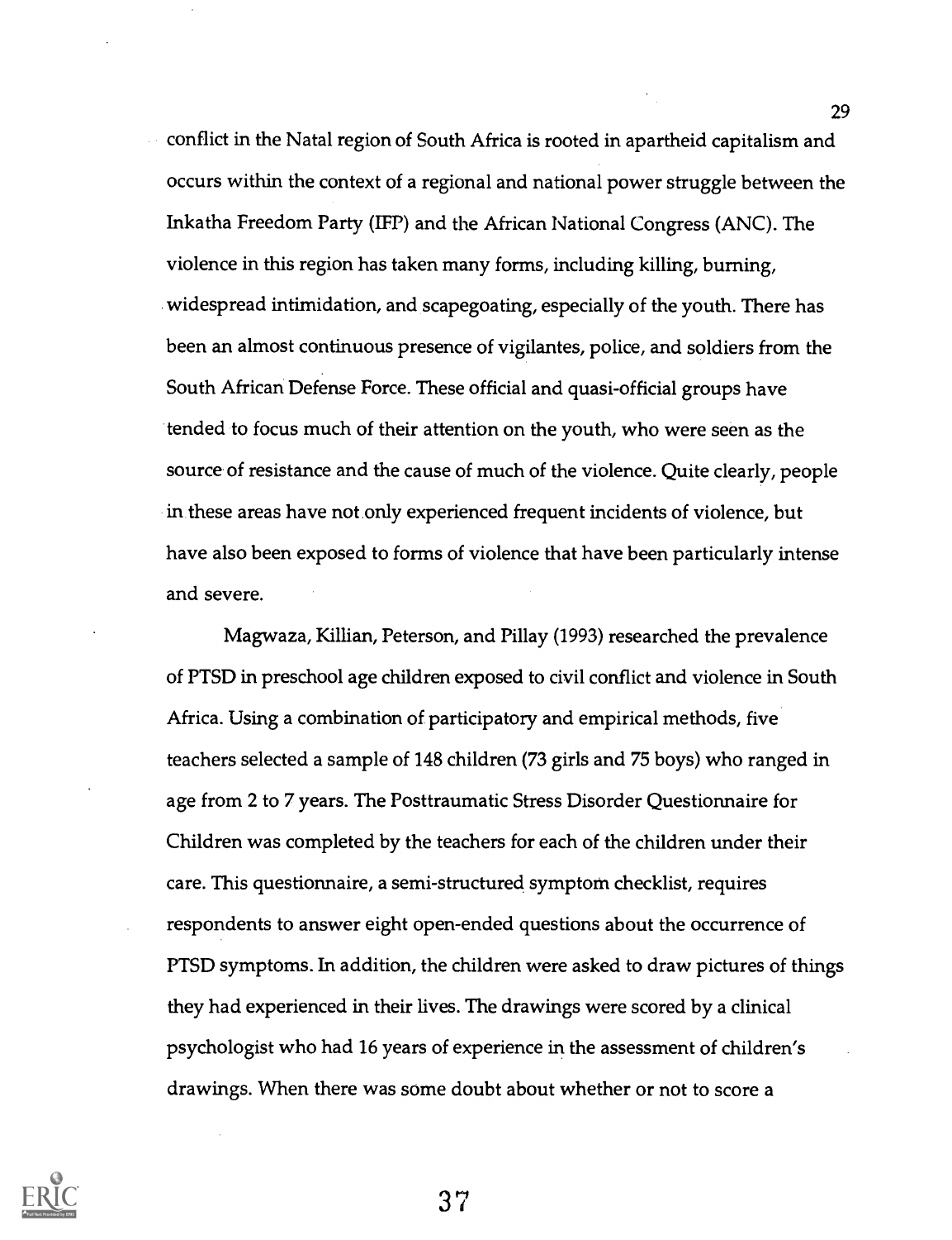conflict in the Natal region of South Africa is rooted in apartheid capitalism and occurs within the context of a regional and national power struggle between the Inkatha Freedom Party (IFP) and the African National Congress (ANC). The violence in this region has taken many forms, including killing, burning, widespread intimidation, and scapegoating, especially of the youth. There has been an almost continuous presence of vigilantes, police, and soldiers from the South African Defense Force. These official and quasi-official groups have tended to focus much of their attention on the youth, who were seen as the source of resistance and the cause of much of the violence. Quite clearly, people in these areas have not only experienced frequent incidents of violence, but have also been exposed to forms of violence that have been particularly intense and severe.

Magwaza, Killian, Peterson, and Pillay (1993) researched the prevalence of PTSD in preschool age children exposed to civil conflict and violence in South Africa. Using a combination of participatory and empirical methods, five teachers selected a sample of 148 children (73 girls and 75 boys) who ranged in age from 2 to 7 years. The Posttraumatic Stress Disorder Questionnaire for Children was completed by the teachers for each of the children under their care. This questionnaire, a semi-structured symptom checklist, requires respondents to answer eight open-ended questions about the occurrence of PTSD symptoms. In addition, the children were asked to draw pictures of things they had experienced in their lives. The drawings were scored by a clinical psychologist who had 16 years of experience in the assessment of children's drawings. When there was some doubt about whether or not to score a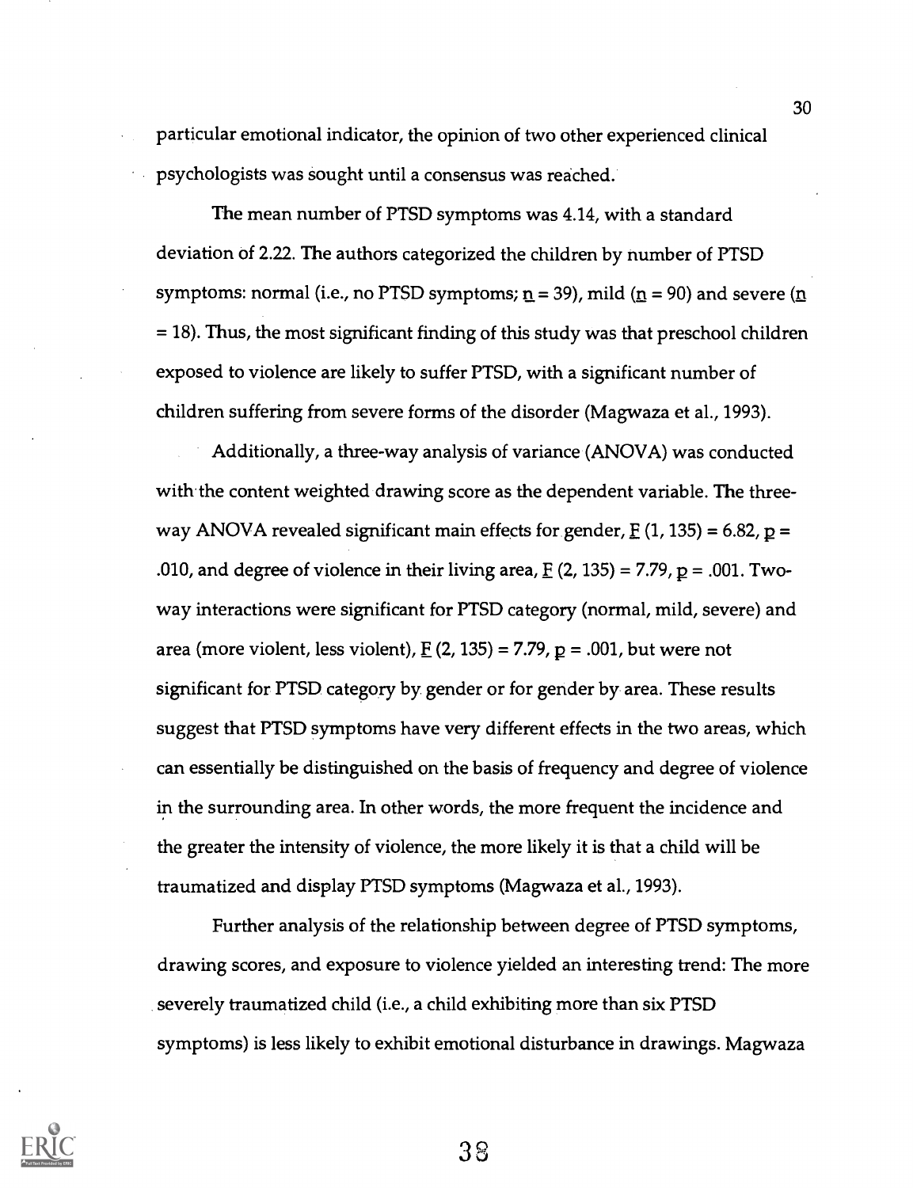particular emotional indicator, the opinion of two other experienced clinical psychologists was sought until a consensus was reached.

The mean number of PTSD symptoms was 4.14, with a standard deviation of 2.22. The authors categorized the children by number of PTSD symptoms: normal (i.e., no PTSD symptoms; $n = 39$), mild ($n = 90$) and severe ($n = 18$). Thus, the most significant finding of this study was that preschool children exposed to violence are likely to suffer PTSD, with a significant number of children suffering from severe forms of the disorder (Magwaza et al., 1993).

Additionally, a three-way analysis of variance (ANOVA) was conducted with the content weighted drawing score as the dependent variable. The three-way ANOVA revealed significant main effects for gender, $F(1, 135) = 6.82$, $p = .010$, and degree of violence in their living area, $F(2, 135) = 7.79$, $p = .001$. Two-way interactions were significant for PTSD category (normal, mild, severe) and area (more violent, less violent), $F(2, 135) = 7.79$, $p = .001$, but were not significant for PTSD category by gender or for gender by area. These results suggest that PTSD symptoms have very different effects in the two areas, which can essentially be distinguished on the basis of frequency and degree of violence in the surrounding area. In other words, the more frequent the incidence and the greater the intensity of violence, the more likely it is that a child will be traumatized and display PTSD symptoms (Magwaza et al., 1993).

Further analysis of the relationship between degree of PTSD symptoms, drawing scores, and exposure to violence yielded an interesting trend: The more severely traumatized child (i.e., a child exhibiting more than six PTSD symptoms) is less likely to exhibit emotional disturbance in drawings. Magwaza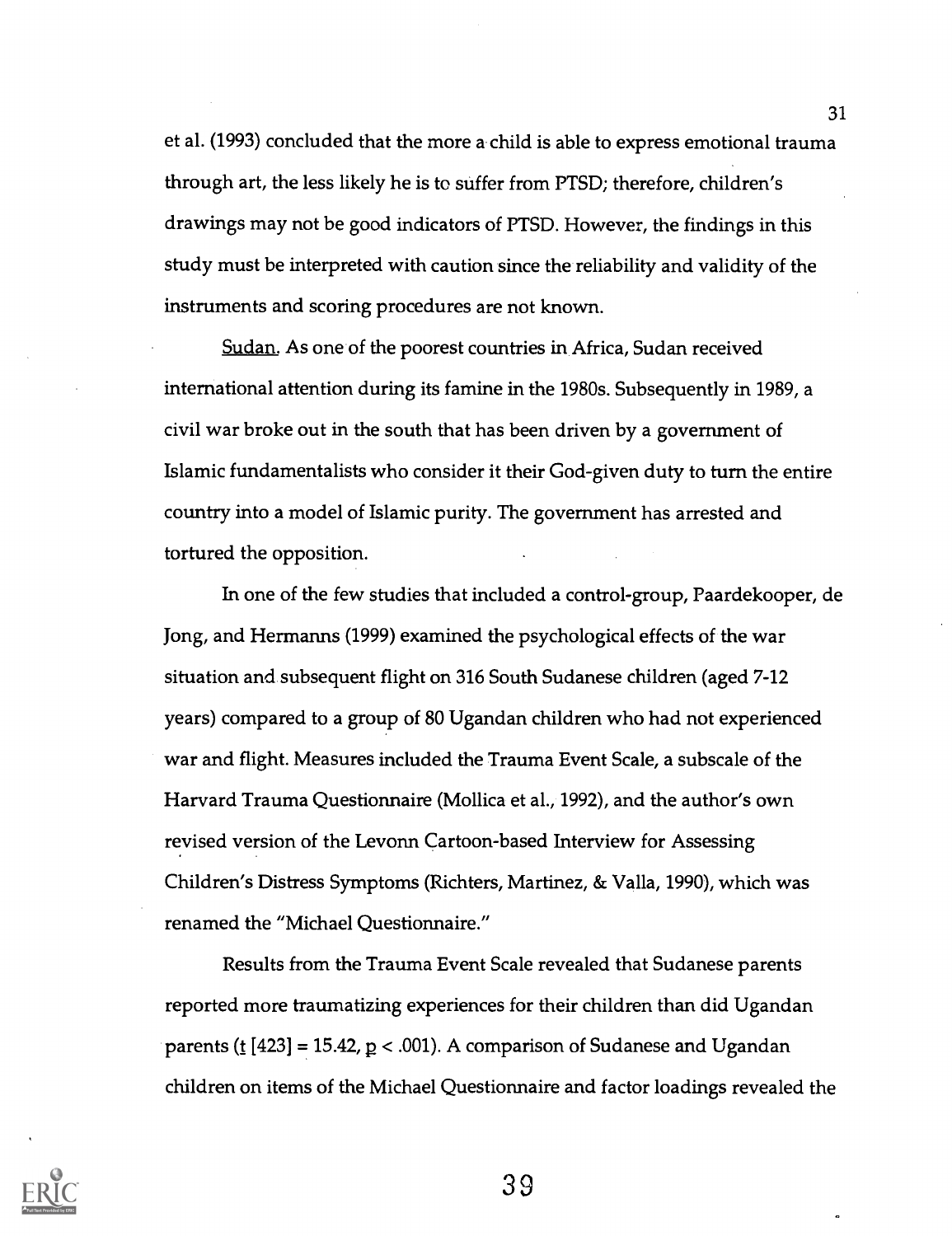et al. (1993) concluded that the more a child is able to express emotional trauma through art, the less likely he is to suffer from PTSD; therefore, children's drawings may not be good indicators of PTSD. However, the findings in this study must be interpreted with caution since the reliability and validity of the instruments and scoring procedures are not known.

Sudan. As one of the poorest countries in Africa, Sudan received international attention during its famine in the 1980s. Subsequently in 1989, a civil war broke out in the south that has been driven by a government of Islamic fundamentalists who consider it their God-given duty to turn the entire country into a model of Islamic purity. The government has arrested and tortured the opposition.

In one of the few studies that included a control-group, Paardekooper, de Jong, and Hermanns (1999) examined the psychological effects of the war situation and subsequent flight on 316 South Sudanese children (aged 7-12 years) compared to a group of 80 Ugandan children who had not experienced war and flight. Measures included the Trauma Event Scale, a subscale of the Harvard Trauma Questionnaire (Mollica et al., 1992), and the author's own revised version of the Levonn Cartoon-based Interview for Assessing Children's Distress Symptoms (Richters, Martinez, & Valla, 1990), which was renamed the "Michael Questionnaire."

Results from the Trauma Event Scale revealed that Sudanese parents reported more traumatizing experiences for their children than did Ugandan parents ($t$ [423] = 15.42, $p < .001$). A comparison of Sudanese and Ugandan children on items of the Michael Questionnaire and factor loadings revealed the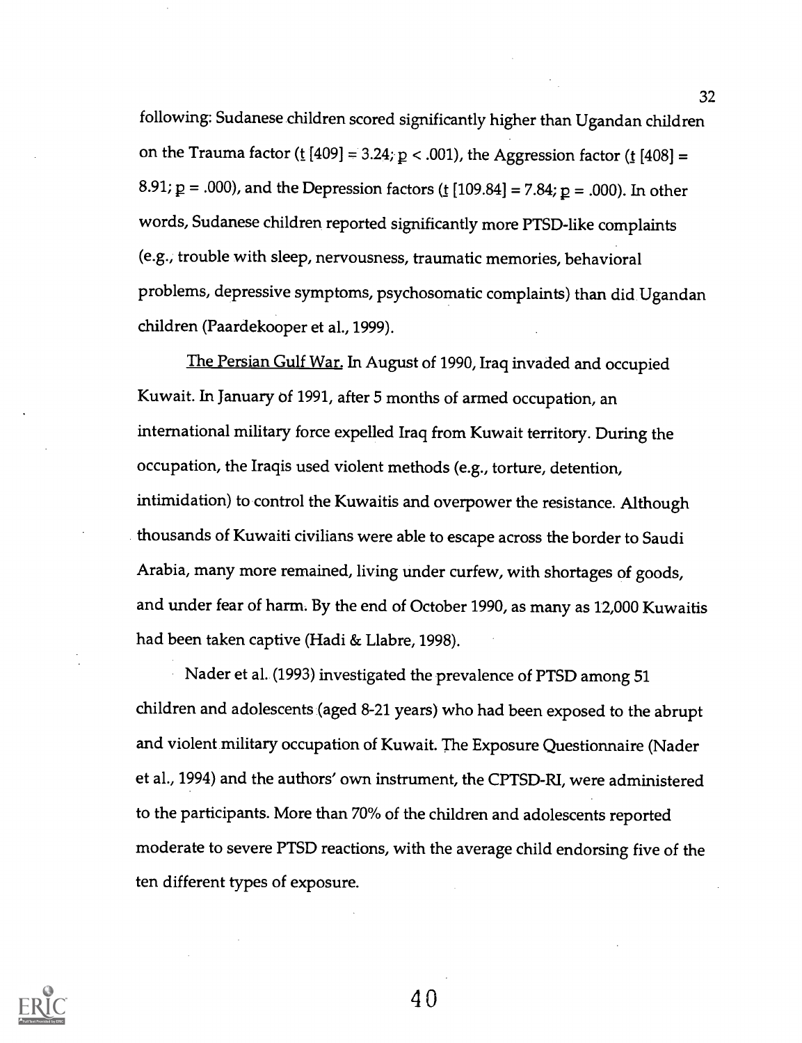following: Sudanese children scored significantly higher than Ugandan children on the Trauma factor ($t$ [409] = 3.24; $p < .001$), the Aggression factor ($t$ [408] = 8.91; $p = .000$), and the Depression factors ($t$ [109.84] = 7.84; $p = .000$). In other words, Sudanese children reported significantly more PTSD-like complaints (e.g., trouble with sleep, nervousness, traumatic memories, behavioral problems, depressive symptoms, psychosomatic complaints) than did Ugandan children (Paardekooper et al., 1999).

The Persian Gulf War. In August of 1990, Iraq invaded and occupied Kuwait. In January of 1991, after 5 months of armed occupation, an international military force expelled Iraq from Kuwait territory. During the occupation, the Iraqis used violent methods (e.g., torture, detention, intimidation) to control the Kuwaitis and overpower the resistance. Although thousands of Kuwaiti civilians were able to escape across the border to Saudi Arabia, many more remained, living under curfew, with shortages of goods, and under fear of harm. By the end of October 1990, as many as 12,000 Kuwaitis had been taken captive (Hadi & Llabre, 1998).

Nader et al. (1993) investigated the prevalence of PTSD among 51 children and adolescents (aged 8-21 years) who had been exposed to the abrupt and violent military occupation of Kuwait. The Exposure Questionnaire (Nader et al., 1994) and the authors' own instrument, the CPTSD-RI, were administered to the participants. More than 70% of the children and adolescents reported moderate to severe PTSD reactions, with the average child endorsing five of the ten different types of exposure.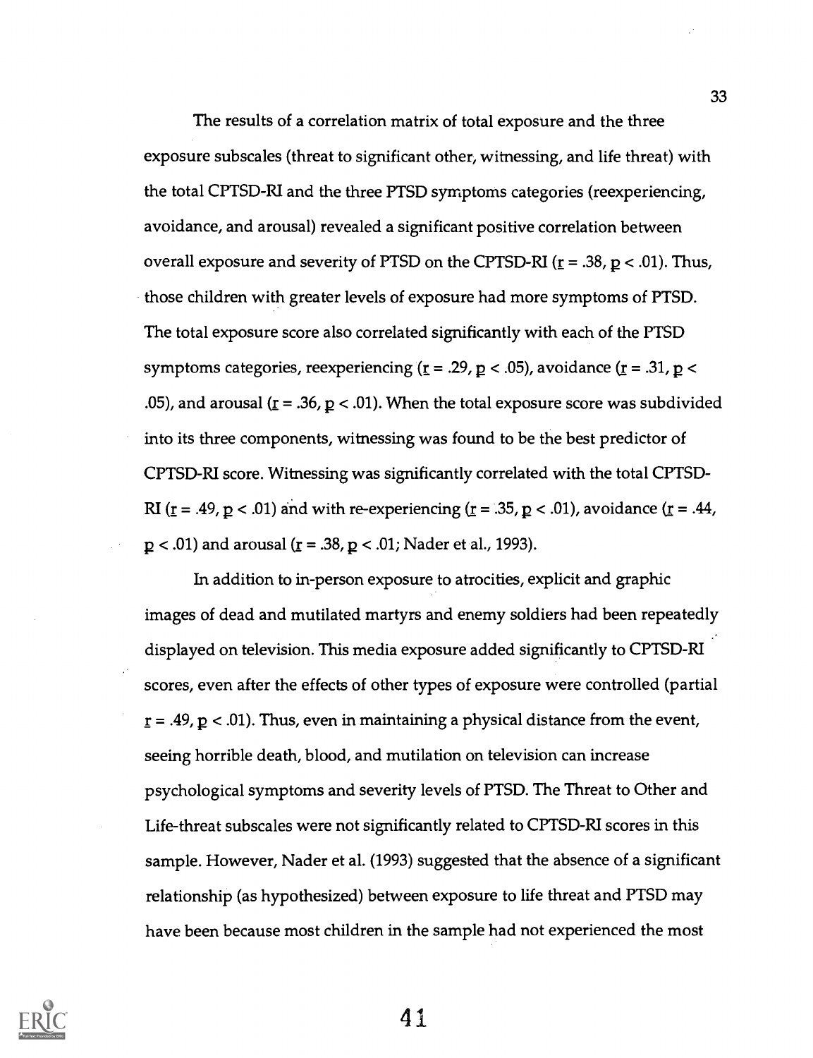The results of a correlation matrix of total exposure and the three exposure subscales (threat to significant other, witnessing, and life threat) with the total CPTSD-RI and the three PTSD symptoms categories (reexperiencing, avoidance, and arousal) revealed a significant positive correlation between overall exposure and severity of PTSD on the CPTSD-RI ($r = .38$, $p < .01$). Thus, those children with greater levels of exposure had more symptoms of PTSD. The total exposure score also correlated significantly with each of the PTSD symptoms categories, reexperiencing ($r = .29$, $p < .05$), avoidance ($r = .31$, $p < .05$), and arousal ($r = .36$, $p < .01$). When the total exposure score was subdivided into its three components, witnessing was found to be the best predictor of CPTSD-RI score. Witnessing was significantly correlated with the total CPTSD-RI ($r = .49$, $p < .01$) and with re-experiencing ($r = .35$, $p < .01$), avoidance ($r = .44$, $p < .01$) and arousal ($r = .38$, $p < .01$; Nader et al., 1993).

In addition to in-person exposure to atrocities, explicit and graphic images of dead and mutilated martyrs and enemy soldiers had been repeatedly displayed on television. This media exposure added significantly to CPTSD-RI scores, even after the effects of other types of exposure were controlled (partial $r = .49$, $p < .01$). Thus, even in maintaining a physical distance from the event, seeing horrible death, blood, and mutilation on television can increase psychological symptoms and severity levels of PTSD. The Threat to Other and Life-threat subscales were not significantly related to CPTSD-RI scores in this sample. However, Nader et al. (1993) suggested that the absence of a significant relationship (as hypothesized) between exposure to life threat and PTSD may have been because most children in the sample had not experienced the most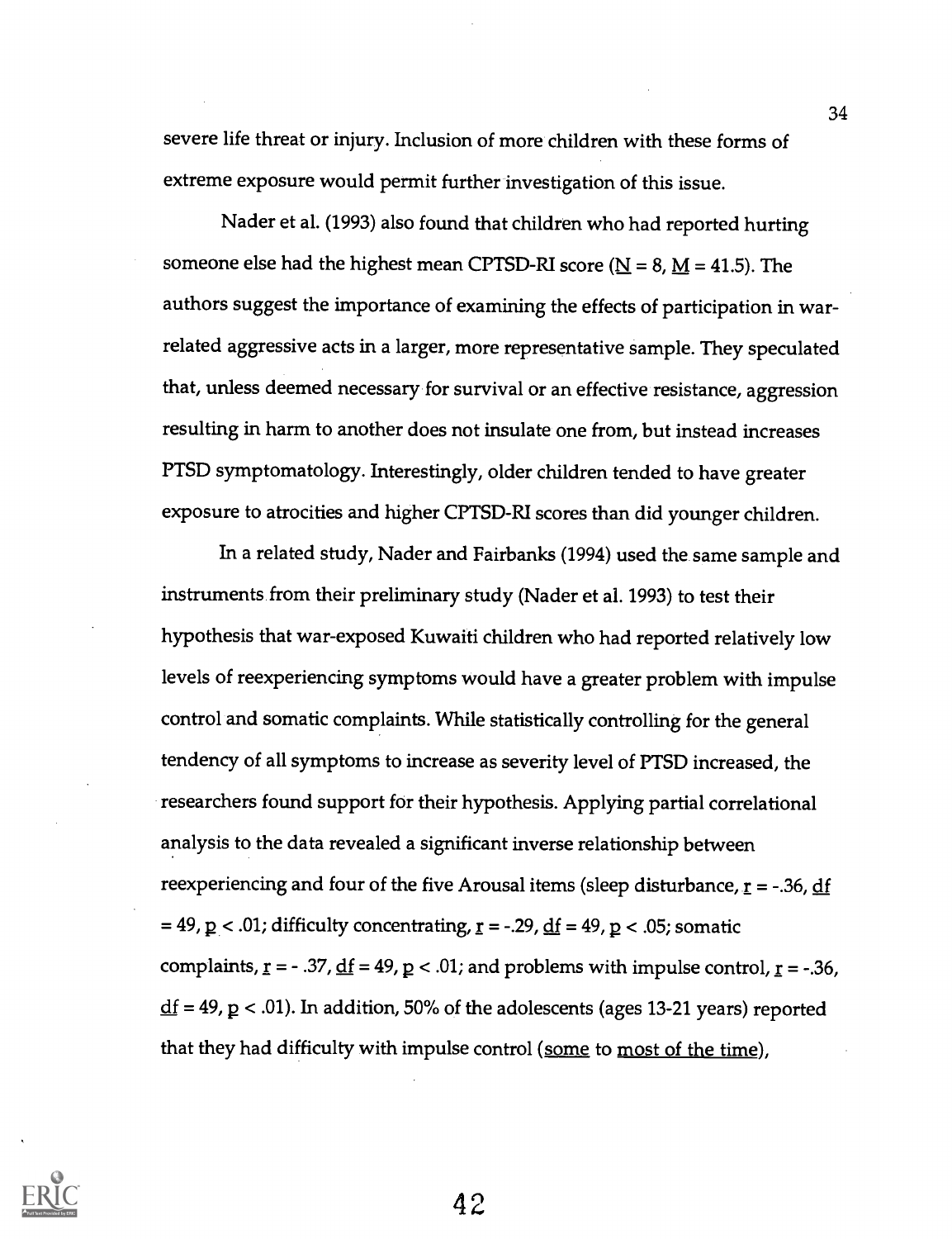severe life threat or injury. Inclusion of more children with these forms of extreme exposure would permit further investigation of this issue.

Nader et al. (1993) also found that children who had reported hurting someone else had the highest mean CPTSD-RI score ($N = 8$, $M = 41.5$). The authors suggest the importance of examining the effects of participation in war-related aggressive acts in a larger, more representative sample. They speculated that, unless deemed necessary for survival or an effective resistance, aggression resulting in harm to another does not insulate one from, but instead increases PTSD symptomatology. Interestingly, older children tended to have greater exposure to atrocities and higher CPTSD-RI scores than did younger children.

In a related study, Nader and Fairbanks (1994) used the same sample and instruments from their preliminary study (Nader et al. 1993) to test their hypothesis that war-exposed Kuwaiti children who had reported relatively low levels of reexperiencing symptoms would have a greater problem with impulse control and somatic complaints. While statistically controlling for the general tendency of all symptoms to increase as severity level of PTSD increased, the researchers found support for their hypothesis. Applying partial correlational analysis to the data revealed a significant inverse relationship between reexperiencing and four of the five Arousal items (sleep disturbance, $r = -.36$, $df = 49$, $p < .01$; difficulty concentrating, $r = -.29$, $df = 49$, $p < .05$; somatic complaints, $r = -.37$, $df = 49$, $p < .01$; and problems with impulse control, $r = -.36$, $df = 49$, $p < .01$). In addition, 50% of the adolescents (ages 13-21 years) reported that they had difficulty with impulse control (some to most of the time),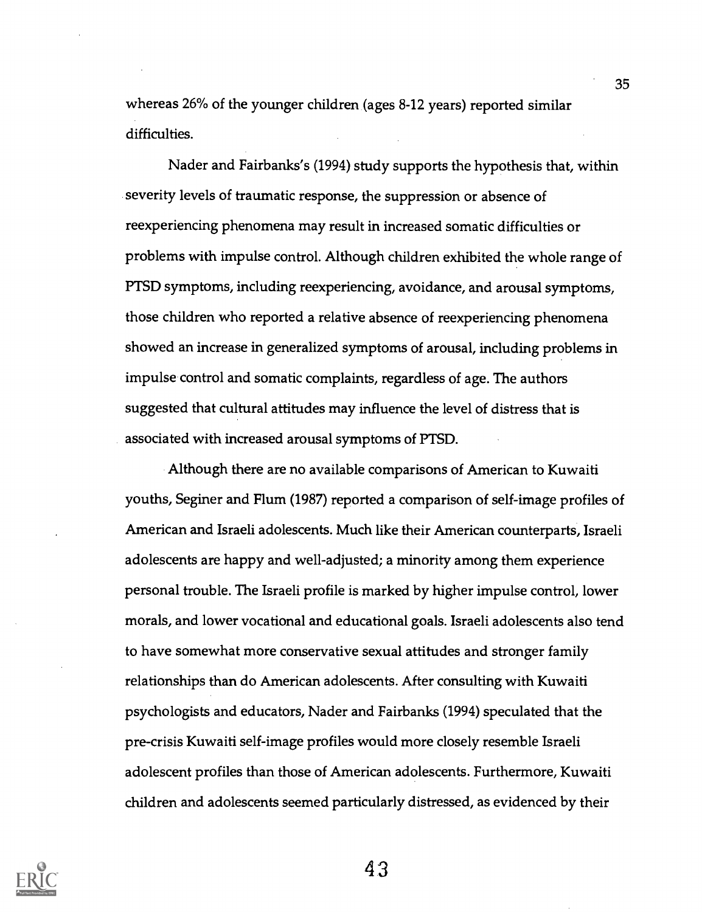whereas 26% of the younger children (ages 8-12 years) reported similar difficulties.

Nader and Fairbanks's (1994) study supports the hypothesis that, within severity levels of traumatic response, the suppression or absence of reexperiencing phenomena may result in increased somatic difficulties or problems with impulse control. Although children exhibited the whole range of PTSD symptoms, including reexperiencing, avoidance, and arousal symptoms, those children who reported a relative absence of reexperiencing phenomena showed an increase in generalized symptoms of arousal, including problems in impulse control and somatic complaints, regardless of age. The authors suggested that cultural attitudes may influence the level of distress that is associated with increased arousal symptoms of PTSD.

Although there are no available comparisons of American to Kuwaiti youths, Seginer and Flum (1987) reported a comparison of self-image profiles of American and Israeli adolescents. Much like their American counterparts, Israeli adolescents are happy and well-adjusted; a minority among them experience personal trouble. The Israeli profile is marked by higher impulse control, lower morals, and lower vocational and educational goals. Israeli adolescents also tend to have somewhat more conservative sexual attitudes and stronger family relationships than do American adolescents. After consulting with Kuwaiti psychologists and educators, Nader and Fairbanks (1994) speculated that the pre-crisis Kuwaiti self-image profiles would more closely resemble Israeli adolescent profiles than those of American adolescents. Furthermore, Kuwaiti children and adolescents seemed particularly distressed, as evidenced by their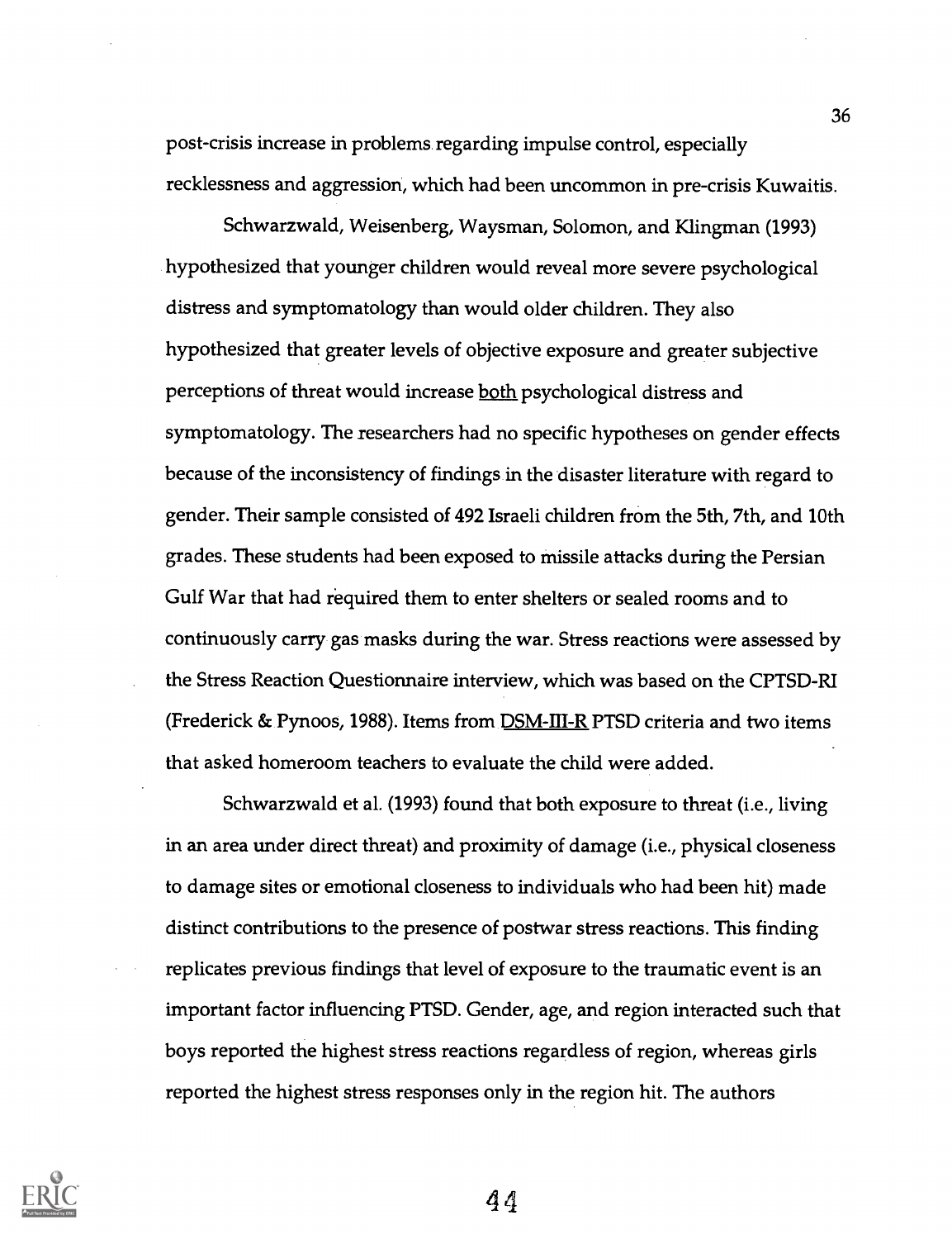post-crisis increase in problems regarding impulse control, especially recklessness and aggression, which had been uncommon in pre-crisis Kuwaitis.

Schwarzwald, Weisenberg, Waysman, Solomon, and Klingman (1993) hypothesized that younger children would reveal more severe psychological distress and symptomatology than would older children. They also hypothesized that greater levels of objective exposure and greater subjective perceptions of threat would increase both psychological distress and symptomatology. The researchers had no specific hypotheses on gender effects because of the inconsistency of findings in the disaster literature with regard to gender. Their sample consisted of 492 Israeli children from the 5th, 7th, and 10th grades. These students had been exposed to missile attacks during the Persian Gulf War that had required them to enter shelters or sealed rooms and to continuously carry gas masks during the war. Stress reactions were assessed by the Stress Reaction Questionnaire interview, which was based on the CPTSD-RI (Frederick & Pynoos, 1988). Items from DSM-III-R PTSD criteria and two items that asked homeroom teachers to evaluate the child were added.

Schwarzwald et al. (1993) found that both exposure to threat (i.e., living in an area under direct threat) and proximity of damage (i.e., physical closeness to damage sites or emotional closeness to individuals who had been hit) made distinct contributions to the presence of postwar stress reactions. This finding replicates previous findings that level of exposure to the traumatic event is an important factor influencing PTSD. Gender, age, and region interacted such that boys reported the highest stress reactions regardless of region, whereas girls reported the highest stress responses only in the region hit. The authors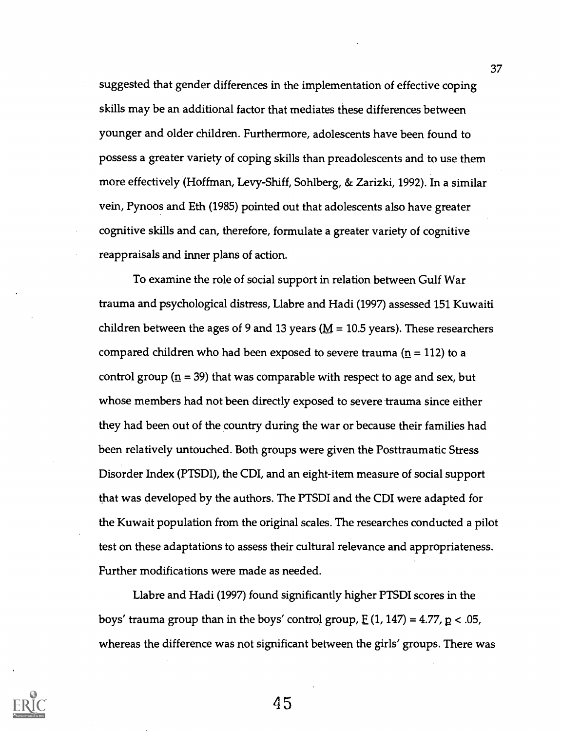suggested that gender differences in the implementation of effective coping skills may be an additional factor that mediates these differences between younger and older children. Furthermore, adolescents have been found to possess a greater variety of coping skills than preadolescents and to use them more effectively (Hoffman, Levy-Shiff, Sohlberg, & Zarizki, 1992). In a similar vein, Pynoos and Eth (1985) pointed out that adolescents also have greater cognitive skills and can, therefore, formulate a greater variety of cognitive reappraisals and inner plans of action.

To examine the role of social support in relation between Gulf War trauma and psychological distress, Llabre and Hadi (1997) assessed 151 Kuwaiti children between the ages of 9 and 13 years ($M = 10.5$ years). These researchers compared children who had been exposed to severe trauma ($n = 112$) to a control group ($n = 39$) that was comparable with respect to age and sex, but whose members had not been directly exposed to severe trauma since either they had been out of the country during the war or because their families had been relatively untouched. Both groups were given the Posttraumatic Stress Disorder Index (PTSDI), the CDI, and an eight-item measure of social support that was developed by the authors. The PTSDI and the CDI were adapted for the Kuwait population from the original scales. The researches conducted a pilot test on these adaptations to assess their cultural relevance and appropriateness. Further modifications were made as needed.

Llabre and Hadi (1997) found significantly higher PTSDI scores in the boys' trauma group than in the boys' control group, $F(1, 147) = 4.77$, $p < .05$, whereas the difference was not significant between the girls' groups. There was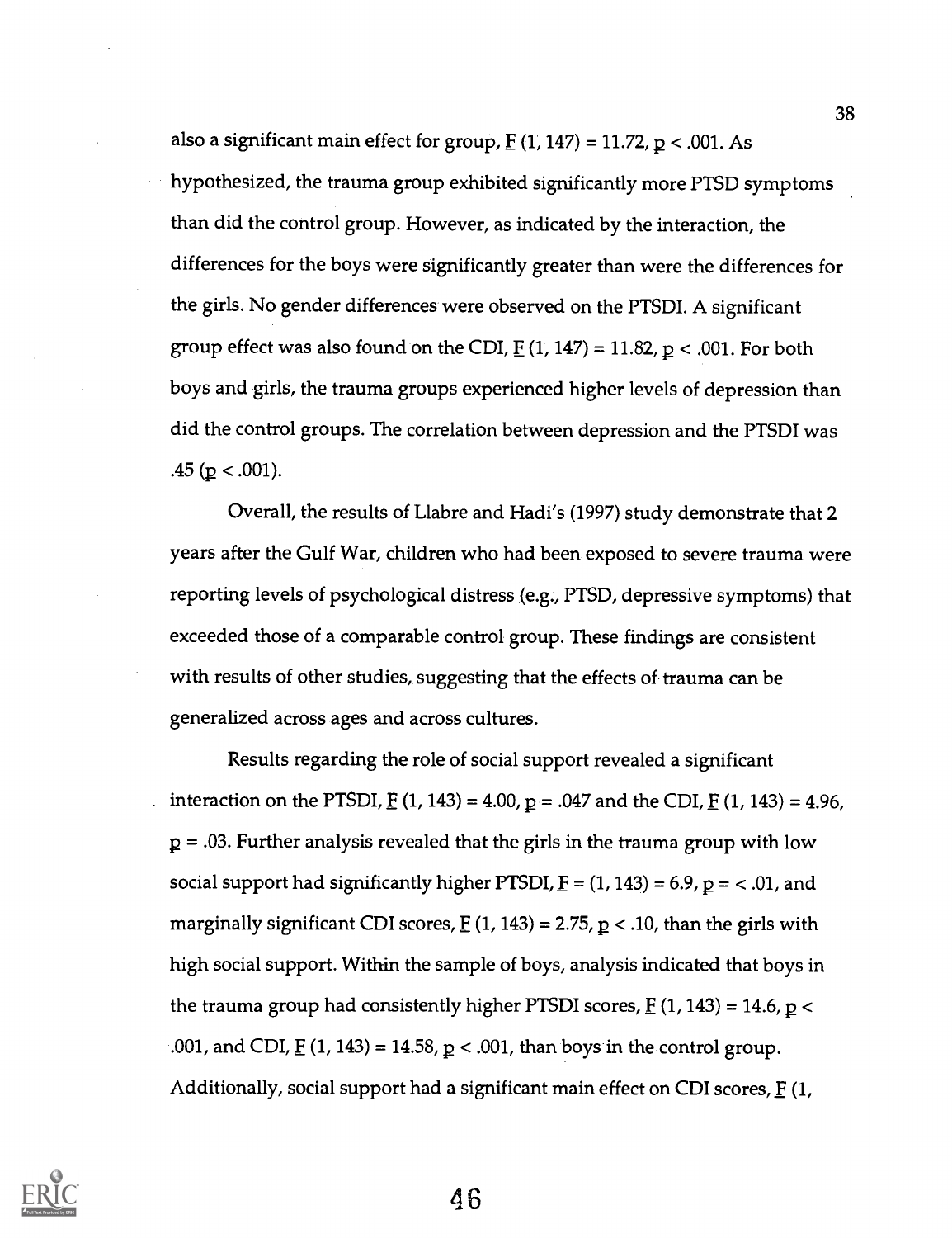also a significant main effect for group, $F$ (1, 147) = 11.72, $p < .001$. As hypothesized, the trauma group exhibited significantly more PTSD symptoms than did the control group. However, as indicated by the interaction, the differences for the boys were significantly greater than were the differences for the girls. No gender differences were observed on the PTSDI. A significant group effect was also found on the CDI, $F$ (1, 147) = 11.82, $p < .001$. For both boys and girls, the trauma groups experienced higher levels of depression than did the control groups. The correlation between depression and the PTSDI was .45 ($p < .001$).

Overall, the results of Llabre and Hadi's (1997) study demonstrate that 2 years after the Gulf War, children who had been exposed to severe trauma were reporting levels of psychological distress (e.g., PTSD, depressive symptoms) that exceeded those of a comparable control group. These findings are consistent with results of other studies, suggesting that the effects of trauma can be generalized across ages and across cultures.

Results regarding the role of social support revealed a significant interaction on the PTSDI, $F$ (1, 143) = 4.00, $p = .047$ and the CDI, $F$ (1, 143) = 4.96, $p = .03$. Further analysis revealed that the girls in the trauma group with low social support had significantly higher PTSDI, $F$ = (1, 143) = 6.9, $p$ = < .01, and marginally significant CDI scores, $F$ (1, 143) = 2.75, $p < .10$, than the girls with high social support. Within the sample of boys, analysis indicated that boys in the trauma group had consistently higher PTSDI scores, $F$ (1, 143) = 14.6, $p < .001$, and CDI, $F$ (1, 143) = 14.58, $p < .001$, than boys in the control group. Additionally, social support had a significant main effect on CDI scores, $F$ (1,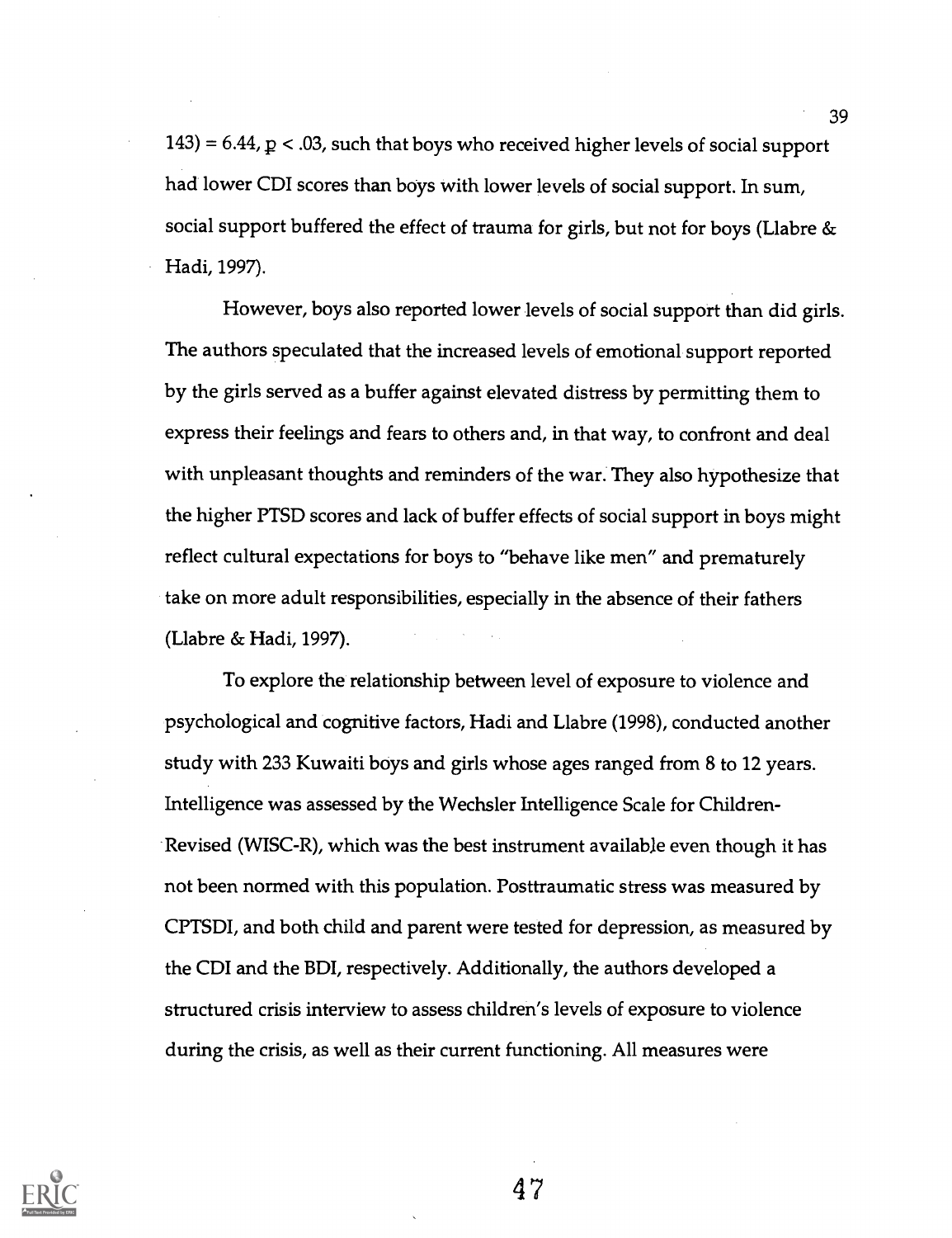143) = 6.44, $p < .03$, such that boys who received higher levels of social support had lower CDI scores than boys with lower levels of social support. In sum, social support buffered the effect of trauma for girls, but not for boys (Llabre & Hadi, 1997).

However, boys also reported lower levels of social support than did girls. The authors speculated that the increased levels of emotional support reported by the girls served as a buffer against elevated distress by permitting them to express their feelings and fears to others and, in that way, to confront and deal with unpleasant thoughts and reminders of the war. They also hypothesize that the higher PTSD scores and lack of buffer effects of social support in boys might reflect cultural expectations for boys to "behave like men" and prematurely take on more adult responsibilities, especially in the absence of their fathers (Llabre & Hadi, 1997).

To explore the relationship between level of exposure to violence and psychological and cognitive factors, Hadi and Llabre (1998), conducted another study with 233 Kuwaiti boys and girls whose ages ranged from 8 to 12 years. Intelligence was assessed by the Wechsler Intelligence Scale for Children-Revised (WISC-R), which was the best instrument available even though it has not been normed with this population. Posttraumatic stress was measured by CPTSDI, and both child and parent were tested for depression, as measured by the CDI and the BDI, respectively. Additionally, the authors developed a structured crisis interview to assess children's levels of exposure to violence during the crisis, as well as their current functioning. All measures were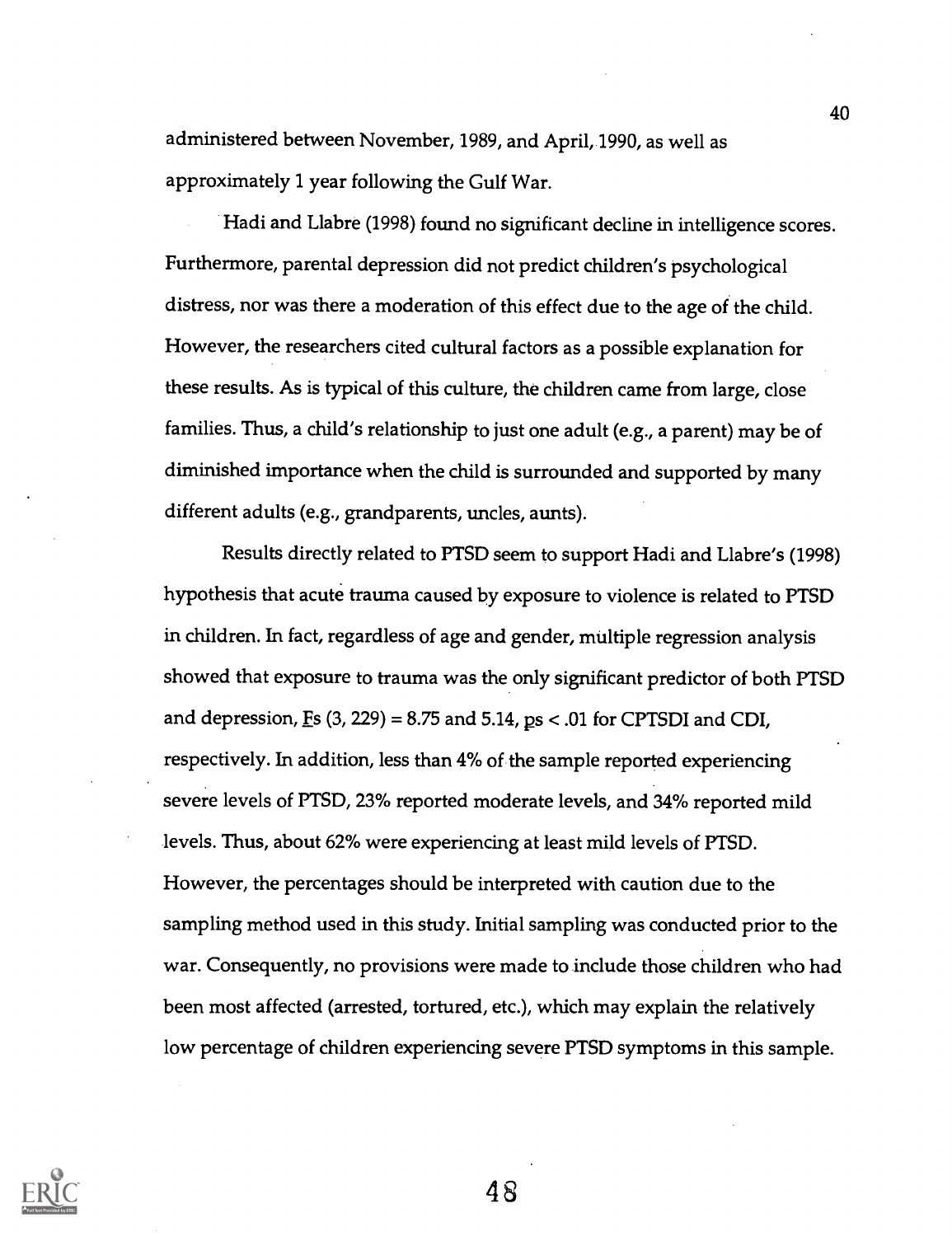administered between November, 1989, and April, 1990, as well as approximately 1 year following the Gulf War.

Hadi and Llabre (1998) found no significant decline in intelligence scores. Furthermore, parental depression did not predict children's psychological distress, nor was there a moderation of this effect due to the age of the child. However, the researchers cited cultural factors as a possible explanation for these results. As is typical of this culture, the children came from large, close families. Thus, a child's relationship to just one adult (e.g., a parent) may be of diminished importance when the child is surrounded and supported by many different adults (e.g., grandparents, uncles, aunts).

Results directly related to PTSD seem to support Hadi and Llabre's (1998) hypothesis that acute trauma caused by exposure to violence is related to PTSD in children. In fact, regardless of age and gender, multiple regression analysis showed that exposure to trauma was the only significant predictor of both PTSD and depression, $Fs\ (3, 229) = 8.75$ and $5.14$, $ps < .01$ for CPTSDI and CDI, respectively. In addition, less than 4% of the sample reported experiencing severe levels of PTSD, 23% reported moderate levels, and 34% reported mild levels. Thus, about 62% were experiencing at least mild levels of PTSD. However, the percentages should be interpreted with caution due to the sampling method used in this study. Initial sampling was conducted prior to the war. Consequently, no provisions were made to include those children who had been most affected (arrested, tortured, etc.), which may explain the relatively low percentage of children experiencing severe PTSD symptoms in this sample.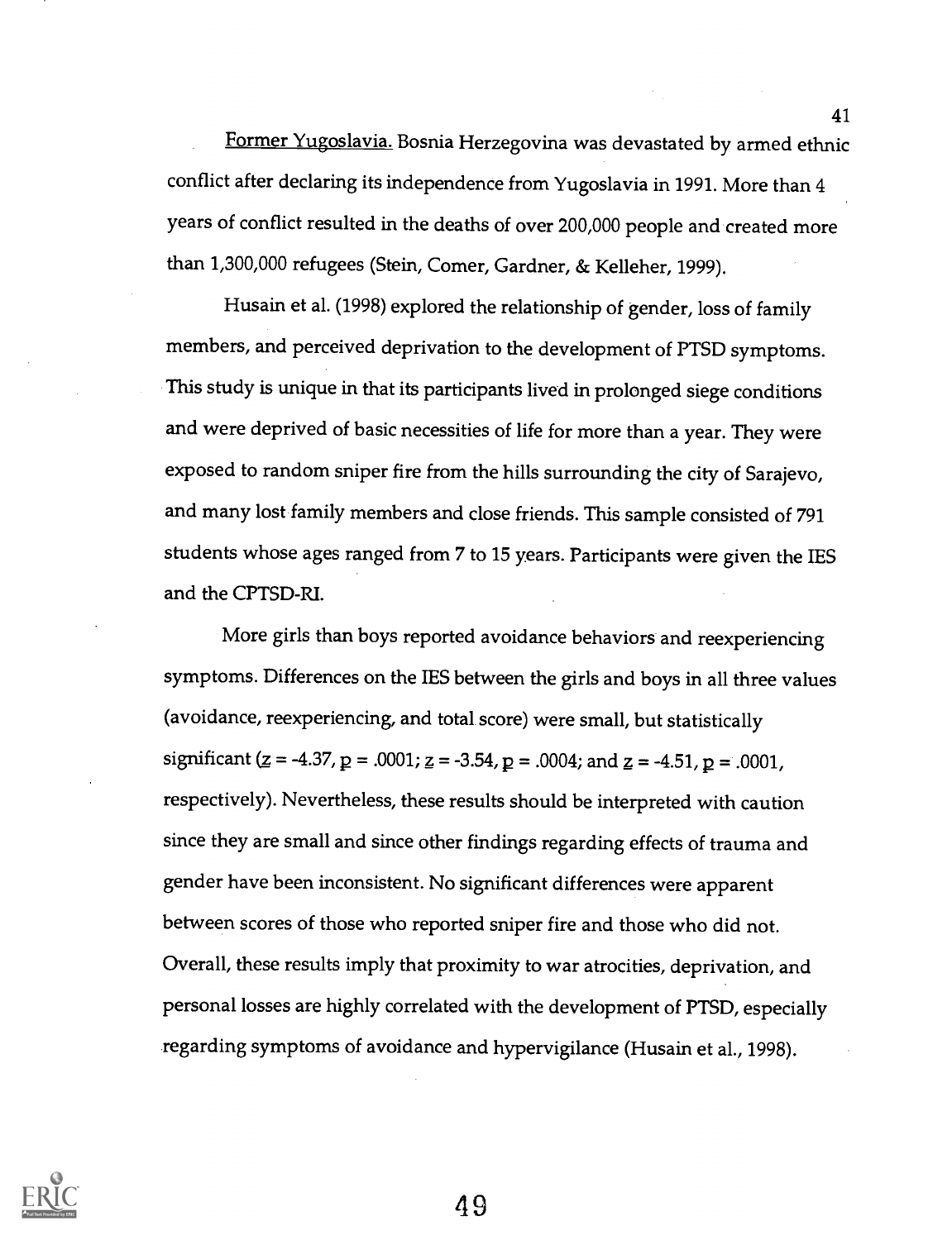Former Yugoslavia. Bosnia Herzegovina was devastated by armed ethnic conflict after declaring its independence from Yugoslavia in 1991. More than 4 years of conflict resulted in the deaths of over 200,000 people and created more than 1,300,000 refugees (Stein, Comer, Gardner, & Kelleher, 1999).

Husain et al. (1998) explored the relationship of gender, loss of family members, and perceived deprivation to the development of PTSD symptoms. This study is unique in that its participants lived in prolonged siege conditions and were deprived of basic necessities of life for more than a year. They were exposed to random sniper fire from the hills surrounding the city of Sarajevo, and many lost family members and close friends. This sample consisted of 791 students whose ages ranged from 7 to 15 years. Participants were given the IES and the CPTSD-RI.

More girls than boys reported avoidance behaviors and reexperiencing symptoms. Differences on the IES between the girls and boys in all three values (avoidance, reexperiencing, and total score) were small, but statistically significant ($z = -4.37$, $p = .0001$; $z = -3.54$, $p = .0004$; and $z = -4.51$, $p = .0001$, respectively). Nevertheless, these results should be interpreted with caution since they are small and since other findings regarding effects of trauma and gender have been inconsistent. No significant differences were apparent between scores of those who reported sniper fire and those who did not. Overall, these results imply that proximity to war atrocities, deprivation, and personal losses are highly correlated with the development of PTSD, especially regarding symptoms of avoidance and hypervigilance (Husain et al., 1998).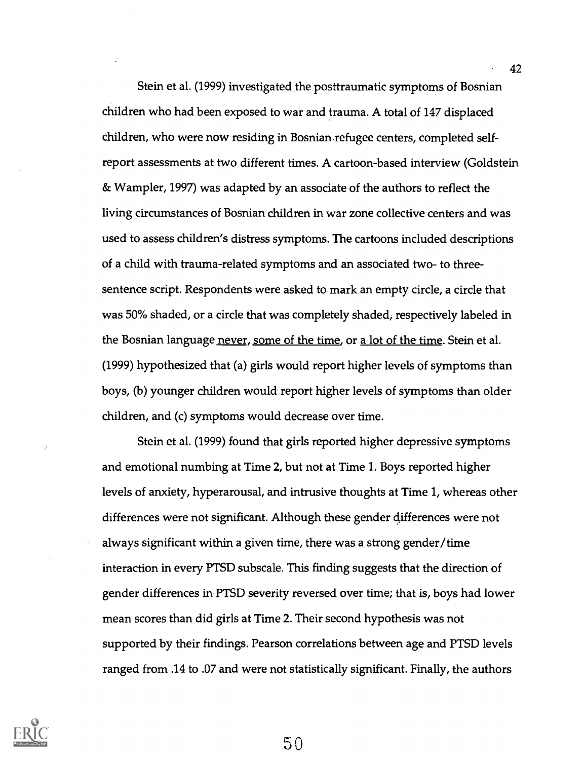Stein et al. (1999) investigated the posttraumatic symptoms of Bosnian children who had been exposed to war and trauma. A total of 147 displaced children, who were now residing in Bosnian refugee centers, completed self-report assessments at two different times. A cartoon-based interview (Goldstein & Wampler, 1997) was adapted by an associate of the authors to reflect the living circumstances of Bosnian children in war zone collective centers and was used to assess children's distress symptoms. The cartoons included descriptions of a child with trauma-related symptoms and an associated two- to three-sentence script. Respondents were asked to mark an empty circle, a circle that was 50% shaded, or a circle that was completely shaded, respectively labeled in the Bosnian language <u>never</u>, <u>some of the time</u>, or <u>a lot of the time</u>. Stein et al. (1999) hypothesized that (a) girls would report higher levels of symptoms than boys, (b) younger children would report higher levels of symptoms than older children, and (c) symptoms would decrease over time.

Stein et al. (1999) found that girls reported higher depressive symptoms and emotional numbing at Time 2, but not at Time 1. Boys reported higher levels of anxiety, hyperarousal, and intrusive thoughts at Time 1, whereas other differences were not significant. Although these gender differences were not always significant within a given time, there was a strong gender/time interaction in every PTSD subscale. This finding suggests that the direction of gender differences in PTSD severity reversed over time; that is, boys had lower mean scores than did girls at Time 2. Their second hypothesis was not supported by their findings. Pearson correlations between age and PTSD levels ranged from .14 to .07 and were not statistically significant. Finally, the authors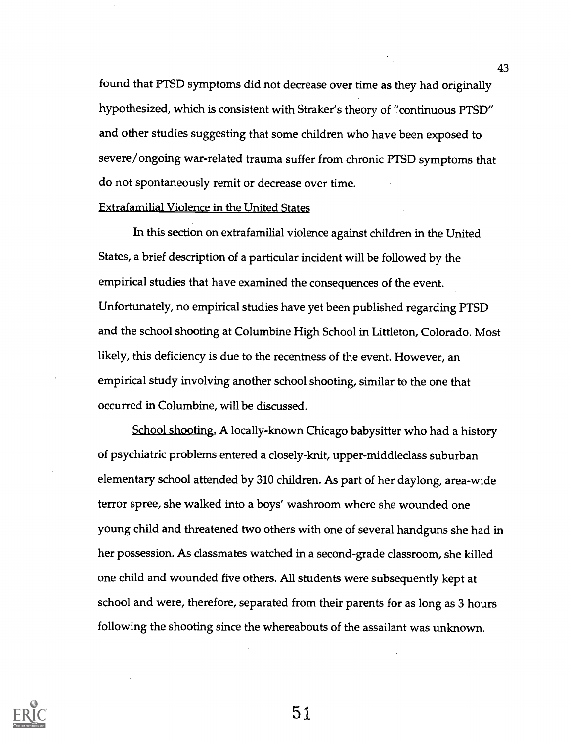found that PTSD symptoms did not decrease over time as they had originally hypothesized, which is consistent with Straker's theory of "continuous PTSD" and other studies suggesting that some children who have been exposed to severe/ongoing war-related trauma suffer from chronic PTSD symptoms that do not spontaneously remit or decrease over time.

Extrafamilial Violence in the United States

In this section on extrafamilial violence against children in the United States, a brief description of a particular incident will be followed by the empirical studies that have examined the consequences of the event. Unfortunately, no empirical studies have yet been published regarding PTSD and the school shooting at Columbine High School in Littleton, Colorado. Most likely, this deficiency is due to the recentness of the event. However, an empirical study involving another school shooting, similar to the one that occurred in Columbine, will be discussed.

School shooting. A locally-known Chicago babysitter who had a history of psychiatric problems entered a closely-knit, upper-middleclass suburban elementary school attended by 310 children. As part of her daylong, area-wide terror spree, she walked into a boys' washroom where she wounded one young child and threatened two others with one of several handguns she had in her possession. As classmates watched in a second-grade classroom, she killed one child and wounded five others. All students were subsequently kept at school and were, therefore, separated from their parents for as long as 3 hours following the shooting since the whereabouts of the assailant was unknown.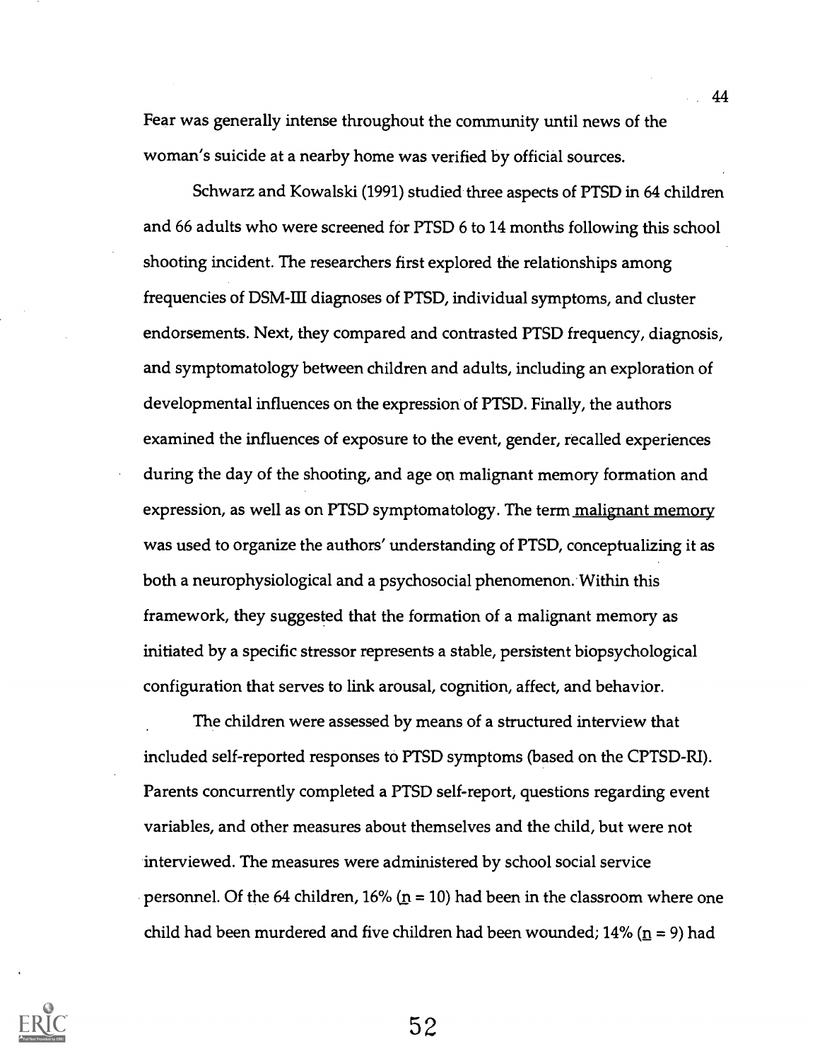Fear was generally intense throughout the community until news of the woman's suicide at a nearby home was verified by official sources.

Schwarz and Kowalski (1991) studied three aspects of PTSD in 64 children and 66 adults who were screened for PTSD 6 to 14 months following this school shooting incident. The researchers first explored the relationships among frequencies of DSM-III diagnoses of PTSD, individual symptoms, and cluster endorsements. Next, they compared and contrasted PTSD frequency, diagnosis, and symptomatology between children and adults, including an exploration of developmental influences on the expression of PTSD. Finally, the authors examined the influences of exposure to the event, gender, recalled experiences during the day of the shooting, and age on malignant memory formation and expression, as well as on PTSD symptomatology. The term <u>malignant memory</u> was used to organize the authors' understanding of PTSD, conceptualizing it as both a neurophysiological and a psychosocial phenomenon. Within this framework, they suggested that the formation of a malignant memory as initiated by a specific stressor represents a stable, persistent biopsychological configuration that serves to link arousal, cognition, affect, and behavior.

The children were assessed by means of a structured interview that included self-reported responses to PTSD symptoms (based on the CPTSD-RI). Parents concurrently completed a PTSD self-report, questions regarding event variables, and other measures about themselves and the child, but were not interviewed. The measures were administered by school social service personnel. Of the 64 children, 16% (n = 10) had been in the classroom where one child had been murdered and five children had been wounded; 14% (n = 9) had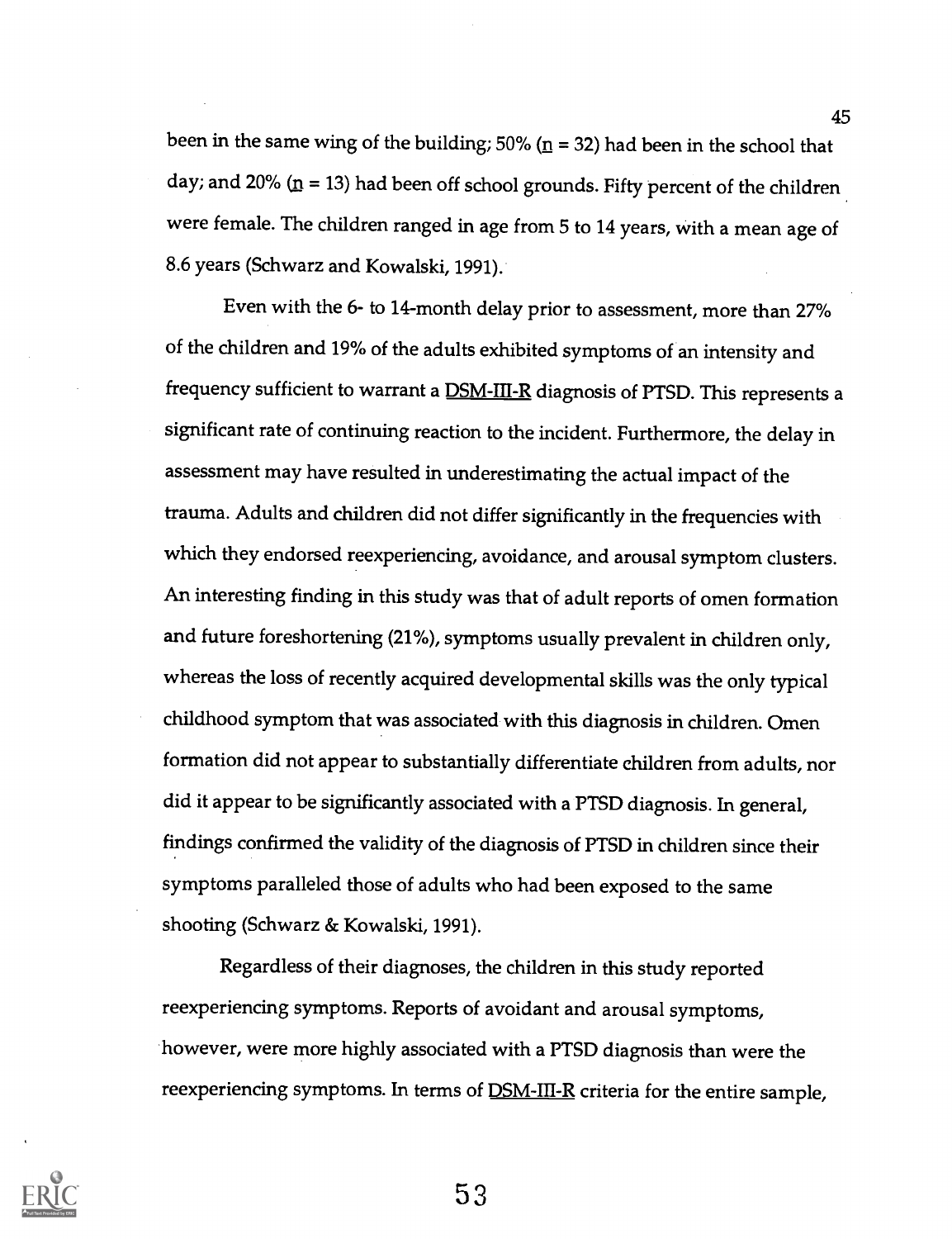been in the same wing of the building; 50% (n = 32) had been in the school that day; and 20% (n = 13) had been off school grounds. Fifty percent of the children were female. The children ranged in age from 5 to 14 years, with a mean age of 8.6 years (Schwarz and Kowalski, 1991).

Even with the 6- to 14-month delay prior to assessment, more than 27% of the children and 19% of the adults exhibited symptoms of an intensity and frequency sufficient to warrant a DSM-III-R diagnosis of PTSD. This represents a significant rate of continuing reaction to the incident. Furthermore, the delay in assessment may have resulted in underestimating the actual impact of the trauma. Adults and children did not differ significantly in the frequencies with which they endorsed reexperiencing, avoidance, and arousal symptom clusters. An interesting finding in this study was that of adult reports of omen formation and future foreshortening (21%), symptoms usually prevalent in children only, whereas the loss of recently acquired developmental skills was the only typical childhood symptom that was associated with this diagnosis in children. Omen formation did not appear to substantially differentiate children from adults, nor did it appear to be significantly associated with a PTSD diagnosis. In general, findings confirmed the validity of the diagnosis of PTSD in children since their symptoms paralleled those of adults who had been exposed to the same shooting (Schwarz & Kowalski, 1991).

Regardless of their diagnoses, the children in this study reported reexperiencing symptoms. Reports of avoidant and arousal symptoms, however, were more highly associated with a PTSD diagnosis than were the reexperiencing symptoms. In terms of DSM-III-R criteria for the entire sample,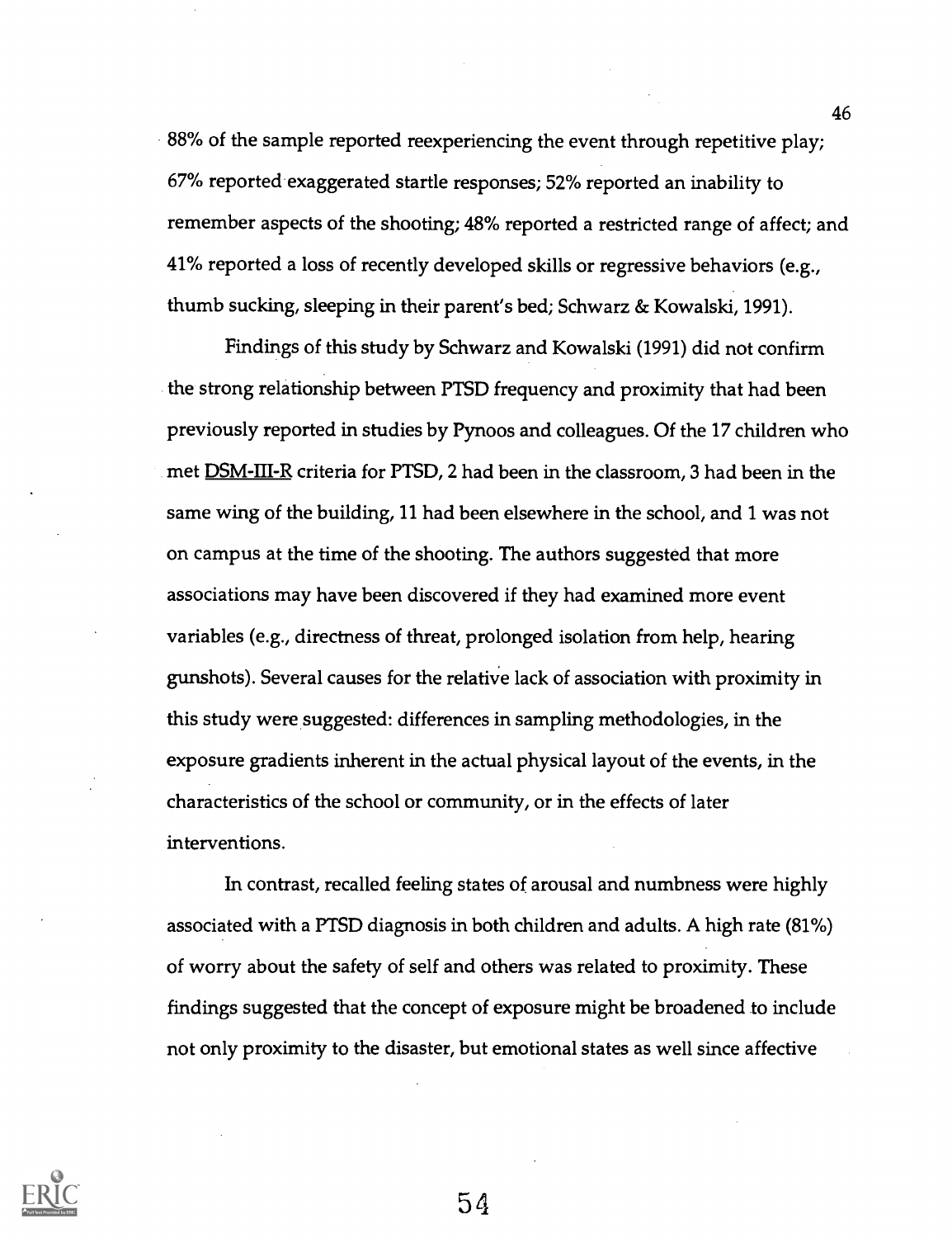88% of the sample reported reexperiencing the event through repetitive play; 67% reported exaggerated startle responses; 52% reported an inability to remember aspects of the shooting; 48% reported a restricted range of affect; and 41% reported a loss of recently developed skills or regressive behaviors (e.g., thumb sucking, sleeping in their parent's bed; Schwarz & Kowalski, 1991).

Findings of this study by Schwarz and Kowalski (1991) did not confirm the strong relationship between PTSD frequency and proximity that had been previously reported in studies by Pynoos and colleagues. Of the 17 children who met <u>DSM-III-R</u> criteria for PTSD, 2 had been in the classroom, 3 had been in the same wing of the building, 11 had been elsewhere in the school, and 1 was not on campus at the time of the shooting. The authors suggested that more associations may have been discovered if they had examined more event variables (e.g., directness of threat, prolonged isolation from help, hearing gunshots). Several causes for the relative lack of association with proximity in this study were suggested: differences in sampling methodologies, in the exposure gradients inherent in the actual physical layout of the events, in the characteristics of the school or community, or in the effects of later interventions.

In contrast, recalled feeling states of arousal and numbness were highly associated with a PTSD diagnosis in both children and adults. A high rate (81%) of worry about the safety of self and others was related to proximity. These findings suggested that the concept of exposure might be broadened to include not only proximity to the disaster, but emotional states as well since affective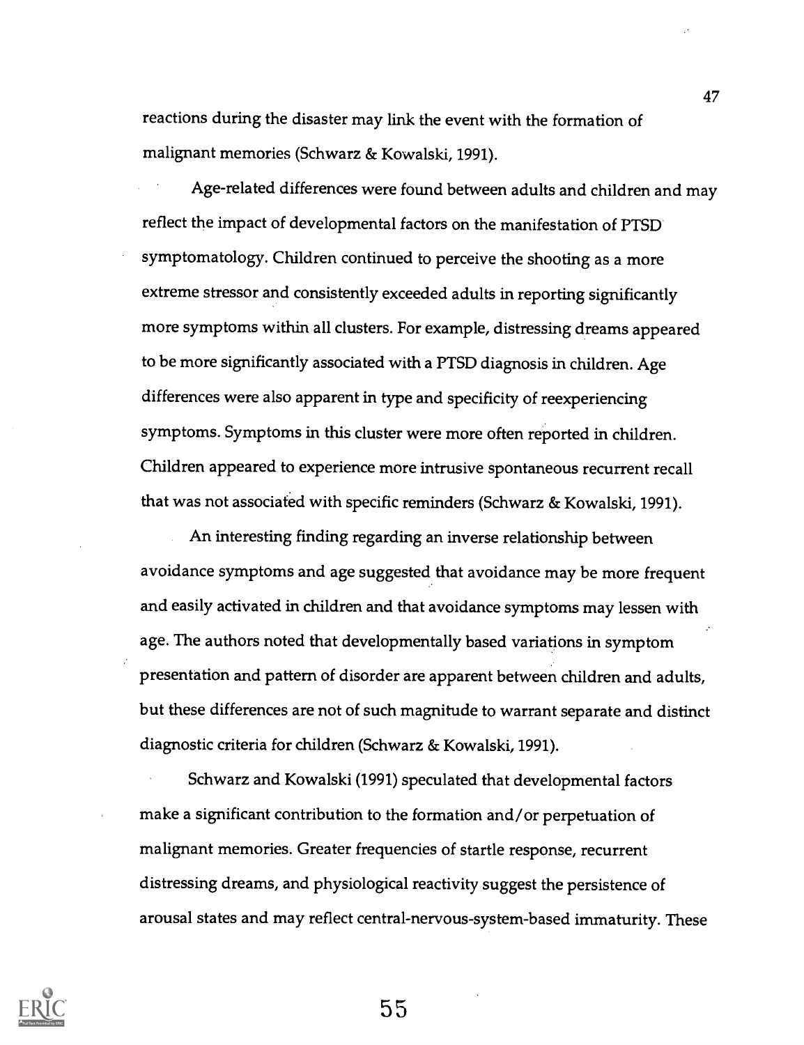reactions during the disaster may link the event with the formation of malignant memories (Schwarz & Kowalski, 1991).

Age-related differences were found between adults and children and may reflect the impact of developmental factors on the manifestation of PTSD symptomatology. Children continued to perceive the shooting as a more extreme stressor and consistently exceeded adults in reporting significantly more symptoms within all clusters. For example, distressing dreams appeared to be more significantly associated with a PTSD diagnosis in children. Age differences were also apparent in type and specificity of reexperiencing symptoms. Symptoms in this cluster were more often reported in children. Children appeared to experience more intrusive spontaneous recurrent recall that was not associated with specific reminders (Schwarz & Kowalski, 1991).

An interesting finding regarding an inverse relationship between avoidance symptoms and age suggested that avoidance may be more frequent and easily activated in children and that avoidance symptoms may lessen with age. The authors noted that developmentally based variations in symptom presentation and pattern of disorder are apparent between children and adults, but these differences are not of such magnitude to warrant separate and distinct diagnostic criteria for children (Schwarz & Kowalski, 1991).

Schwarz and Kowalski (1991) speculated that developmental factors make a significant contribution to the formation and/or perpetuation of malignant memories. Greater frequencies of startle response, recurrent distressing dreams, and physiological reactivity suggest the persistence of arousal states and may reflect central-nervous-system-based immaturity. These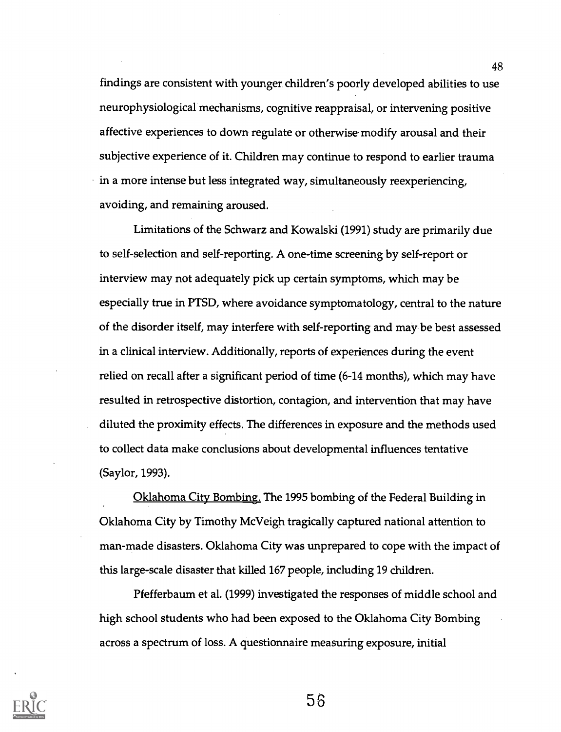findings are consistent with younger children's poorly developed abilities to use neurophysiological mechanisms, cognitive reappraisal, or intervening positive affective experiences to down regulate or otherwise modify arousal and their subjective experience of it. Children may continue to respond to earlier trauma in a more intense but less integrated way, simultaneously reexperiencing, avoiding, and remaining aroused.

Limitations of the Schwarz and Kowalski (1991) study are primarily due to self-selection and self-reporting. A one-time screening by self-report or interview may not adequately pick up certain symptoms, which may be especially true in PTSD, where avoidance symptomatology, central to the nature of the disorder itself, may interfere with self-reporting and may be best assessed in a clinical interview. Additionally, reports of experiences during the event relied on recall after a significant period of time (6-14 months), which may have resulted in retrospective distortion, contagion, and intervention that may have diluted the proximity effects. The differences in exposure and the methods used to collect data make conclusions about developmental influences tentative (Saylor, 1993).

Oklahoma City Bombing. The 1995 bombing of the Federal Building in Oklahoma City by Timothy McVeigh tragically captured national attention to man-made disasters. Oklahoma City was unprepared to cope with the impact of this large-scale disaster that killed 167 people, including 19 children.

Pfefferbaum et al. (1999) investigated the responses of middle school and high school students who had been exposed to the Oklahoma City Bombing across a spectrum of loss. A questionnaire measuring exposure, initial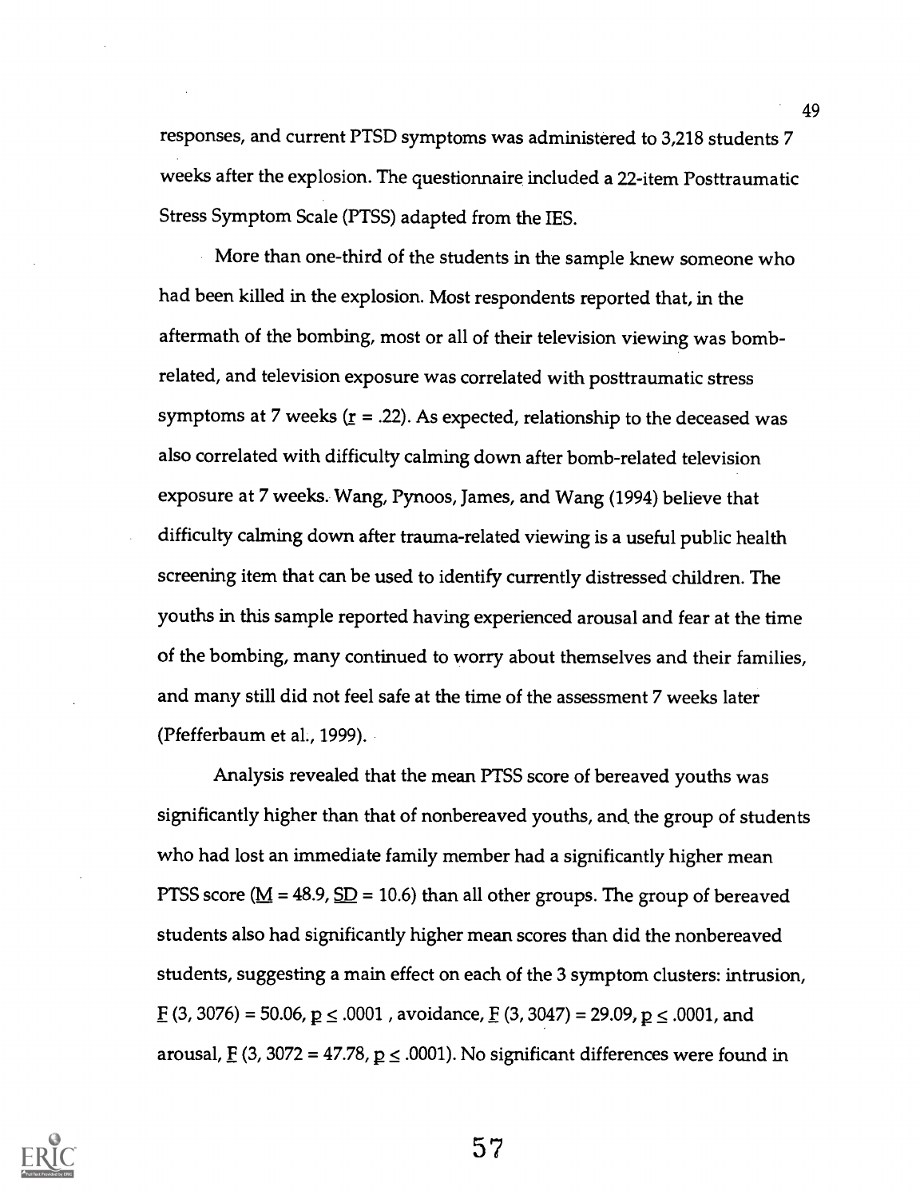responses, and current PTSD symptoms was administered to 3,218 students 7 weeks after the explosion. The questionnaire included a 22-item Posttraumatic Stress Symptom Scale (PTSS) adapted from the IES.

More than one-third of the students in the sample knew someone who had been killed in the explosion. Most respondents reported that, in the aftermath of the bombing, most or all of their television viewing was bomb-related, and television exposure was correlated with posttraumatic stress symptoms at 7 weeks ($r = .22$). As expected, relationship to the deceased was also correlated with difficulty calming down after bomb-related television exposure at 7 weeks. Wang, Pynoos, James, and Wang (1994) believe that difficulty calming down after trauma-related viewing is a useful public health screening item that can be used to identify currently distressed children. The youths in this sample reported having experienced arousal and fear at the time of the bombing, many continued to worry about themselves and their families, and many still did not feel safe at the time of the assessment 7 weeks later (Pfefferbaum et al., 1999).

Analysis revealed that the mean PTSS score of bereaved youths was significantly higher than that of nonbereaved youths, and the group of students who had lost an immediate family member had a significantly higher mean PTSS score ($M = 48.9$, $SD = 10.6$) than all other groups. The group of bereaved students also had significantly higher mean scores than did the nonbereaved students, suggesting a main effect on each of the 3 symptom clusters: intrusion, $F\ (3, 3076) = 50.06$, $p \leq .0001$ , avoidance, $F\ (3, 3047) = 29.09$, $p \leq .0001$, and arousal, $F\ (3, 3072 = 47.78$, $p \leq .0001)$. No significant differences were found in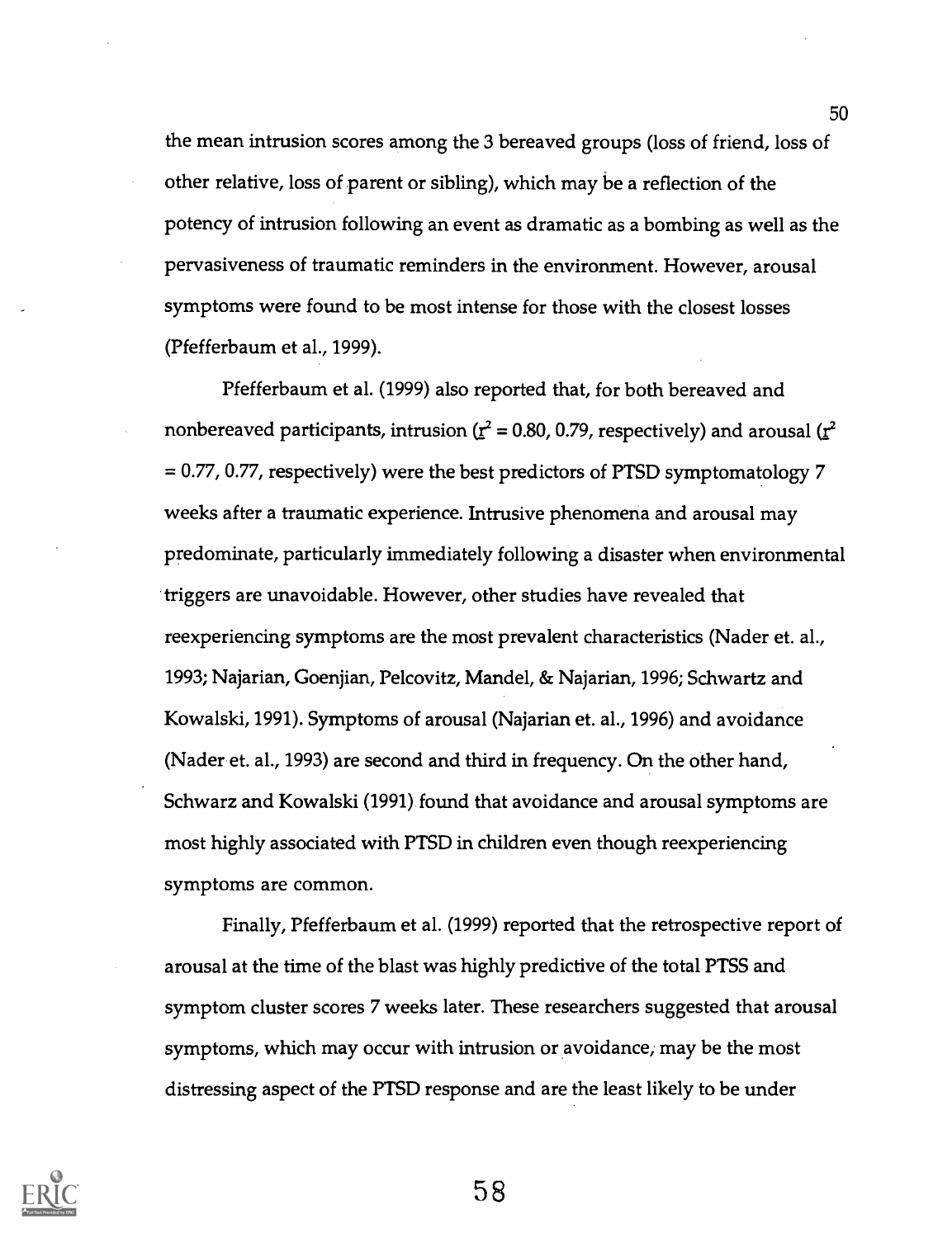the mean intrusion scores among the 3 bereaved groups (loss of friend, loss of other relative, loss of parent or sibling), which may be a reflection of the potency of intrusion following an event as dramatic as a bombing as well as the pervasiveness of traumatic reminders in the environment. However, arousal symptoms were found to be most intense for those with the closest losses (Pfefferbaum et al., 1999).

Pfefferbaum et al. (1999) also reported that, for both bereaved and nonbereaved participants, intrusion ($\underline{r}^2$ = 0.80, 0.79, respectively) and arousal ($\underline{r}^2$ = 0.77, 0.77, respectively) were the best predictors of PTSD symptomatology 7 weeks after a traumatic experience. Intrusive phenomena and arousal may predominate, particularly immediately following a disaster when environmental triggers are unavoidable. However, other studies have revealed that reexperiencing symptoms are the most prevalent characteristics (Nader et. al., 1993; Najarian, Goenjian, Pelcovitz, Mandel, & Najarian, 1996; Schwartz and Kowalski, 1991). Symptoms of arousal (Najarian et. al., 1996) and avoidance (Nader et. al., 1993) are second and third in frequency. On the other hand, Schwarz and Kowalski (1991) found that avoidance and arousal symptoms are most highly associated with PTSD in children even though reexperiencing symptoms are common.

Finally, Pfefferbaum et al. (1999) reported that the retrospective report of arousal at the time of the blast was highly predictive of the total PTSS and symptom cluster scores 7 weeks later. These researchers suggested that arousal symptoms, which may occur with intrusion or avoidance, may be the most distressing aspect of the PTSD response and are the least likely to be under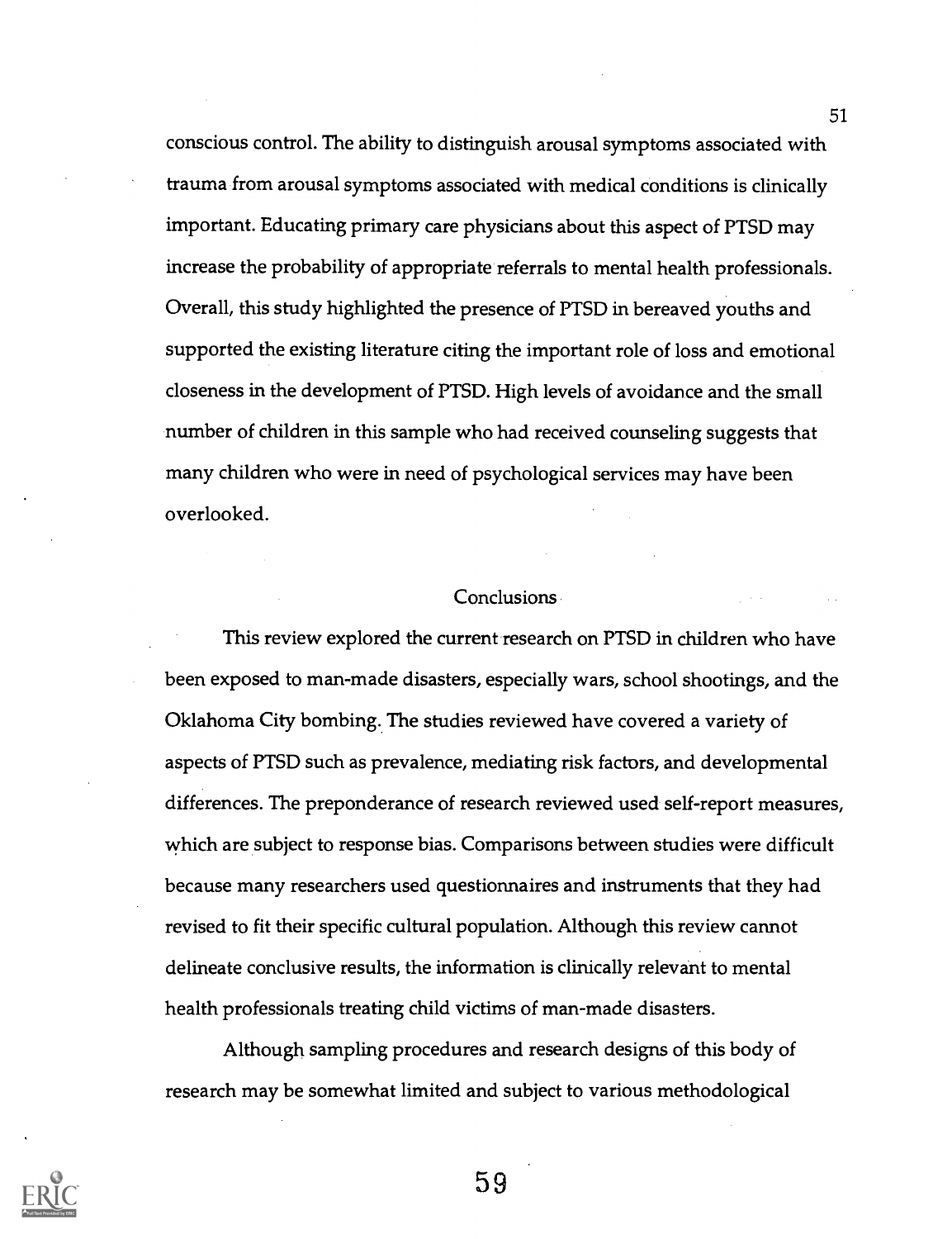conscious control. The ability to distinguish arousal symptoms associated with trauma from arousal symptoms associated with medical conditions is clinically important. Educating primary care physicians about this aspect of PTSD may increase the probability of appropriate referrals to mental health professionals. Overall, this study highlighted the presence of PTSD in bereaved youths and supported the existing literature citing the important role of loss and emotional closeness in the development of PTSD. High levels of avoidance and the small number of children in this sample who had received counseling suggests that many children who were in need of psychological services may have been overlooked.

## Conclusions

This review explored the current research on PTSD in children who have been exposed to man-made disasters, especially wars, school shootings, and the Oklahoma City bombing. The studies reviewed have covered a variety of aspects of PTSD such as prevalence, mediating risk factors, and developmental differences. The preponderance of research reviewed used self-report measures, which are subject to response bias. Comparisons between studies were difficult because many researchers used questionnaires and instruments that they had revised to fit their specific cultural population. Although this review cannot delineate conclusive results, the information is clinically relevant to mental health professionals treating child victims of man-made disasters.

Although sampling procedures and research designs of this body of research may be somewhat limited and subject to various methodological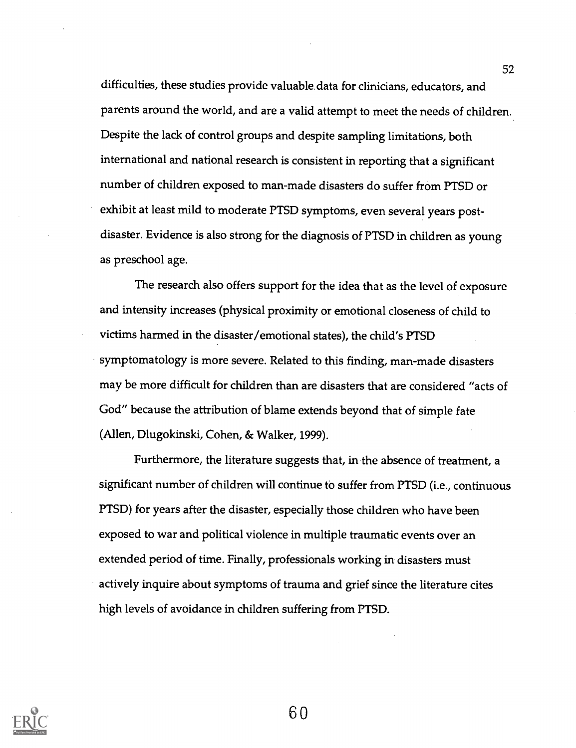difficulties, these studies provide valuable data for clinicians, educators, and parents around the world, and are a valid attempt to meet the needs of children. Despite the lack of control groups and despite sampling limitations, both international and national research is consistent in reporting that a significant number of children exposed to man-made disasters do suffer from PTSD or exhibit at least mild to moderate PTSD symptoms, even several years post-disaster. Evidence is also strong for the diagnosis of PTSD in children as young as preschool age.

The research also offers support for the idea that as the level of exposure and intensity increases (physical proximity or emotional closeness of child to victims harmed in the disaster/emotional states), the child's PTSD symptomatology is more severe. Related to this finding, man-made disasters may be more difficult for children than are disasters that are considered "acts of God" because the attribution of blame extends beyond that of simple fate (Allen, Dlugokinski, Cohen, & Walker, 1999).

Furthermore, the literature suggests that, in the absence of treatment, a significant number of children will continue to suffer from PTSD (i.e., continuous PTSD) for years after the disaster, especially those children who have been exposed to war and political violence in multiple traumatic events over an extended period of time. Finally, professionals working in disasters must actively inquire about symptoms of trauma and grief since the literature cites high levels of avoidance in children suffering from PTSD.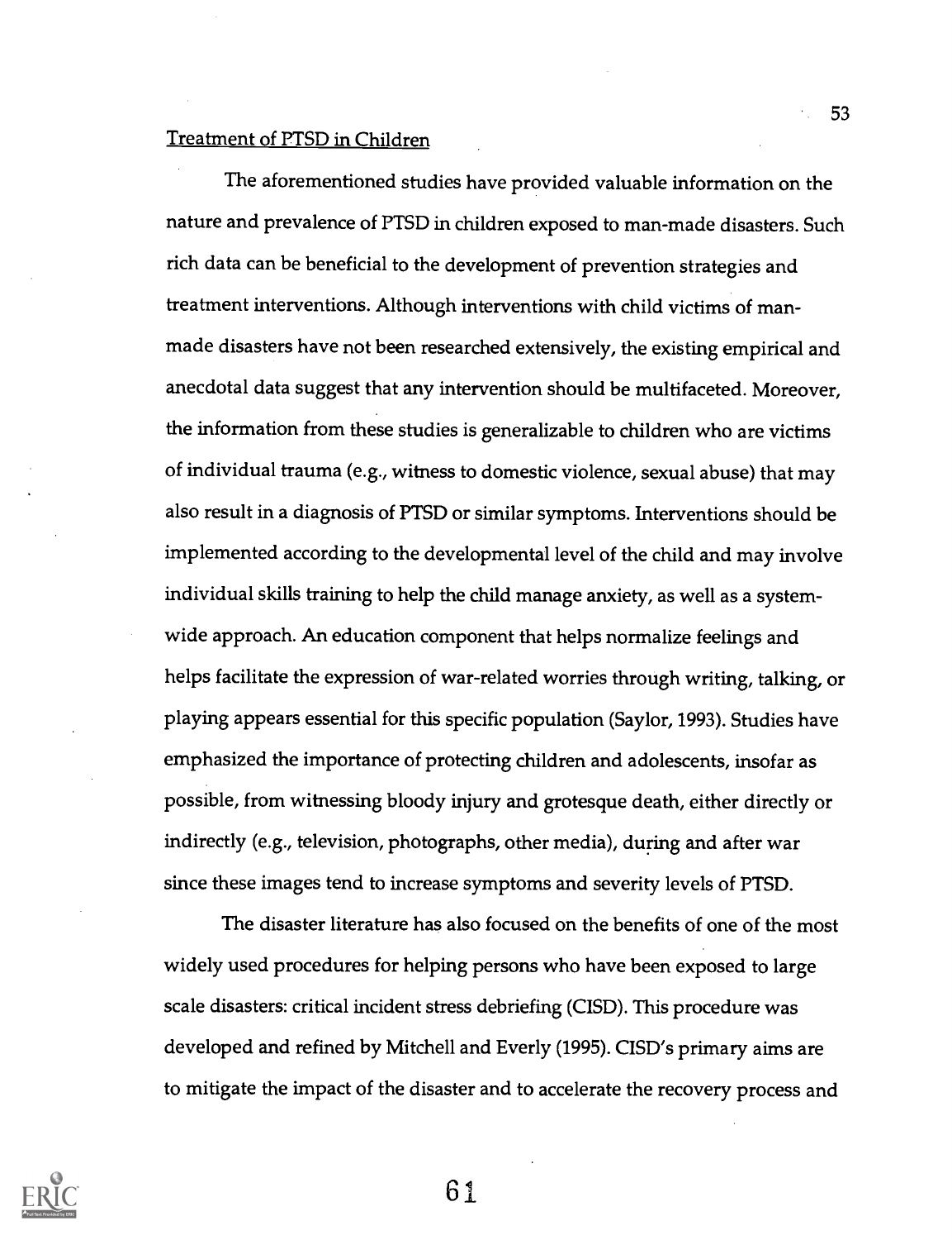## Treatment of PTSD in Children

The aforementioned studies have provided valuable information on the nature and prevalence of PTSD in children exposed to man-made disasters. Such rich data can be beneficial to the development of prevention strategies and treatment interventions. Although interventions with child victims of man-made disasters have not been researched extensively, the existing empirical and anecdotal data suggest that any intervention should be multifaceted. Moreover, the information from these studies is generalizable to children who are victims of individual trauma (e.g., witness to domestic violence, sexual abuse) that may also result in a diagnosis of PTSD or similar symptoms. Interventions should be implemented according to the developmental level of the child and may involve individual skills training to help the child manage anxiety, as well as a system-wide approach. An education component that helps normalize feelings and helps facilitate the expression of war-related worries through writing, talking, or playing appears essential for this specific population (Saylor, 1993). Studies have emphasized the importance of protecting children and adolescents, insofar as possible, from witnessing bloody injury and grotesque death, either directly or indirectly (e.g., television, photographs, other media), during and after war since these images tend to increase symptoms and severity levels of PTSD.

The disaster literature has also focused on the benefits of one of the most widely used procedures for helping persons who have been exposed to large scale disasters: critical incident stress debriefing (CISD). This procedure was developed and refined by Mitchell and Everly (1995). CISD's primary aims are to mitigate the impact of the disaster and to accelerate the recovery process and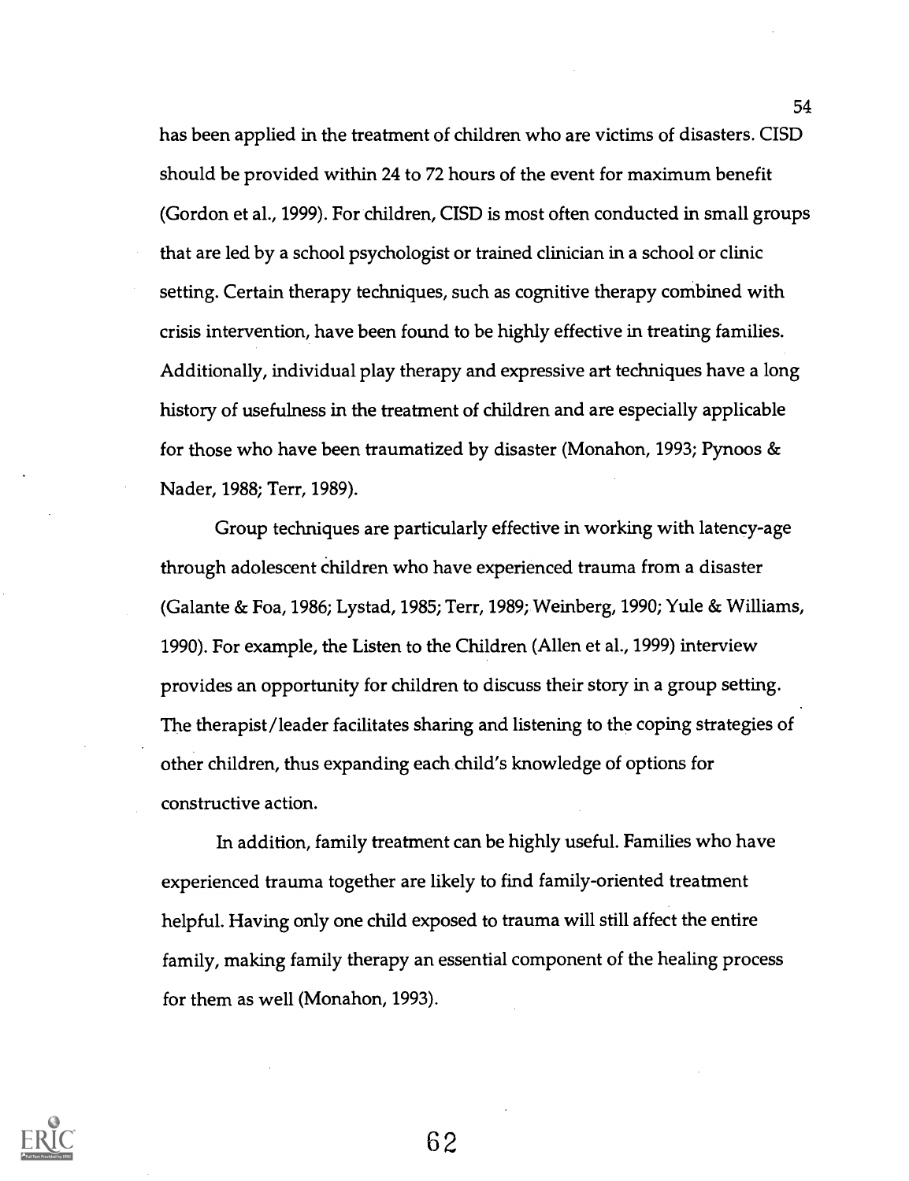has been applied in the treatment of children who are victims of disasters. CISD should be provided within 24 to 72 hours of the event for maximum benefit (Gordon et al., 1999). For children, CISD is most often conducted in small groups that are led by a school psychologist or trained clinician in a school or clinic setting. Certain therapy techniques, such as cognitive therapy combined with crisis intervention, have been found to be highly effective in treating families. Additionally, individual play therapy and expressive art techniques have a long history of usefulness in the treatment of children and are especially applicable for those who have been traumatized by disaster (Monahon, 1993; Pynoos & Nader, 1988; Terr, 1989).

Group techniques are particularly effective in working with latency-age through adolescent children who have experienced trauma from a disaster (Galante & Foa, 1986; Lystad, 1985; Terr, 1989; Weinberg, 1990; Yule & Williams, 1990). For example, the Listen to the Children (Allen et al., 1999) interview provides an opportunity for children to discuss their story in a group setting. The therapist/leader facilitates sharing and listening to the coping strategies of other children, thus expanding each child's knowledge of options for constructive action.

In addition, family treatment can be highly useful. Families who have experienced trauma together are likely to find family-oriented treatment helpful. Having only one child exposed to trauma will still affect the entire family, making family therapy an essential component of the healing process for them as well (Monahon, 1993).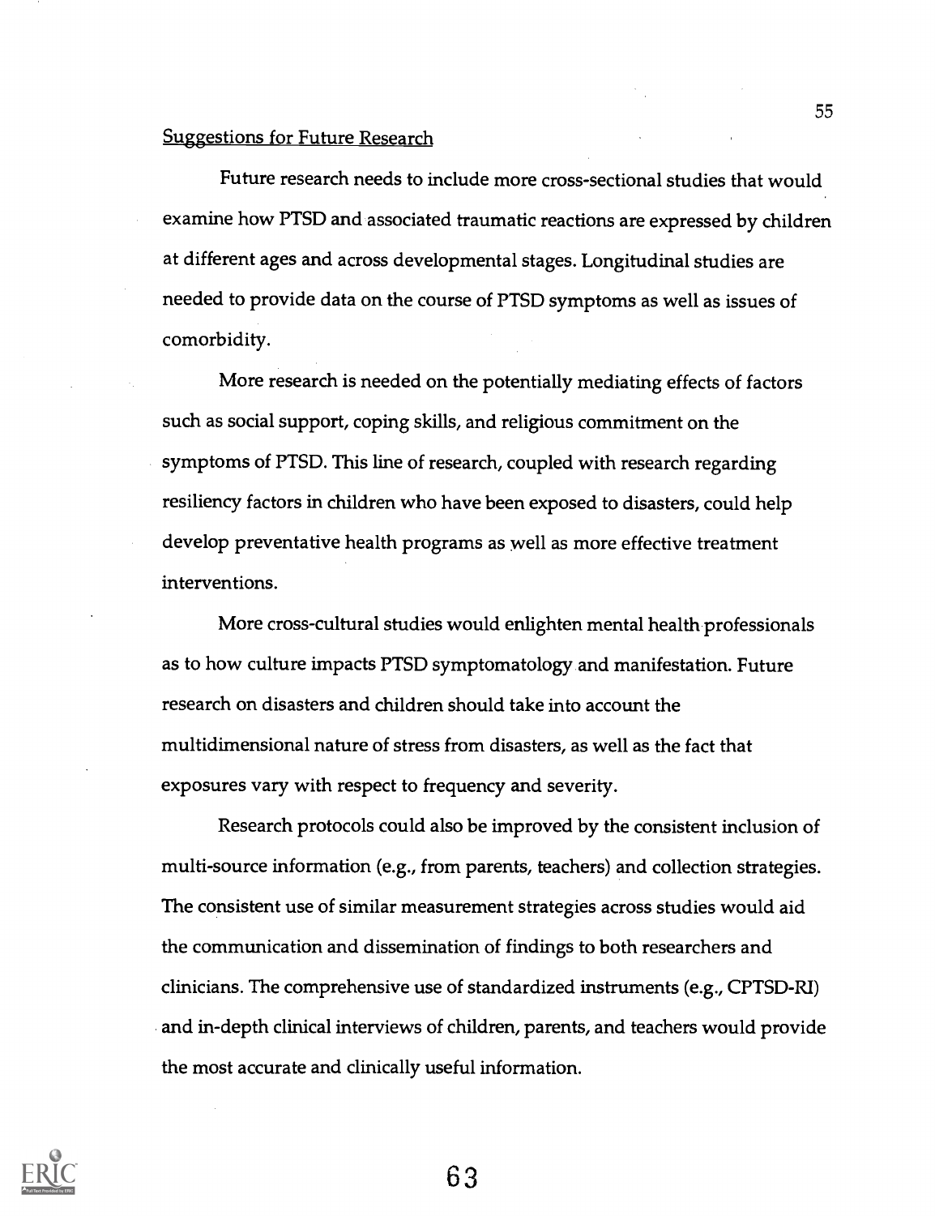## Suggestions for Future Research

Future research needs to include more cross-sectional studies that would examine how PTSD and associated traumatic reactions are expressed by children at different ages and across developmental stages. Longitudinal studies are needed to provide data on the course of PTSD symptoms as well as issues of comorbidity.

More research is needed on the potentially mediating effects of factors such as social support, coping skills, and religious commitment on the symptoms of PTSD. This line of research, coupled with research regarding resiliency factors in children who have been exposed to disasters, could help develop preventative health programs as well as more effective treatment interventions.

More cross-cultural studies would enlighten mental health professionals as to how culture impacts PTSD symptomatology and manifestation. Future research on disasters and children should take into account the multidimensional nature of stress from disasters, as well as the fact that exposures vary with respect to frequency and severity.

Research protocols could also be improved by the consistent inclusion of multi-source information (e.g., from parents, teachers) and collection strategies. The consistent use of similar measurement strategies across studies would aid the communication and dissemination of findings to both researchers and clinicians. The comprehensive use of standardized instruments (e.g., CPTSD-RI) and in-depth clinical interviews of children, parents, and teachers would provide the most accurate and clinically useful information.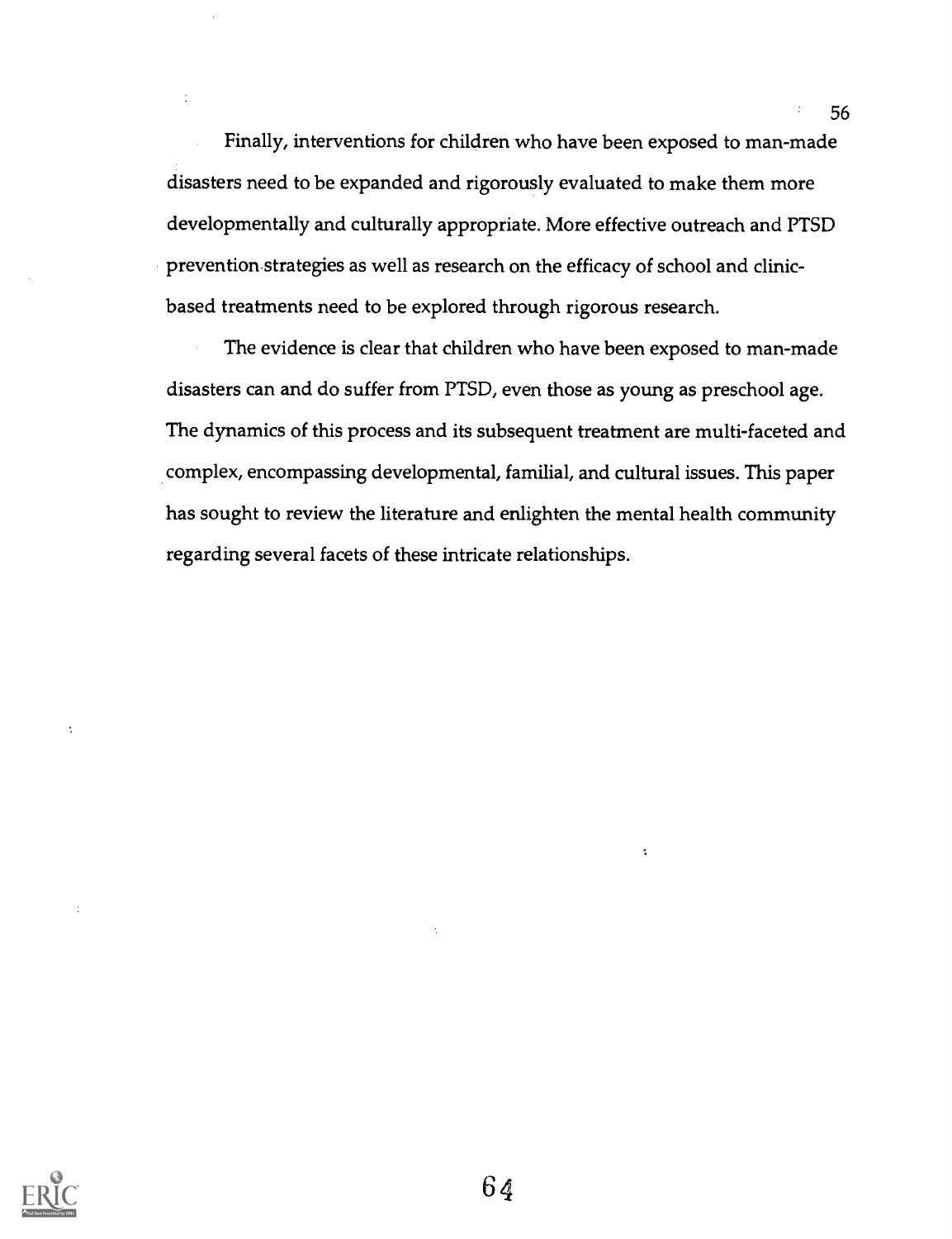Finally, interventions for children who have been exposed to man-made disasters need to be expanded and rigorously evaluated to make them more developmentally and culturally appropriate. More effective outreach and PTSD prevention strategies as well as research on the efficacy of school and clinic-based treatments need to be explored through rigorous research.

The evidence is clear that children who have been exposed to man-made disasters can and do suffer from PTSD, even those as young as preschool age. The dynamics of this process and its subsequent treatment are multi-faceted and complex, encompassing developmental, familial, and cultural issues. This paper has sought to review the literature and enlighten the mental health community regarding several facets of these intricate relationships.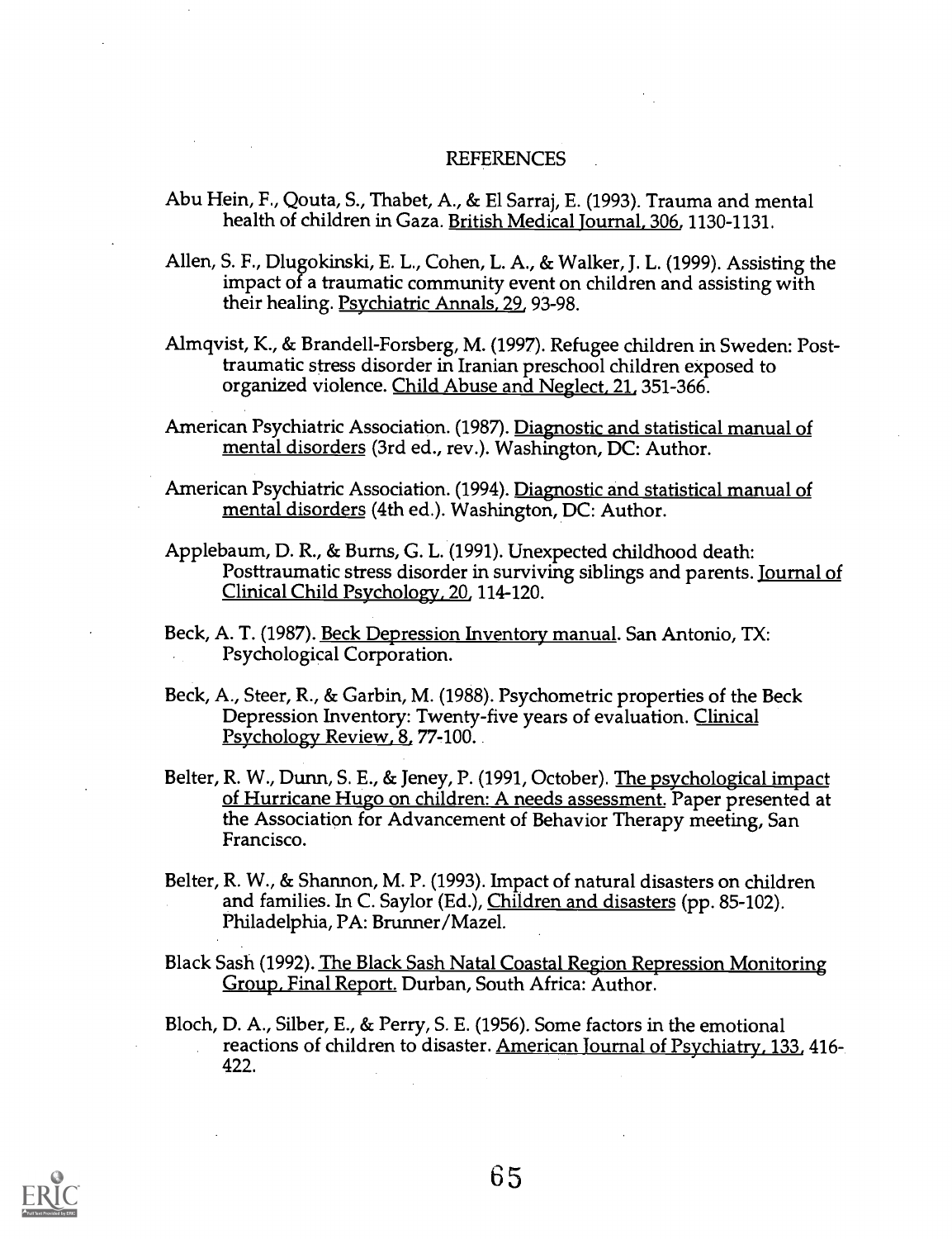# REFERENCES

Abu Hein, F., Qouta, S., Thabet, A., & El Sarraj, E. (1993). Trauma and mental health of children in Gaza. British Medical Journal, 306, 1130-1131.

Allen, S. F., Dlugokinski, E. L., Cohen, L. A., & Walker, J. L. (1999). Assisting the impact of a traumatic community event on children and assisting with their healing. Psychiatric Annals, 29, 93-98.

Almqvist, K., & Brandell-Forsberg, M. (1997). Refugee children in Sweden: Post-traumatic stress disorder in Iranian preschool children exposed to organized violence. Child Abuse and Neglect, 21, 351-366.

American Psychiatric Association. (1987). Diagnostic and statistical manual of mental disorders (3rd ed., rev.). Washington, DC: Author.

American Psychiatric Association. (1994). Diagnostic and statistical manual of mental disorders (4th ed.). Washington, DC: Author.

Applebaum, D. R., & Burns, G. L. (1991). Unexpected childhood death: Posttraumatic stress disorder in surviving siblings and parents. Journal of Clinical Child Psychology, 20, 114-120.

Beck, A. T. (1987). Beck Depression Inventory manual. San Antonio, TX: Psychological Corporation.

Beck, A., Steer, R., & Garbin, M. (1988). Psychometric properties of the Beck Depression Inventory: Twenty-five years of evaluation. Clinical Psychology Review, 8, 77-100.

Belter, R. W., Dunn, S. E., & Jeney, P. (1991, October). The psychological impact of Hurricane Hugo on children: A needs assessment. Paper presented at the Association for Advancement of Behavior Therapy meeting, San Francisco.

Belter, R. W., & Shannon, M. P. (1993). Impact of natural disasters on children and families. In C. Saylor (Ed.), Children and disasters (pp. 85-102). Philadelphia, PA: Brunner/Mazel.

Black Sash (1992). The Black Sash Natal Coastal Region Repression Monitoring Group, Final Report. Durban, South Africa: Author.

Bloch, D. A., Silber, E., & Perry, S. E. (1956). Some factors in the emotional reactions of children to disaster. American Journal of Psychiatry, 133, 416-422.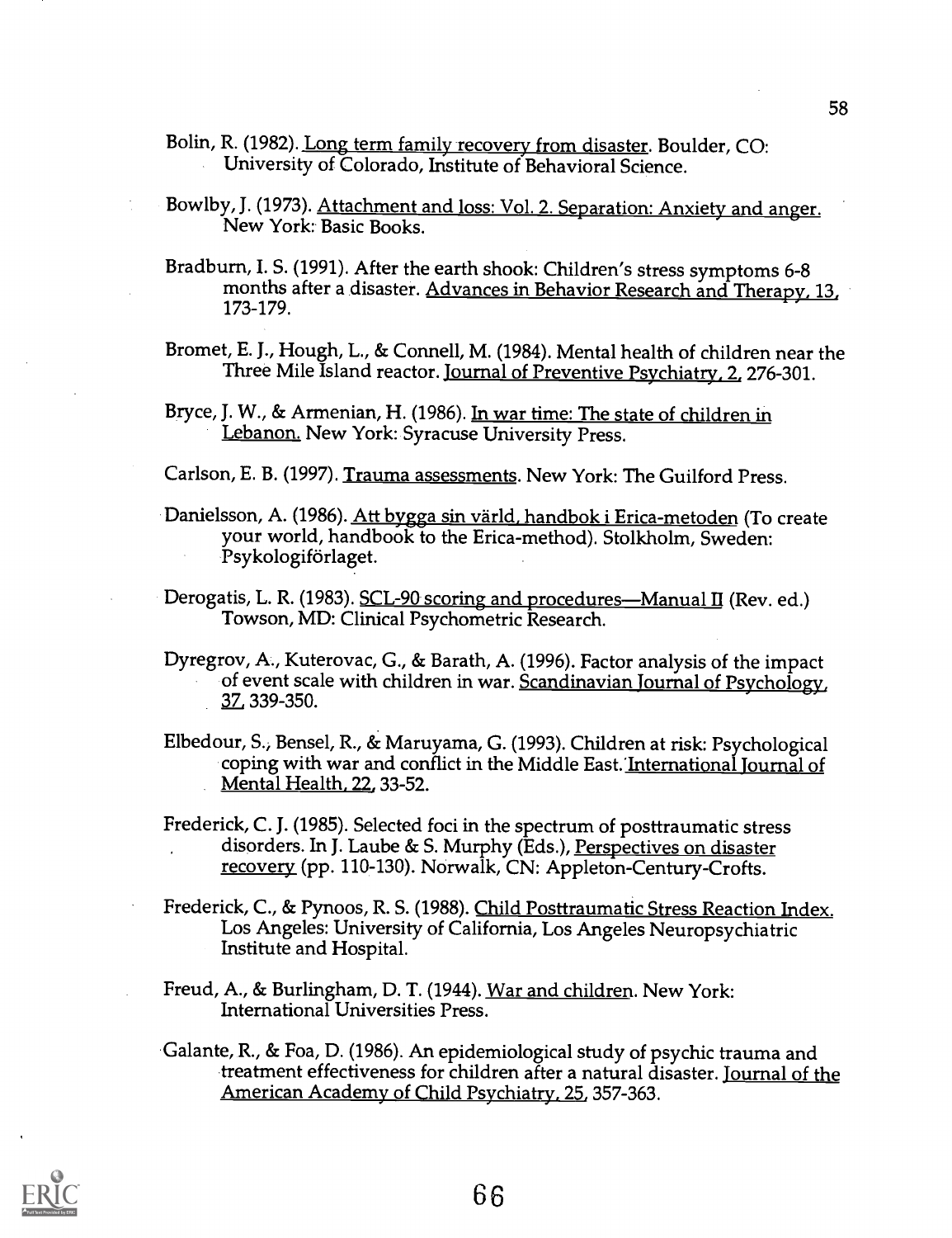Bolin, R. (1982). Long term family recovery from disaster. Boulder, CO: University of Colorado, Institute of Behavioral Science.

Bowlby, J. (1973). Attachment and loss: Vol. 2. Separation: Anxiety and anger. New York: Basic Books.

Bradburn, I. S. (1991). After the earth shook: Children's stress symptoms 6-8 months after a disaster. Advances in Behavior Research and Therapy, 13, 173-179.

Bromet, E. J., Hough, L., & Connell, M. (1984). Mental health of children near the Three Mile Island reactor. Journal of Preventive Psychiatry, 2, 276-301.

Bryce, J. W., & Armenian, H. (1986). In war time: The state of children in Lebanon. New York: Syracuse University Press.

Carlson, E. B. (1997). Trauma assessments. New York: The Guilford Press.

Danielsson, A. (1986). Att bygga sin värld, handbok i Erica-metoden (To create your world, handbook to the Erica-method). Stolkholm, Sweden: Psykologiförlaget.

Derogatis, L. R. (1983). SCL-90 scoring and procedures—Manual II (Rev. ed.) Towson, MD: Clinical Psychometric Research.

Dyregrov, A., Kuterovac, G., & Barath, A. (1996). Factor analysis of the impact of event scale with children in war. Scandinavian Journal of Psychology, 37, 339-350.

Elbedour, S., Bensel, R., & Maruyama, G. (1993). Children at risk: Psychological coping with war and conflict in the Middle East. International Journal of Mental Health, 22, 33-52.

Frederick, C. J. (1985). Selected foci in the spectrum of posttraumatic stress disorders. In J. Laube & S. Murphy (Eds.), Perspectives on disaster recovery (pp. 110-130). Norwalk, CN: Appleton-Century-Crofts.

Frederick, C., & Pynoos, R. S. (1988). Child Posttraumatic Stress Reaction Index. Los Angeles: University of California, Los Angeles Neuropsychiatric Institute and Hospital.

Freud, A., & Burlingham, D. T. (1944). War and children. New York: International Universities Press.

Galante, R., & Foa, D. (1986). An epidemiological study of psychic trauma and treatment effectiveness for children after a natural disaster. Journal of the American Academy of Child Psychiatry, 25, 357-363.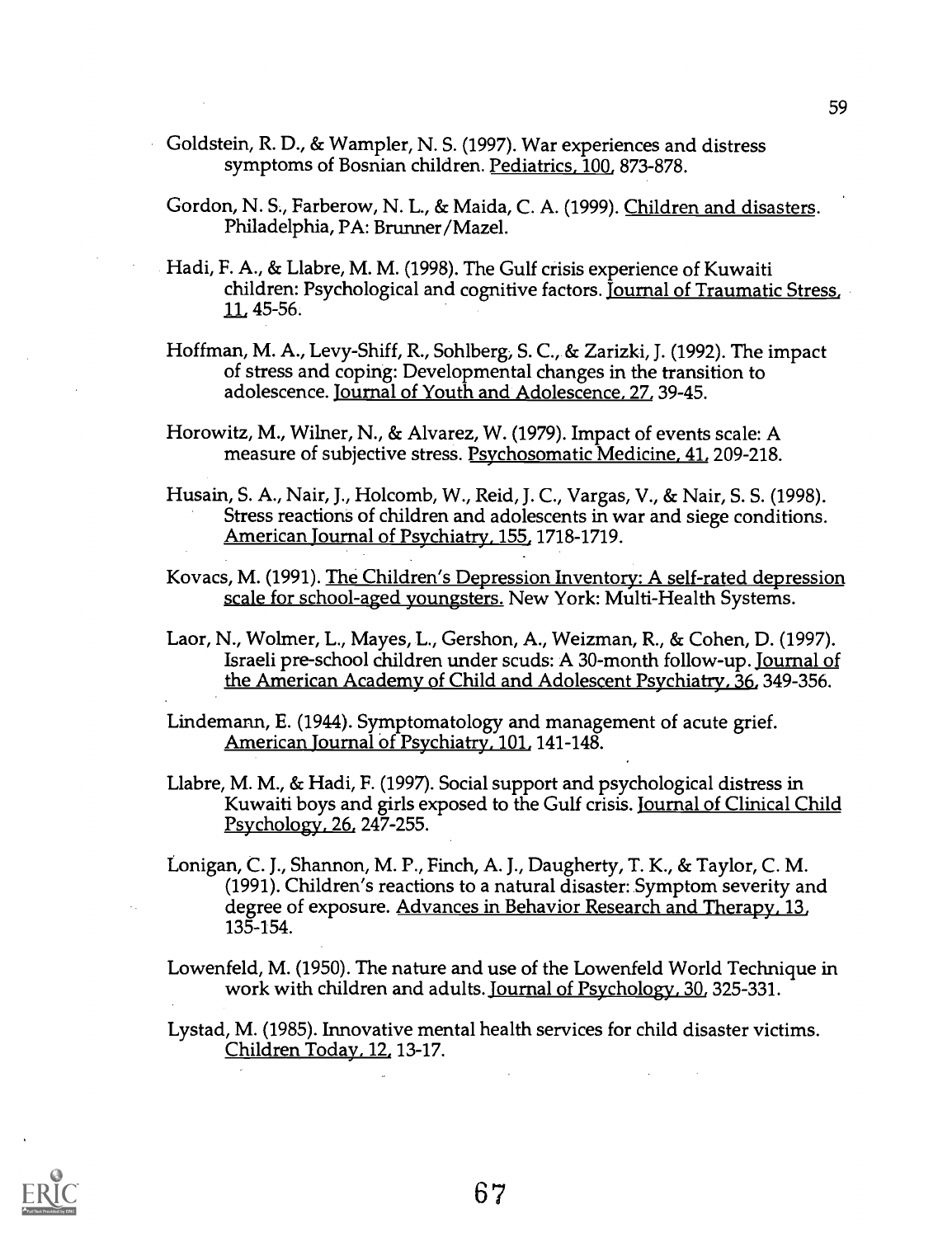Goldstein, R. D., & Wampler, N. S. (1997). War experiences and distress symptoms of Bosnian children. Pediatrics, 100, 873-878.

Gordon, N. S., Farberow, N. L., & Maida, C. A. (1999). Children and disasters. Philadelphia, PA: Brunner/Mazel.

Hadi, F. A., & Llabre, M. M. (1998). The Gulf crisis experience of Kuwaiti children: Psychological and cognitive factors. Journal of Traumatic Stress, 11, 45-56.

Hoffman, M. A., Levy-Shiff, R., Sohlberg, S. C., & Zarizki, J. (1992). The impact of stress and coping: Developmental changes in the transition to adolescence. Journal of Youth and Adolescence, 27, 39-45.

Horowitz, M., Wilner, N., & Alvarez, W. (1979). Impact of events scale: A measure of subjective stress. Psychosomatic Medicine, 41, 209-218.

Husain, S. A., Nair, J., Holcomb, W., Reid, J. C., Vargas, V., & Nair, S. S. (1998). Stress reactions of children and adolescents in war and siege conditions. American Journal of Psychiatry, 155, 1718-1719.

Kovacs, M. (1991). The Children's Depression Inventory: A self-rated depression scale for school-aged youngsters. New York: Multi-Health Systems.

Laor, N., Wolmer, L., Mayes, L., Gershon, A., Weizman, R., & Cohen, D. (1997). Israeli pre-school children under scuds: A 30-month follow-up. Journal of the American Academy of Child and Adolescent Psychiatry, 36, 349-356.

Lindemann, E. (1944). Symptomatology and management of acute grief. American Journal of Psychiatry, 101, 141-148.

Llabre, M. M., & Hadi, F. (1997). Social support and psychological distress in Kuwaiti boys and girls exposed to the Gulf crisis. Journal of Clinical Child Psychology, 26, 247-255.

Lonigan, C. J., Shannon, M. P., Finch, A. J., Daugherty, T. K., & Taylor, C. M. (1991). Children's reactions to a natural disaster: Symptom severity and degree of exposure. Advances in Behavior Research and Therapy, 13, 135-154.

Lowenfeld, M. (1950). The nature and use of the Lowenfeld World Technique in work with children and adults. Journal of Psychology, 30, 325-331.

Lystad, M. (1985). Innovative mental health services for child disaster victims. Children Today, 12, 13-17.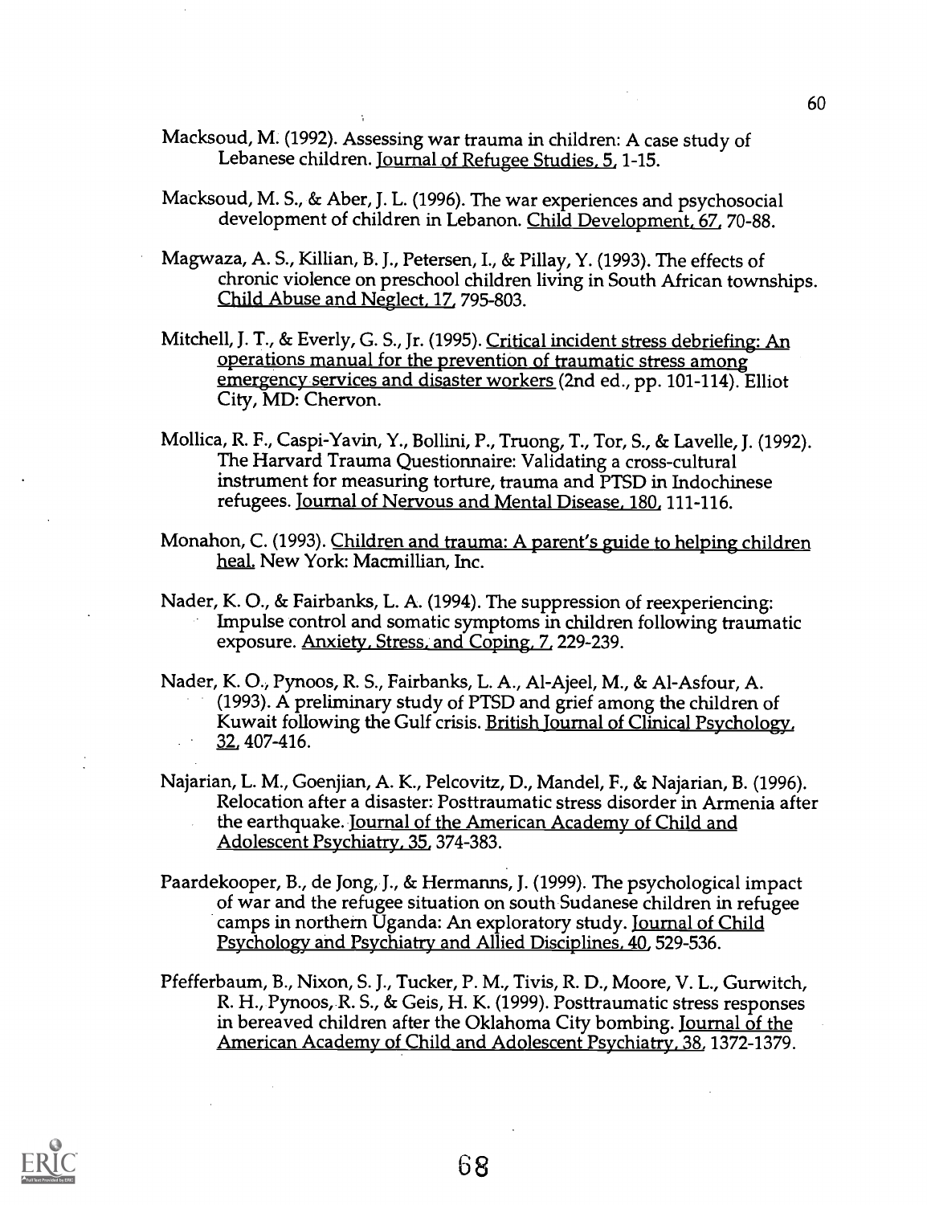Macksoud, M. (1992). Assessing war trauma in children: A case study of Lebanese children. Journal of Refugee Studies, 5, 1-15.

Macksoud, M. S., & Aber, J. L. (1996). The war experiences and psychosocial development of children in Lebanon. Child Development, 67, 70-88.

Magwaza, A. S., Killian, B. J., Petersen, I., & Pillay, Y. (1993). The effects of chronic violence on preschool children living in South African townships. Child Abuse and Neglect, 17, 795-803.

Mitchell, J. T., & Everly, G. S., Jr. (1995). Critical incident stress debriefing: An operations manual for the prevention of traumatic stress among emergency services and disaster workers (2nd ed., pp. 101-114). Elliot City, MD: Chervon.

Mollica, R. F., Caspi-Yavin, Y., Bollini, P., Truong, T., Tor, S., & Lavelle, J. (1992). The Harvard Trauma Questionnaire: Validating a cross-cultural instrument for measuring torture, trauma and PTSD in Indochinese refugees. Journal of Nervous and Mental Disease, 180, 111-116.

Monahon, C. (1993). Children and trauma: A parent's guide to helping children heal. New York: Macmillian, Inc.

Nader, K. O., & Fairbanks, L. A. (1994). The suppression of reexperiencing: Impulse control and somatic symptoms in children following traumatic exposure. Anxiety, Stress, and Coping, 7, 229-239.

Nader, K. O., Pynoos, R. S., Fairbanks, L. A., Al-Ajeel, M., & Al-Asfour, A. (1993). A preliminary study of PTSD and grief among the children of Kuwait following the Gulf crisis. British Journal of Clinical Psychology, 32, 407-416.

Najarian, L. M., Goenjian, A. K., Pelcovitz, D., Mandel, F., & Najarian, B. (1996). Relocation after a disaster: Posttraumatic stress disorder in Armenia after the earthquake. Journal of the American Academy of Child and Adolescent Psychiatry, 35, 374-383.

Paardekooper, B., de Jong, J., & Hermanns, J. (1999). The psychological impact of war and the refugee situation on south Sudanese children in refugee camps in northern Uganda: An exploratory study. Journal of Child Psychology and Psychiatry and Allied Disciplines, 40, 529-536.

Pfefferbaum, B., Nixon, S. J., Tucker, P. M., Tivis, R. D., Moore, V. L., Gurwitch, R. H., Pynoos, R. S., & Geis, H. K. (1999). Posttraumatic stress responses in bereaved children after the Oklahoma City bombing. Journal of the American Academy of Child and Adolescent Psychiatry, 38, 1372-1379.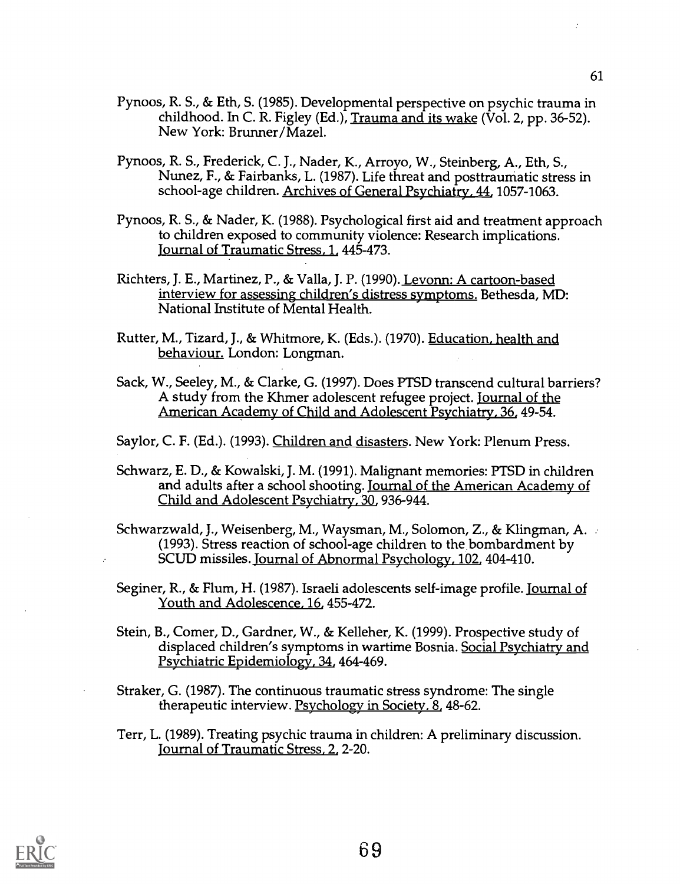Pynoos, R. S., & Eth, S. (1985). Developmental perspective on psychic trauma in childhood. In C. R. Figley (Ed.), Trauma and its wake (Vol. 2, pp. 36-52). New York: Brunner/Mazel.

Pynoos, R. S., Frederick, C. J., Nader, K., Arroyo, W., Steinberg, A., Eth, S., Nunez, F., & Fairbanks, L. (1987). Life threat and posttraumatic stress in school-age children. Archives of General Psychiatry, 44, 1057-1063.

Pynoos, R. S., & Nader, K. (1988). Psychological first aid and treatment approach to children exposed to community violence: Research implications. Journal of Traumatic Stress, 1, 445-473.

Richters, J. E., Martinez, P., & Valla, J. P. (1990). Levonn: A cartoon-based interview for assessing children's distress symptoms. Bethesda, MD: National Institute of Mental Health.

Rutter, M., Tizard, J., & Whitmore, K. (Eds.). (1970). Education, health and behaviour. London: Longman.

Sack, W., Seeley, M., & Clarke, G. (1997). Does PTSD transcend cultural barriers? A study from the Khmer adolescent refugee project. Journal of the American Academy of Child and Adolescent Psychiatry, 36, 49-54.

Saylor, C. F. (Ed.). (1993). Children and disasters. New York: Plenum Press.

Schwarz, E. D., & Kowalski, J. M. (1991). Malignant memories: PTSD in children and adults after a school shooting. Journal of the American Academy of Child and Adolescent Psychiatry, 30, 936-944.

Schwarzwald, J., Weisenberg, M., Waysman, M., Solomon, Z., & Klingman, A. (1993). Stress reaction of school-age children to the bombardment by SCUD missiles. Journal of Abnormal Psychology, 102, 404-410.

Seginer, R., & Flum, H. (1987). Israeli adolescents self-image profile. Journal of Youth and Adolescence, 16, 455-472.

Stein, B., Comer, D., Gardner, W., & Kelleher, K. (1999). Prospective study of displaced children's symptoms in wartime Bosnia. Social Psychiatry and Psychiatric Epidemiology, 34, 464-469.

Straker, G. (1987). The continuous traumatic stress syndrome: The single therapeutic interview. Psychology in Society, 8, 48-62.

Terr, L. (1989). Treating psychic trauma in children: A preliminary discussion. Journal of Traumatic Stress, 2, 2-20.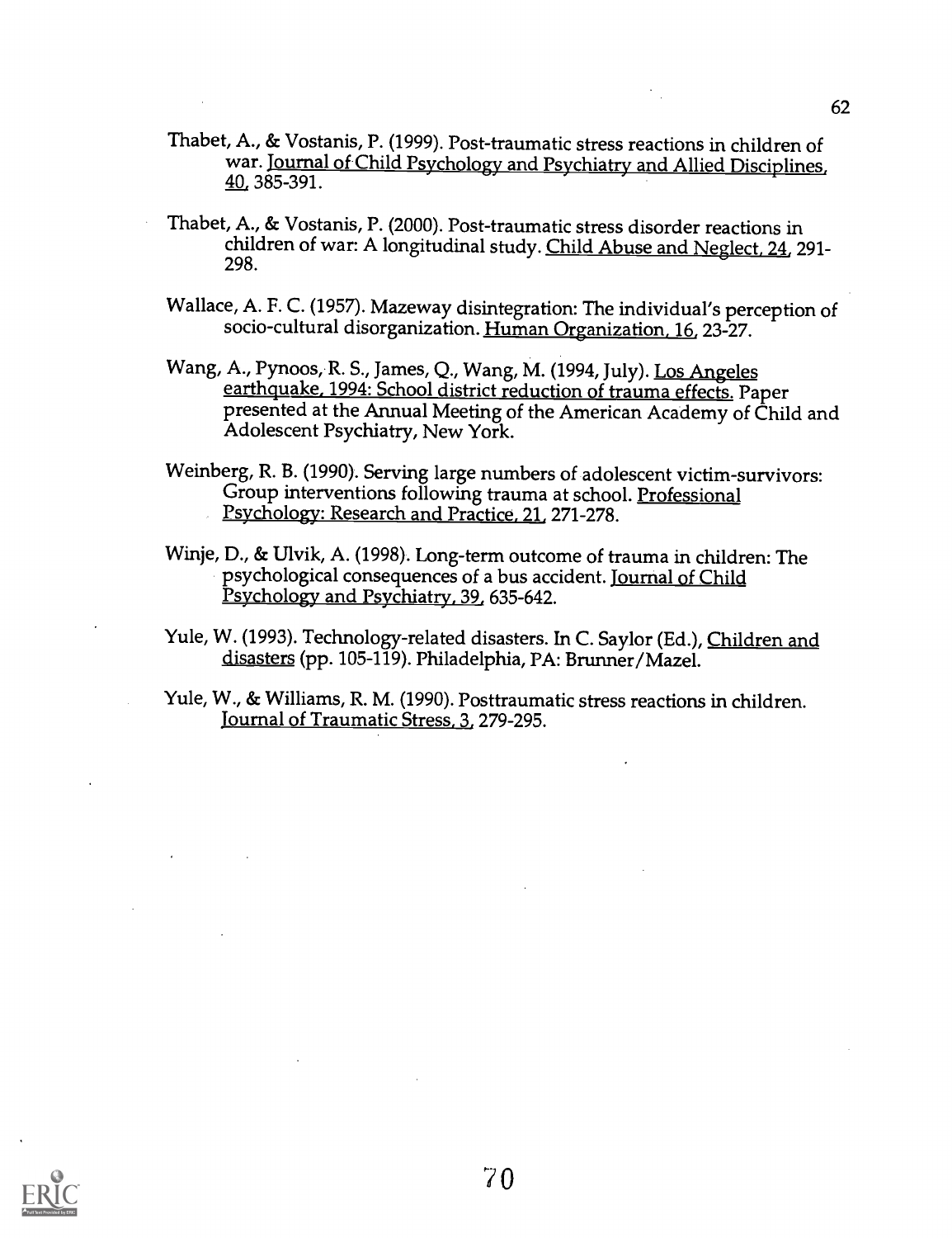Thabet, A., & Vostanis, P. (1999). Post-traumatic stress reactions in children of war. Journal of Child Psychology and Psychiatry and Allied Disciplines, 40, 385-391.

Thabet, A., & Vostanis, P. (2000). Post-traumatic stress disorder reactions in children of war: A longitudinal study. Child Abuse and Neglect, 24, 291-298.

Wallace, A. F. C. (1957). Mazeway disintegration: The individual's perception of socio-cultural disorganization. Human Organization, 16, 23-27.

Wang, A., Pynoos, R. S., James, Q., Wang, M. (1994, July). Los Angeles earthquake, 1994: School district reduction of trauma effects. Paper presented at the Annual Meeting of the American Academy of Child and Adolescent Psychiatry, New York.

Weinberg, R. B. (1990). Serving large numbers of adolescent victim-survivors: Group interventions following trauma at school. Professional Psychology: Research and Practice, 21, 271-278.

Winje, D., & Ulvik, A. (1998). Long-term outcome of trauma in children: The psychological consequences of a bus accident. Journal of Child Psychology and Psychiatry, 39, 635-642.

Yule, W. (1993). Technology-related disasters. In C. Saylor (Ed.), Children and disasters (pp. 105-119). Philadelphia, PA: Brunner/Mazel.

Yule, W., & Williams, R. M. (1990). Posttraumatic stress reactions in children. Journal of Traumatic Stress, 3, 279-295.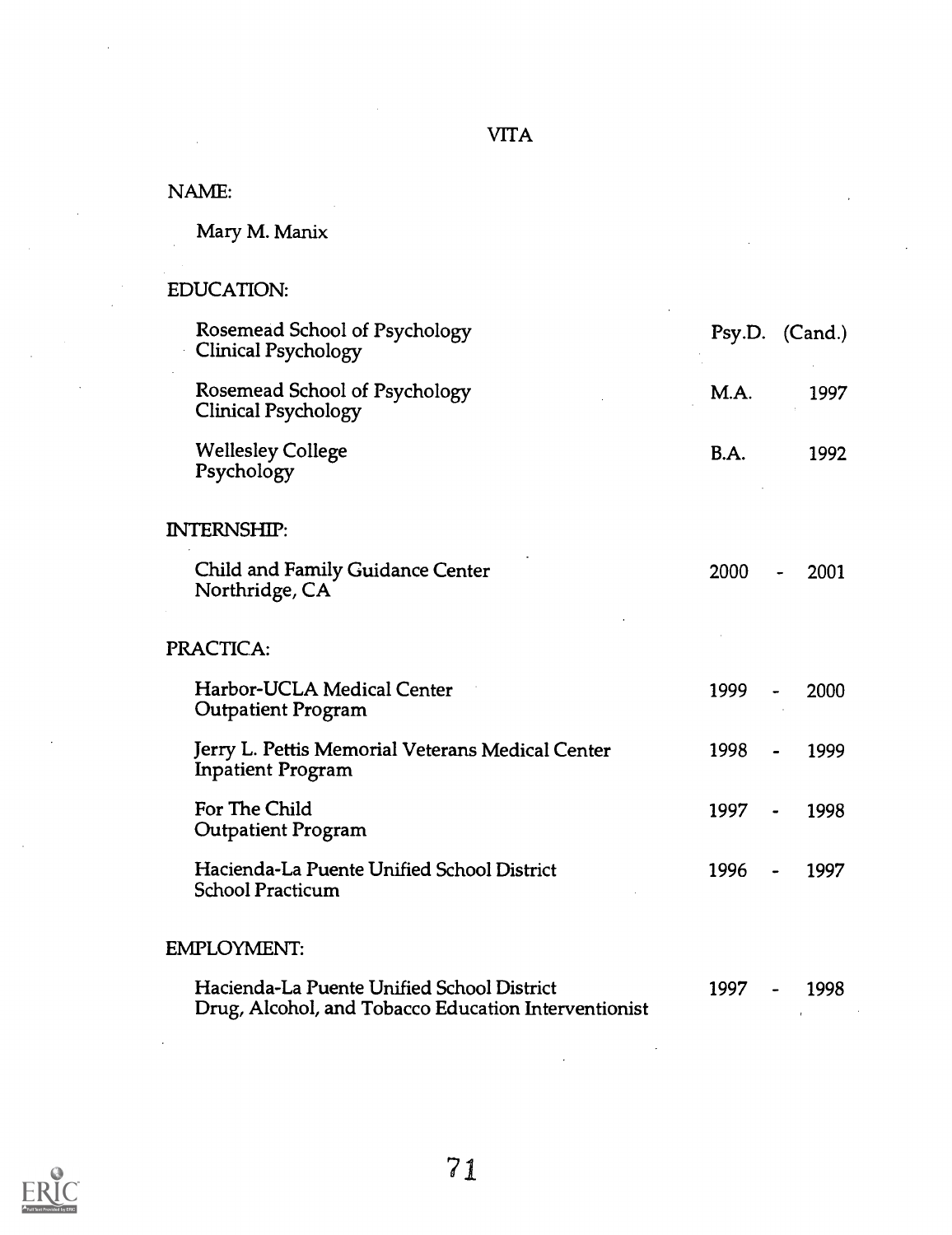# VITA

## NAME:

Mary M. Manix

## EDUCATION:

| | | |
|---|---|---|
| Rosemead School of Psychology<br>Clinical Psychology | Psy.D. | (Cand.) |
| Rosemead School of Psychology<br>Clinical Psychology | M.A. | 1997 |
| Wellesley College<br>Psychology | B.A. | 1992 |

## INTERNSHIP:

| | |
|---|---|
| Child and Family Guidance Center<br>Northridge, CA | 2000 - 2001 |

## PRACTICA:

| | |
|---|---|
| Harbor-UCLA Medical Center<br>Outpatient Program | 1999 - 2000 |
| Jerry L. Pettis Memorial Veterans Medical Center<br>Inpatient Program | 1998 - 1999 |
| For The Child<br>Outpatient Program | 1997 - 1998 |
| Hacienda-La Puente Unified School District<br>School Practicum | 1996 - 1997 |

## EMPLOYMENT:

| | |
|---|---|
| Hacienda-La Puente Unified School District<br>Drug, Alcohol, and Tobacco Education Interventionist | 1997 - 1998 |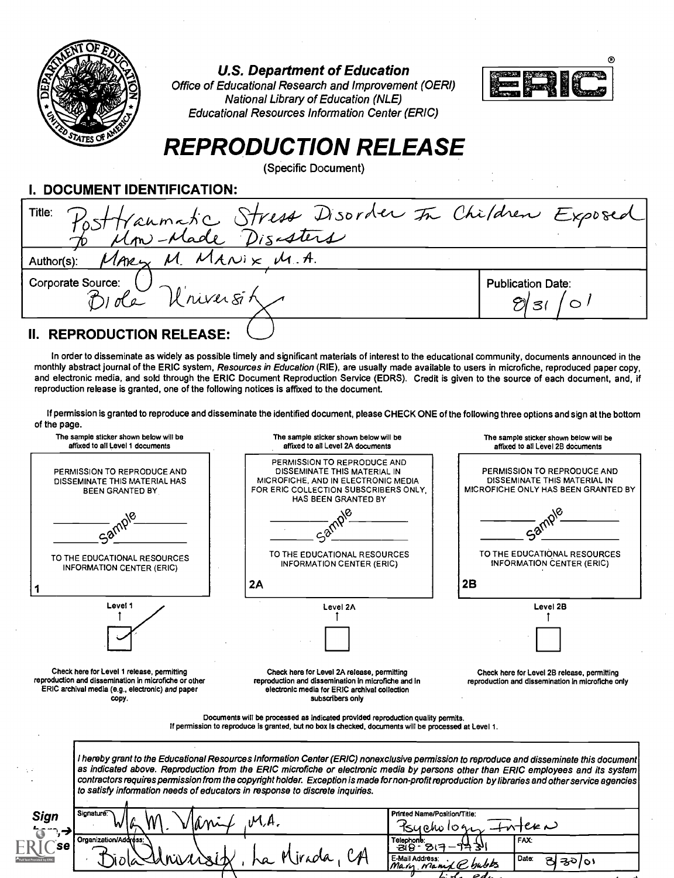**U.S. Department of Education**
*Office of Educational Research and Improvement (OERI)*
*National Library of Education (NLE)*
*Educational Resources Information Center (ERIC)*

# REPRODUCTION RELEASE

(Specific Document)

## I. DOCUMENT IDENTIFICATION:

Title: Posttraumatic Stress Disorder In Children Exposed To Man-Made Disasters

Author(s): Mary M. Manix, M.A.

Corporate Source: Biola University

Publication Date: 8/31/01

## II. REPRODUCTION RELEASE:

In order to disseminate as widely as possible timely and significant materials of interest to the educational community, documents announced in the monthly abstract journal of the ERIC system, *Resources in Education* (RIE), are usually made available to users in microfiche, reproduced paper copy, and electronic media, and sold through the ERIC Document Reproduction Service (EDRS). Credit is given to the source of each document, and, if reproduction release is granted, one of the following notices is affixed to the document.

If permission is granted to reproduce and disseminate the identified document, please CHECK ONE of the following three options and sign at the bottom of the page.

| The sample sticker shown below will be affixed to all Level 1 documents | The sample sticker shown below will be affixed to all Level 2A documents | The sample sticker shown below will be affixed to all Level 2B documents |
|---|---|---|
| PERMISSION TO REPRODUCE AND DISSEMINATE THIS MATERIAL HAS BEEN GRANTED BY Sample TO THE EDUCATIONAL RESOURCES INFORMATION CENTER (ERIC) | PERMISSION TO REPRODUCE AND DISSEMINATE THIS MATERIAL IN MICROFICHE, AND IN ELECTRONIC MEDIA FOR ERIC COLLECTION SUBSCRIBERS ONLY, HAS BEEN GRANTED BY Sample TO THE EDUCATIONAL RESOURCES INFORMATION CENTER (ERIC) | PERMISSION TO REPRODUCE AND DISSEMINATE THIS MATERIAL IN MICROFICHE ONLY HAS BEEN GRANTED BY Sample TO THE EDUCATIONAL RESOURCES INFORMATION CENTER (ERIC) |
| 1 | 2A | 2B |
| Level 1 ☑ | Level 2A ☐ | Level 2B ☐ |
| Check here for Level 1 release, permitting reproduction and dissemination in microfiche or other ERIC archival media (e.g., electronic) *and* paper copy. | Check here for Level 2A release, permitting reproduction and dissemination in microfiche and in electronic media for ERIC archival collection subscribers only | Check here for Level 2B release, permitting reproduction and dissemination in microfiche only |

Documents will be processed as indicated provided reproduction quality permits.
If permission to reproduce is granted, but no box is checked, documents will be processed at Level 1.

*I hereby grant to the Educational Resources Information Center (ERIC) nonexclusive permission to reproduce and disseminate this document as indicated above. Reproduction from the ERIC microfiche or electronic media by persons other than ERIC employees and its system contractors requires permission from the copyright holder. Exception is made for non-profit reproduction by libraries and other service agencies to satisfy information needs of educators in response to discrete inquiries.*

**Sign here, please**

| Signature: Mary M. Manix, M.A. | Printed Name/Position/Title: Psychology Intern | |
|---|---|---|
| Organization/Address: Biola University, La Mirada, CA | Telephone: 818-817-9431 | FAX: |
| | E-Mail Address: Mary.manix@bubbs.biola.edu | Date: 8/30/01 |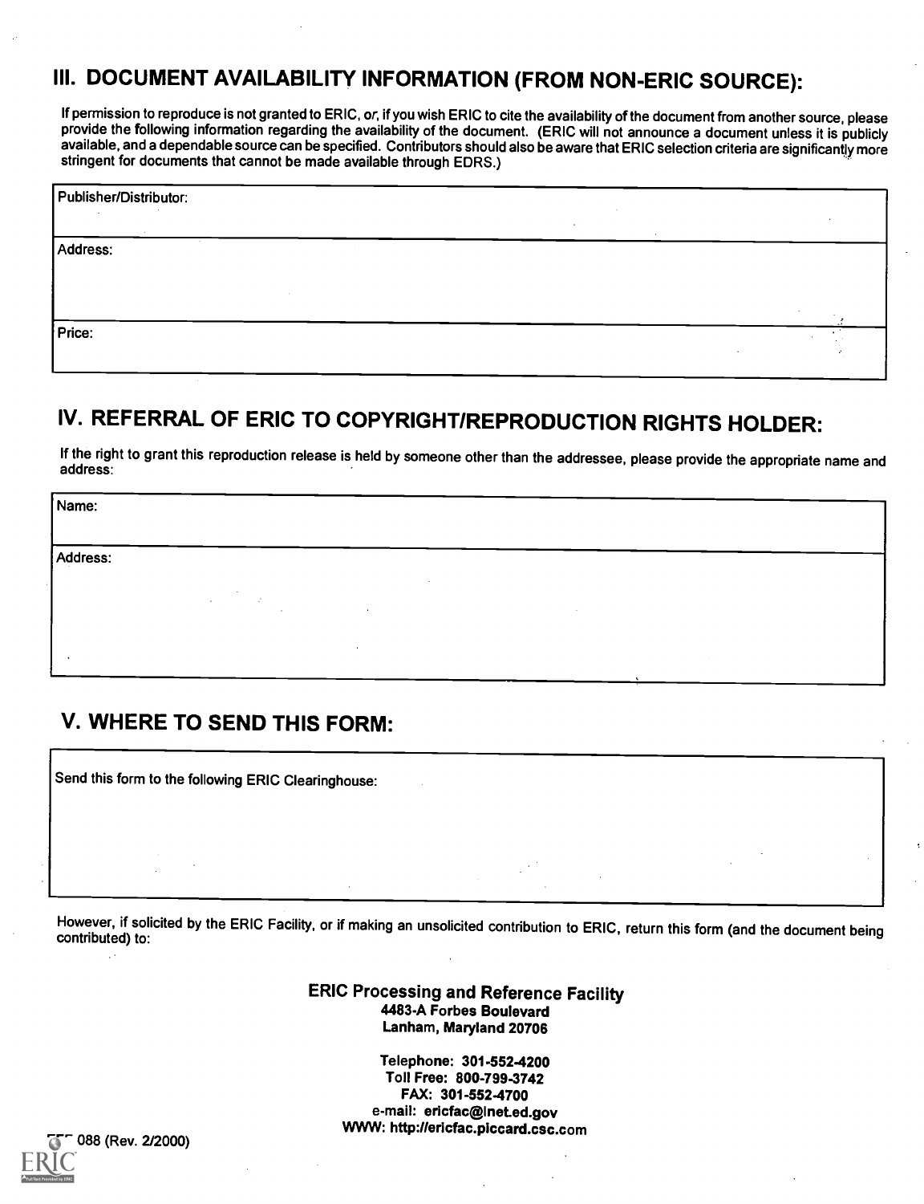## III. DOCUMENT AVAILABILITY INFORMATION (FROM NON-ERIC SOURCE):

If permission to reproduce is not granted to ERIC, *or*, if you wish ERIC to cite the availability of the document from another source, please provide the following information regarding the availability of the document. (ERIC will not announce a document unless it is publicly available, and a dependable source can be specified. Contributors should also be aware that ERIC selection criteria are significantly more stringent for documents that cannot be made available through EDRS.)

Publisher/Distributor:

Address:

Price:

## IV. REFERRAL OF ERIC TO COPYRIGHT/REPRODUCTION RIGHTS HOLDER:

If the right to grant this reproduction release is held by someone other than the addressee, please provide the appropriate name and address:

Name:

Address:

## V. WHERE TO SEND THIS FORM:

Send this form to the following ERIC Clearinghouse:

However, if solicited by the ERIC Facility, or if making an unsolicited contribution to ERIC, return this form (and the document being contributed) to:

**ERIC Processing and Reference Facility**
**4483-A Forbes Boulevard**
**Lanham, Maryland 20706**

**Telephone: 301-552-4200**
**Toll Free: 800-799-3742**
**FAX: 301-552-4700**
**e-mail: ericfac@inet.ed.gov**
**WWW: http://ericfac.piccard.csc.com**

EFF 088 (Rev. 2/2000)